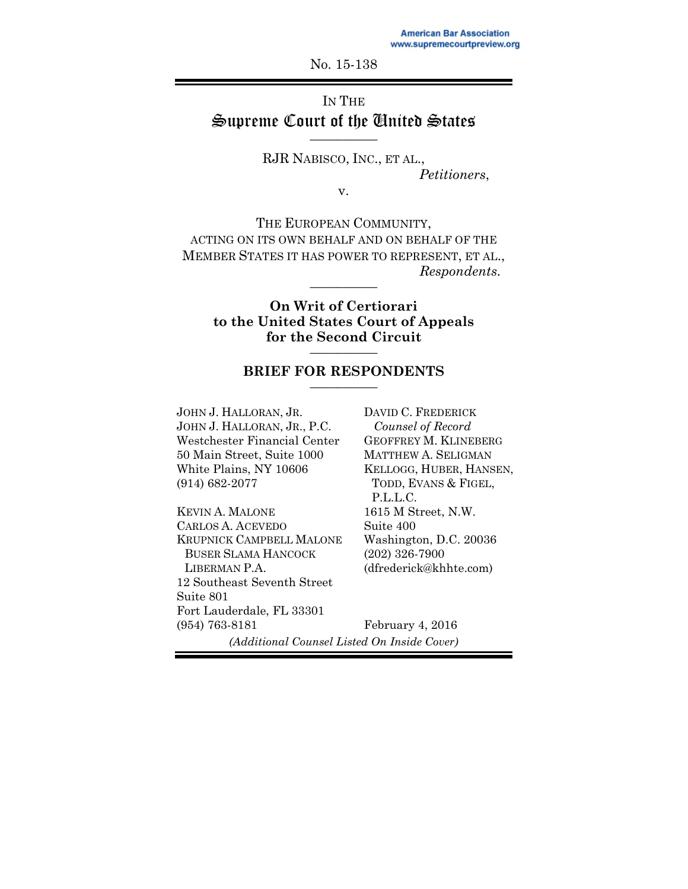American Bar Association
www.supremecourtpreview.org

No. 15-138

IN THE
# Supreme Court of the United States

RJR NABISCO, INC., ET AL.,
*Petitioners*,

v.

THE EUROPEAN COMMUNITY,
ACTING ON ITS OWN BEHALF AND ON BEHALF OF THE MEMBER STATES IT HAS POWER TO REPRESENT, ET AL.,
*Respondents*.

**On Writ of Certiorari to the United States Court of Appeals for the Second Circuit**

## BRIEF FOR RESPONDENTS

JOHN J. HALLORAN, JR.
JOHN J. HALLORAN, JR., P.C.
Westchester Financial Center
50 Main Street, Suite 1000
White Plains, NY 10606
(914) 682-2077

KEVIN A. MALONE
CARLOS A. ACEVEDO
KRUPNICK CAMPBELL MALONE BUSER SLAMA HANCOCK LIBERMAN P.A.
12 Southeast Seventh Street
Suite 801
Fort Lauderdale, FL 33301
(954) 763-8181

DAVID C. FREDERICK
*Counsel of Record*
GEOFFREY M. KLINEBERG
MATTHEW A. SELIGMAN
KELLOGG, HUBER, HANSEN, TODD, EVANS & FIGEL, P.L.L.C.
1615 M Street, N.W.
Suite 400
Washington, D.C. 20036
(202) 326-7900
(dfrederick@khhte.com)

February 4, 2016

*(Additional Counsel Listed On Inside Cover)*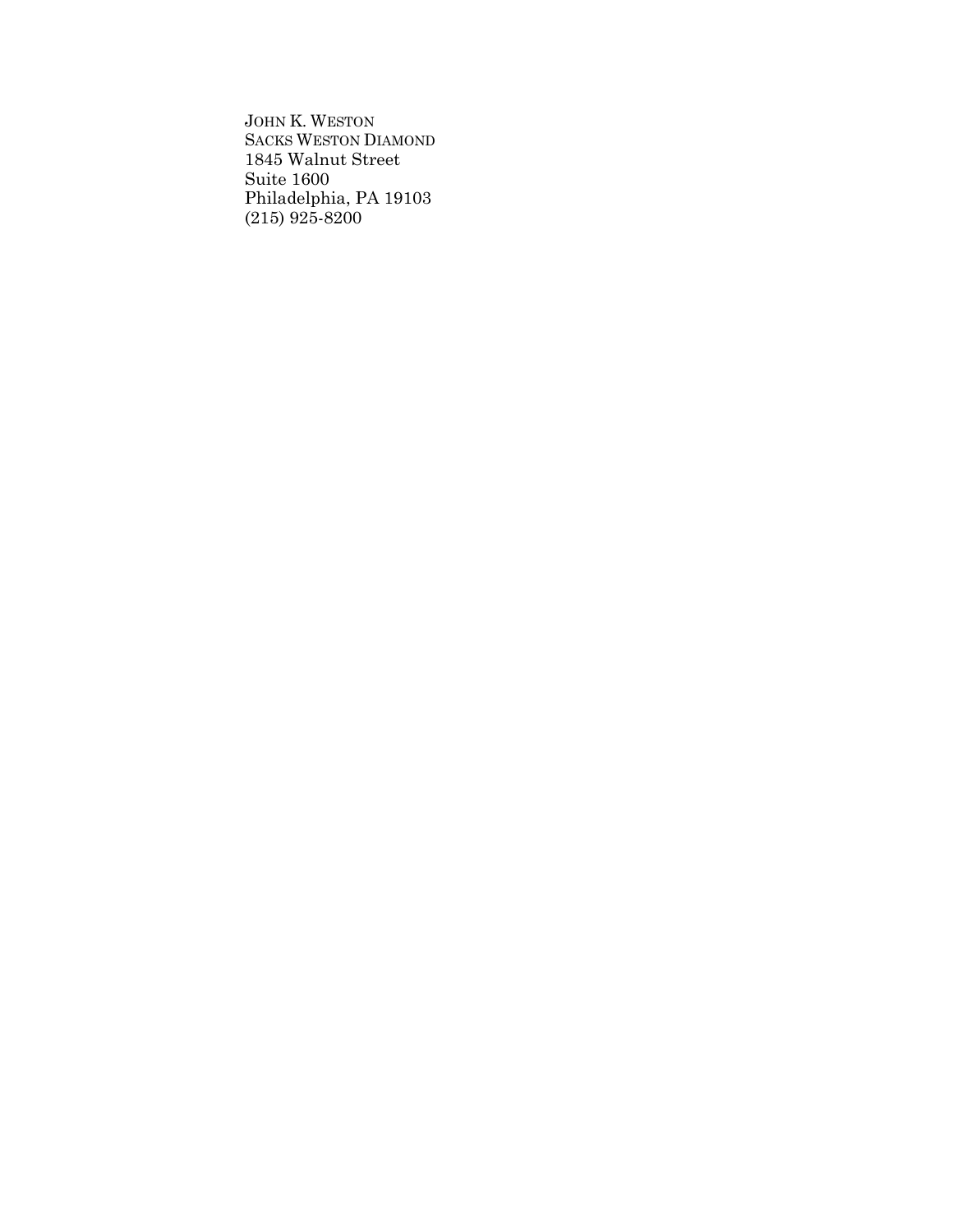JOHN K. WESTON
SACKS WESTON DIAMOND
1845 Walnut Street
Suite 1600
Philadelphia, PA 19103
(215) 925-8200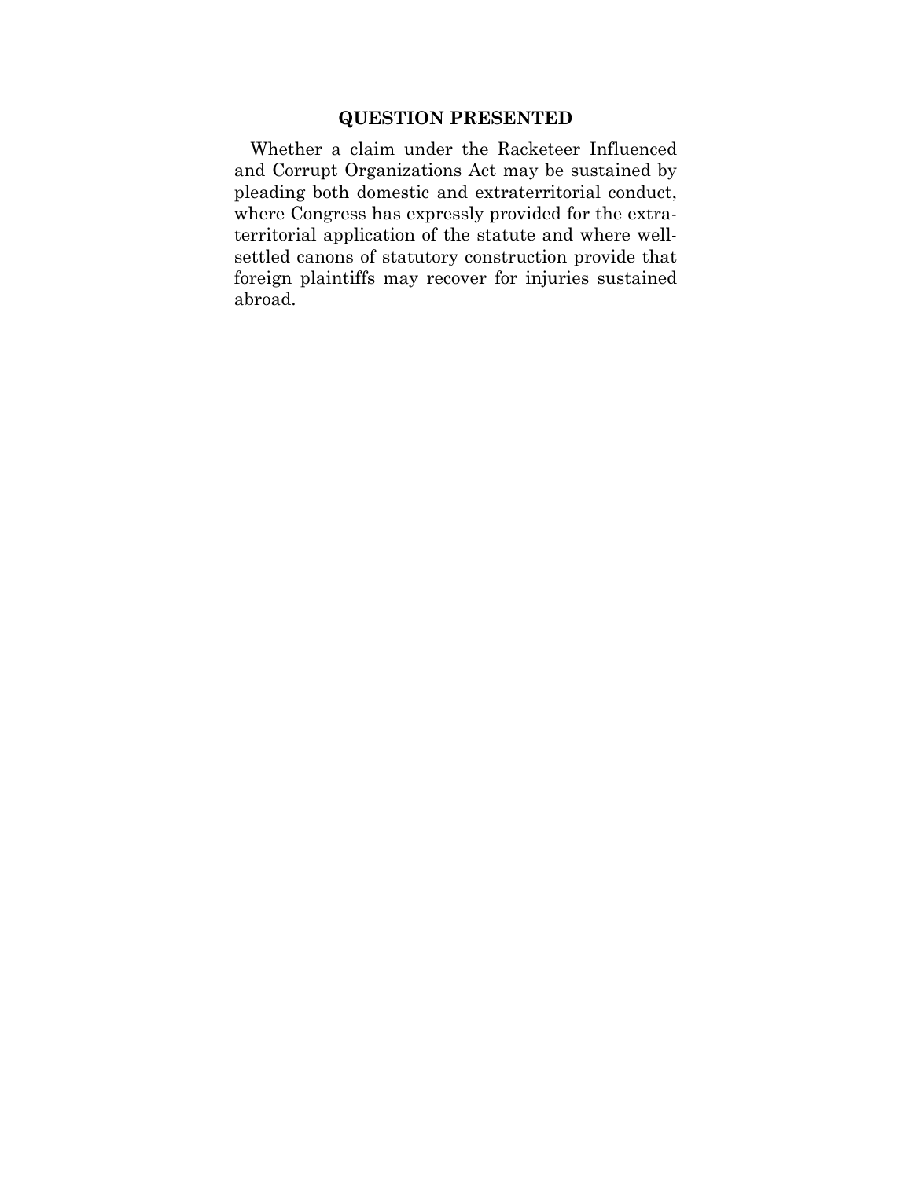## QUESTION PRESENTED

Whether a claim under the Racketeer Influenced and Corrupt Organizations Act may be sustained by pleading both domestic and extraterritorial conduct, where Congress has expressly provided for the extraterritorial application of the statute and where well-settled canons of statutory construction provide that foreign plaintiffs may recover for injuries sustained abroad.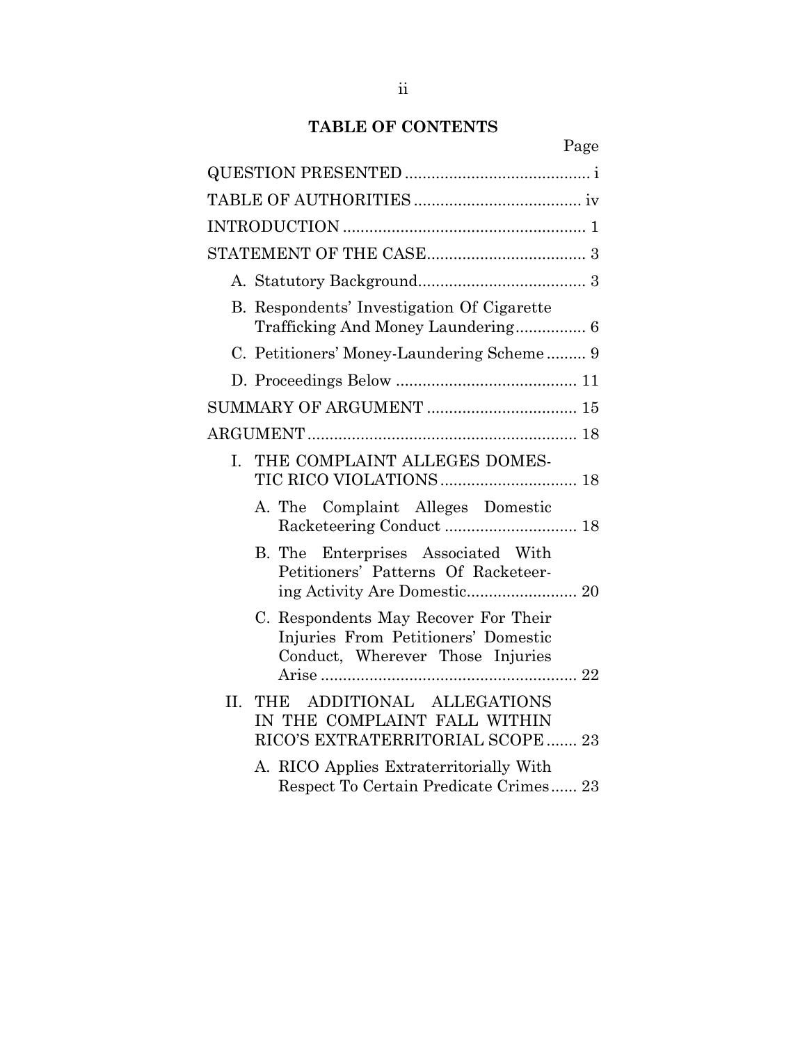## TABLE OF CONTENTS

| | Page |
|---|---|
| QUESTION PRESENTED | i |
| TABLE OF AUTHORITIES | iv |
| INTRODUCTION | 1 |
| STATEMENT OF THE CASE | 3 |
| A. Statutory Background | 3 |
| B. Respondents' Investigation Of Cigarette Trafficking And Money Laundering | 6 |
| C. Petitioners' Money-Laundering Scheme | 9 |
| D. Proceedings Below | 11 |
| SUMMARY OF ARGUMENT | 15 |
| ARGUMENT | 18 |
| I. THE COMPLAINT ALLEGES DOMESTIC RICO VIOLATIONS | 18 |
| A. The Complaint Alleges Domestic Racketeering Conduct | 18 |
| B. The Enterprises Associated With Petitioners' Patterns Of Racketeering Activity Are Domestic | 20 |
| C. Respondents May Recover For Their Injuries From Petitioners' Domestic Conduct, Wherever Those Injuries Arise | 22 |
| II. THE ADDITIONAL ALLEGATIONS IN THE COMPLAINT FALL WITHIN RICO'S EXTRATERRITORIAL SCOPE | 23 |
| A. RICO Applies Extraterritorially With Respect To Certain Predicate Crimes | 23 |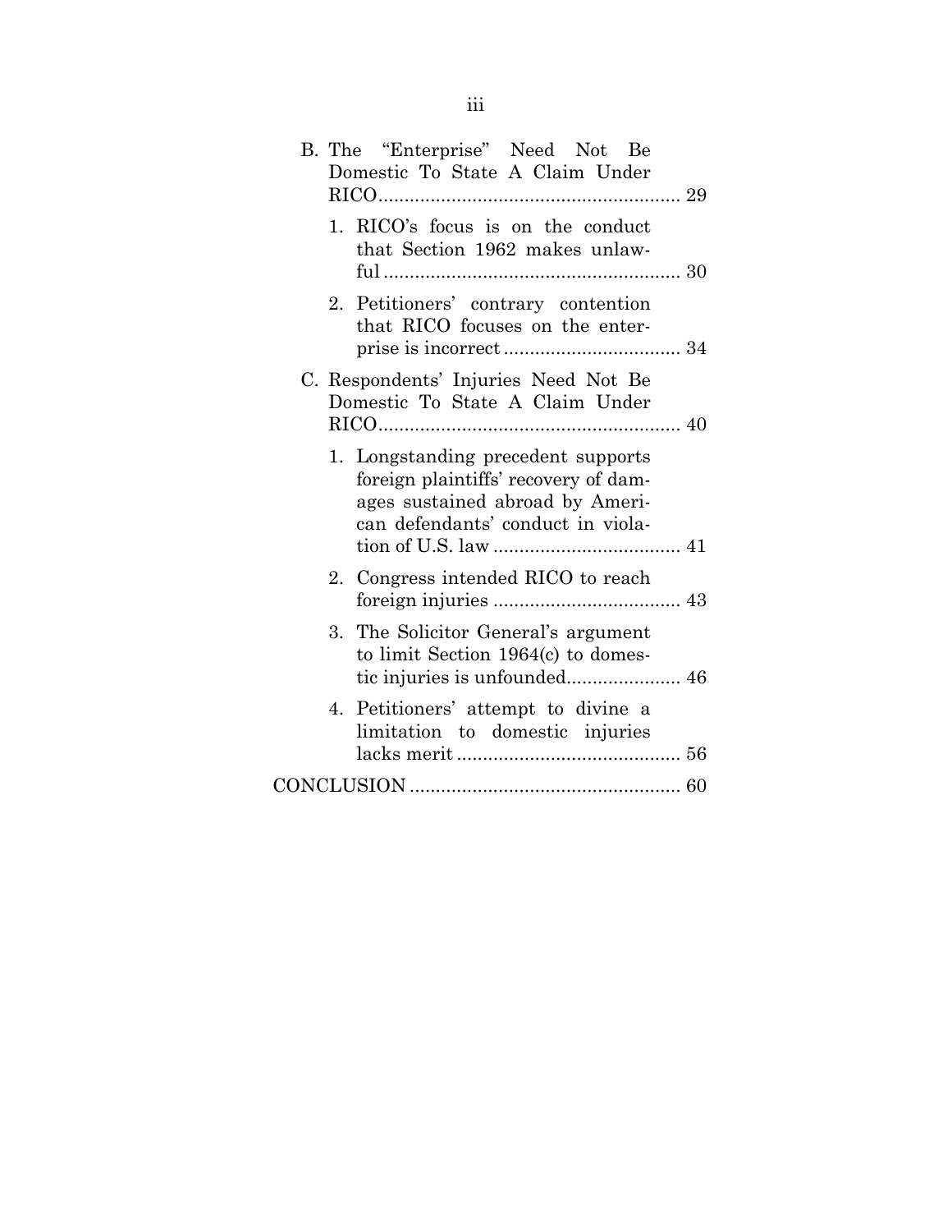B. The "Enterprise" Need Not Be Domestic To State A Claim Under RICO .......... 29

1. RICO's focus is on the conduct that Section 1962 makes unlawful .......... 30

2. Petitioners' contrary contention that RICO focuses on the enterprise is incorrect .......... 34

C. Respondents' Injuries Need Not Be Domestic To State A Claim Under RICO .......... 40

1. Longstanding precedent supports foreign plaintiffs' recovery of damages sustained abroad by American defendants' conduct in violation of U.S. law .......... 41

2. Congress intended RICO to reach foreign injuries .......... 43

3. The Solicitor General's argument to limit Section 1964(c) to domestic injuries is unfounded .......... 46

4. Petitioners' attempt to divine a limitation to domestic injuries lacks merit .......... 56

CONCLUSION .......... 60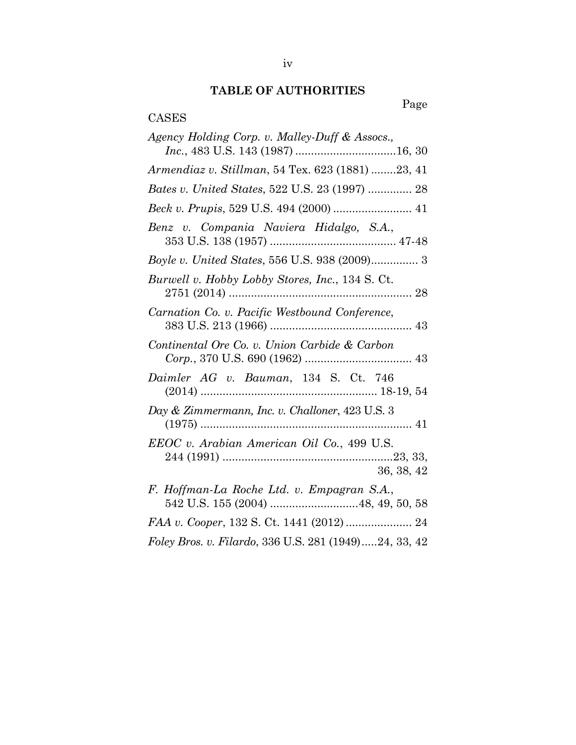## TABLE OF AUTHORITIES

Page

CASES

*Agency Holding Corp. v. Malley-Duff & Assocs., Inc.*, 483 U.S. 143 (1987) ................................16, 30

*Armendiaz v. Stillman*, 54 Tex. 623 (1881) ........23, 41

*Bates v. United States*, 522 U.S. 23 (1997) .............. 28

*Beck v. Prupis*, 529 U.S. 494 (2000) ......................... 41

*Benz v. Compania Naviera Hidalgo, S.A.*, 353 U.S. 138 (1957) ....................................... 47-48

*Boyle v. United States*, 556 U.S. 938 (2009)............... 3

*Burwell v. Hobby Lobby Stores, Inc.*, 134 S. Ct. 2751 (2014) .......................................................... 28

*Carnation Co. v. Pacific Westbound Conference*, 383 U.S. 213 (1966) ............................................. 43

*Continental Ore Co. v. Union Carbide & Carbon Corp.*, 370 U.S. 690 (1962) .................................. 43

*Daimler AG v. Bauman*, 134 S. Ct. 746 (2014) ....................................................... 18-19, 54

*Day & Zimmermann, Inc. v. Challoner*, 423 U.S. 3 (1975) ................................................................... 41

*EEOC v. Arabian American Oil Co.*, 499 U.S. 244 (1991) ......................................................23, 33, 36, 38, 42

*F. Hoffman-La Roche Ltd. v. Empagran S.A.*, 542 U.S. 155 (2004) ............................48, 49, 50, 58

*FAA v. Cooper*, 132 S. Ct. 1441 (2012) ..................... 24

*Foley Bros. v. Filardo*, 336 U.S. 281 (1949).....24, 33, 42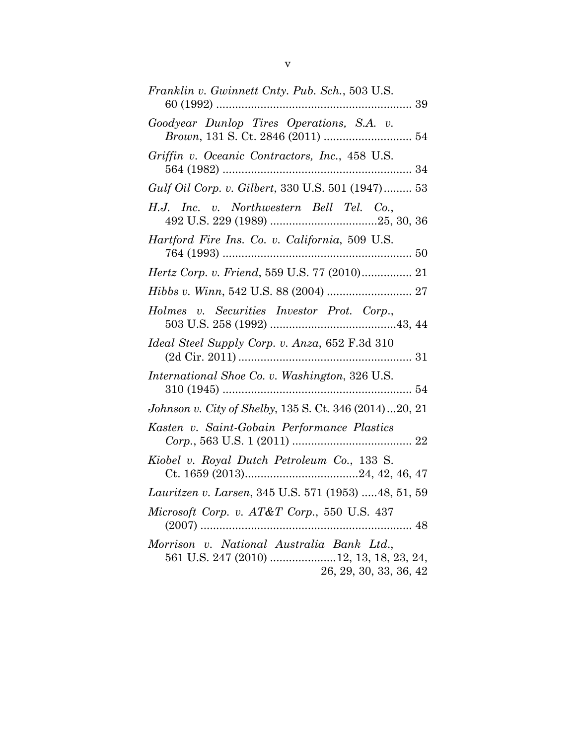*Franklin v. Gwinnett Cnty. Pub. Sch.*, 503 U.S. 60 (1992) .............................................................. 39

*Goodyear Dunlop Tires Operations, S.A. v. Brown*, 131 S. Ct. 2846 (2011) ............................ 54

*Griffin v. Oceanic Contractors, Inc.*, 458 U.S. 564 (1982) ............................................................ 34

*Gulf Oil Corp. v. Gilbert*, 330 U.S. 501 (1947).......... 53

*H.J. Inc. v. Northwestern Bell Tel. Co.*, 492 U.S. 229 (1989) ..................................25, 30, 36

*Hartford Fire Ins. Co. v. California*, 509 U.S. 764 (1993) ............................................................ 50

*Hertz Corp. v. Friend*, 559 U.S. 77 (2010)................ 21

*Hibbs v. Winn*, 542 U.S. 88 (2004) ........................... 27

*Holmes v. Securities Investor Prot. Corp.*, 503 U.S. 258 (1992) ........................................43, 44

*Ideal Steel Supply Corp. v. Anza*, 652 F.3d 310 (2d Cir. 2011) ....................................................... 31

*International Shoe Co. v. Washington*, 326 U.S. 310 (1945) ............................................................ 54

*Johnson v. City of Shelby*, 135 S. Ct. 346 (2014)...20, 21

*Kasten v. Saint-Gobain Performance Plastics Corp.*, 563 U.S. 1 (2011) ...................................... 22

*Kiobel v. Royal Dutch Petroleum Co.*, 133 S. Ct. 1659 (2013)....................................24, 42, 46, 47

*Lauritzen v. Larsen*, 345 U.S. 571 (1953) .....48, 51, 59

*Microsoft Corp. v. AT&T Corp.*, 550 U.S. 437 (2007) .................................................................... 48

*Morrison v. National Australia Bank Ltd.*, 561 U.S. 247 (2010) .....................12, 13, 18, 23, 24, 26, 29, 30, 33, 36, 42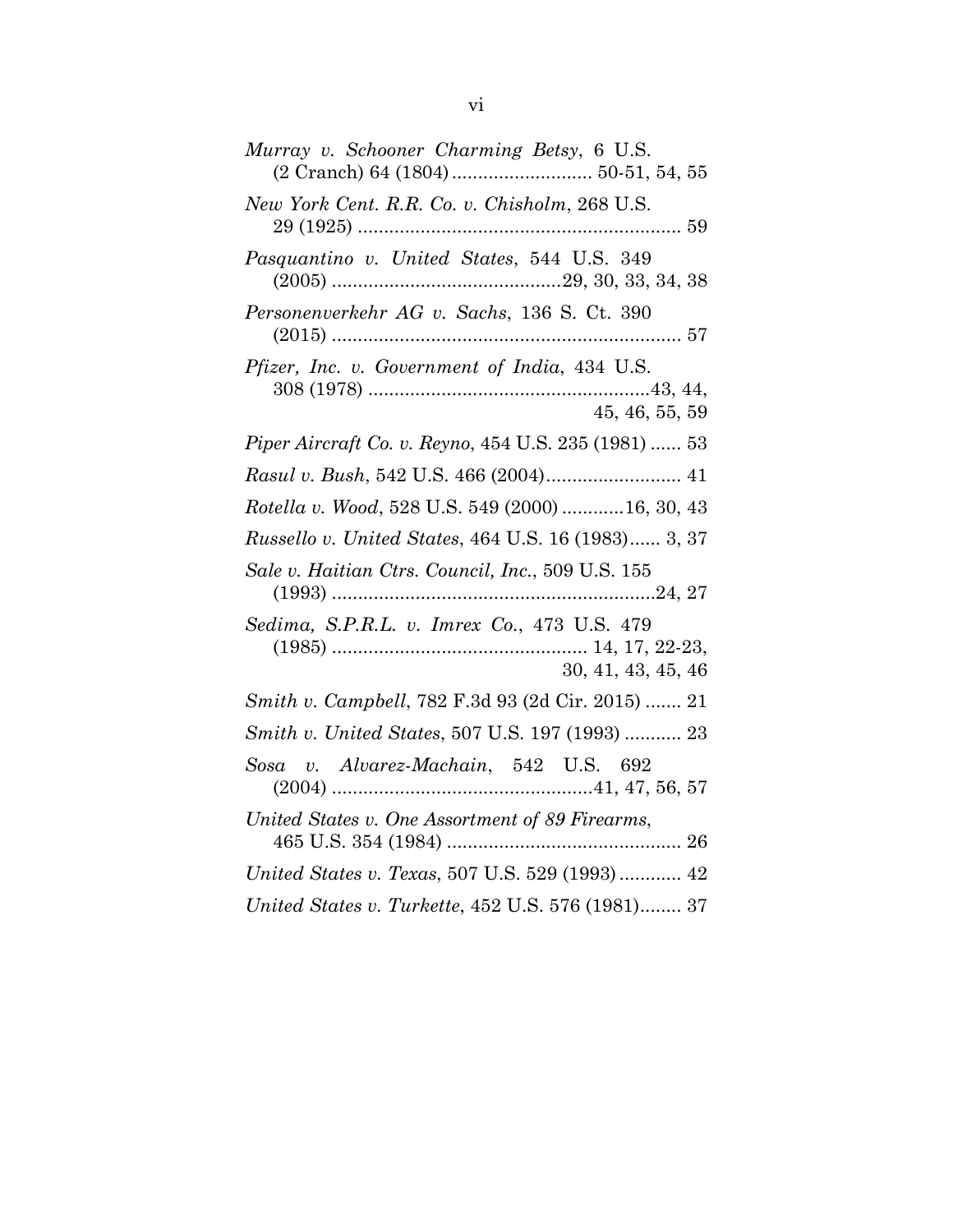*Murray v. Schooner Charming Betsy*, 6 U.S. (2 Cranch) 64 (1804) .......................... 50-51, 54, 55

*New York Cent. R.R. Co. v. Chisholm*, 268 U.S. 29 (1925) .............................................................. 59

*Pasquantino v. United States*, 544 U.S. 349 (2005) ...........................................29, 30, 33, 34, 38

*Personenverkehr AG v. Sachs*, 136 S. Ct. 390 (2015) ................................................................... 57

*Pfizer, Inc. v. Government of India*, 434 U.S. 308 (1978) ......................................................43, 44, 45, 46, 55, 59

*Piper Aircraft Co. v. Reyno*, 454 U.S. 235 (1981) ...... 53

*Rasul v. Bush*, 542 U.S. 466 (2004).......................... 41

*Rotella v. Wood*, 528 U.S. 549 (2000) ............16, 30, 43

*Russello v. United States*, 464 U.S. 16 (1983)...... 3, 37

*Sale v. Haitian Ctrs. Council, Inc.*, 509 U.S. 155 (1993) .............................................................24, 27

*Sedima, S.P.R.L. v. Imrex Co.*, 473 U.S. 479 (1985) ................................................ 14, 17, 22-23, 30, 41, 43, 45, 46

*Smith v. Campbell*, 782 F.3d 93 (2d Cir. 2015) ....... 21

*Smith v. United States*, 507 U.S. 197 (1993) ........... 23

*Sosa v. Alvarez-Machain*, 542 U.S. 692 (2004) .................................................41, 47, 56, 57

*United States v. One Assortment of 89 Firearms*, 465 U.S. 354 (1984) ............................................ 26

*United States v. Texas*, 507 U.S. 529 (1993) ............ 42

*United States v. Turkette*, 452 U.S. 576 (1981)........ 37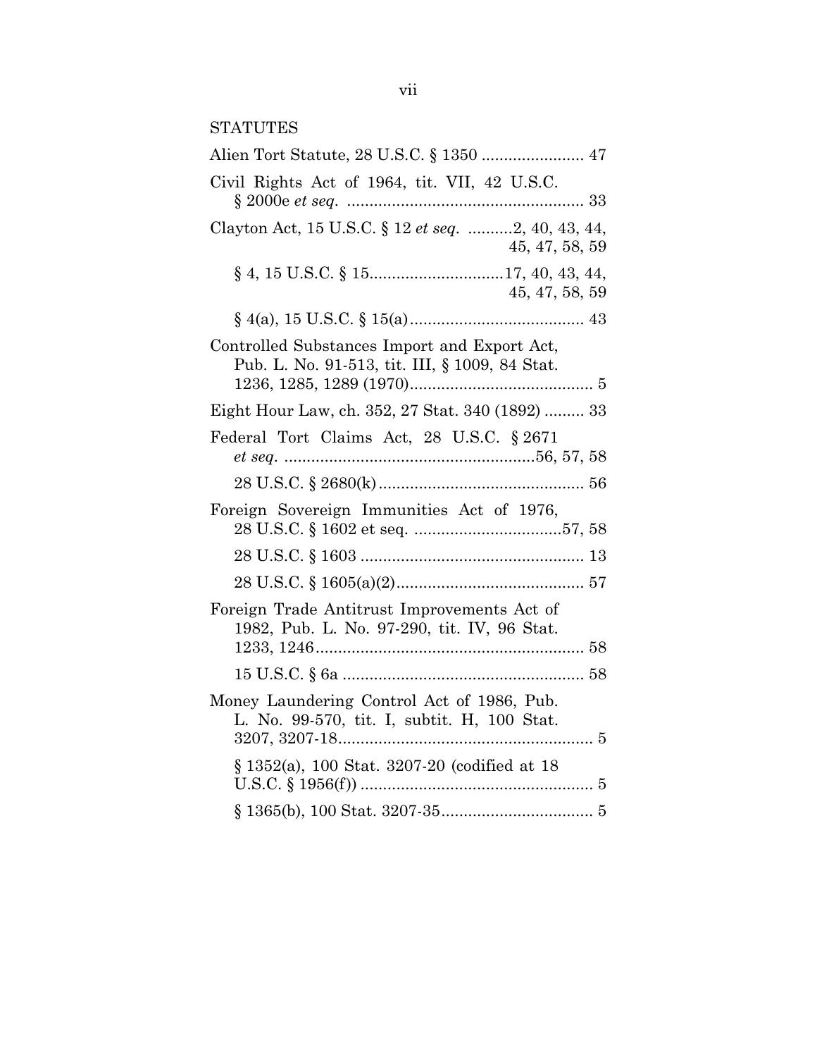STATUTES

Alien Tort Statute, 28 U.S.C. § 1350 ....................... 47

Civil Rights Act of 1964, tit. VII, 42 U.S.C. § 2000e *et seq.* ..................................................... 33

Clayton Act, 15 U.S.C. § 12 *et seq.* ..........2, 40, 43, 44, 45, 47, 58, 59

§ 4, 15 U.S.C. § 15..............................17, 40, 43, 44, 45, 47, 58, 59

§ 4(a), 15 U.S.C. § 15(a)....................................... 43

Controlled Substances Import and Export Act, Pub. L. No. 91-513, tit. III, § 1009, 84 Stat. 1236, 1285, 1289 (1970)......................................... 5

Eight Hour Law, ch. 352, 27 Stat. 340 (1892) ......... 33

Federal Tort Claims Act, 28 U.S.C. § 2671 *et seq.* .........................................................56, 57, 58

28 U.S.C. § 2680(k).............................................. 56

Foreign Sovereign Immunities Act of 1976, 28 U.S.C. § 1602 et seq. .................................57, 58

28 U.S.C. § 1603 .................................................. 13

28 U.S.C. § 1605(a)(2).......................................... 57

Foreign Trade Antitrust Improvements Act of 1982, Pub. L. No. 97-290, tit. IV, 96 Stat. 1233, 1246............................................................ 58

15 U.S.C. § 6a ...................................................... 58

Money Laundering Control Act of 1986, Pub. L. No. 99-570, tit. I, subtit. H, 100 Stat. 3207, 3207-18......................................................... 5

§ 1352(a), 100 Stat. 3207-20 (codified at 18 U.S.C. § 1956(f)) .................................................... 5

§ 1365(b), 100 Stat. 3207-35.................................. 5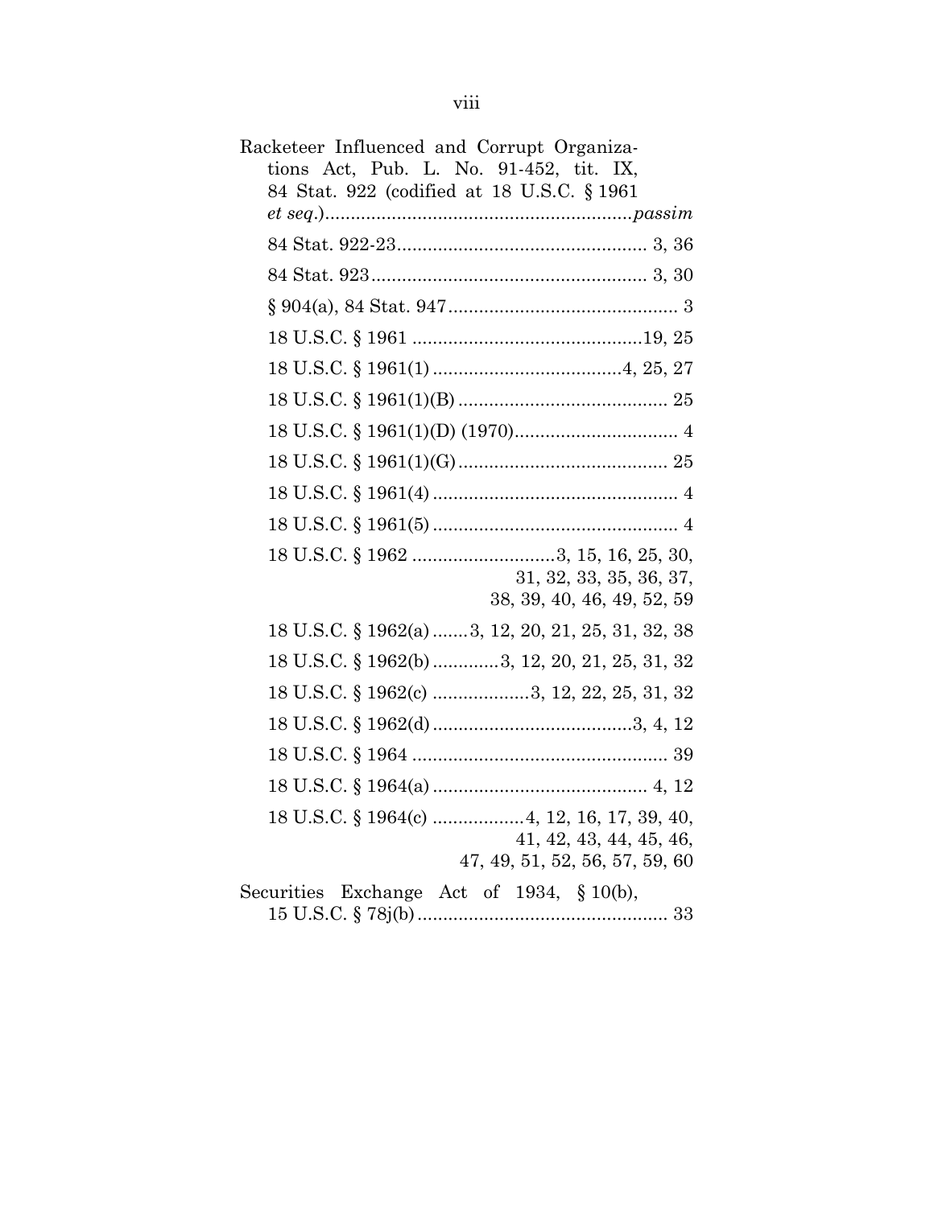Racketeer Influenced and Corrupt Organizations Act, Pub. L. No. 91-452, tit. IX, 84 Stat. 922 (codified at 18 U.S.C. § 1961 *et seq.*)............................................................*passim*

84 Stat. 922-23................................................ 3, 36

84 Stat. 923..................................................... 3, 30

§ 904(a), 84 Stat. 947............................................ 3

18 U.S.C. § 1961 ............................................19, 25

18 U.S.C. § 1961(1) ....................................4, 25, 27

18 U.S.C. § 1961(1)(B) ........................................ 25

18 U.S.C. § 1961(1)(D) (1970)................................ 4

18 U.S.C. § 1961(1)(G)......................................... 25

18 U.S.C. § 1961(4) ................................................ 4

18 U.S.C. § 1961(5) ................................................ 4

18 U.S.C. § 1962 ...........................3, 15, 16, 25, 30, 31, 32, 33, 35, 36, 37, 38, 39, 40, 46, 49, 52, 59

18 U.S.C. § 1962(a) .......3, 12, 20, 21, 25, 31, 32, 38

18 U.S.C. § 1962(b) ............3, 12, 20, 21, 25, 31, 32

18 U.S.C. § 1962(c) ..................3, 12, 22, 25, 31, 32

18 U.S.C. § 1962(d) .......................................3, 4, 12

18 U.S.C. § 1964 .................................................. 39

18 U.S.C. § 1964(a) ......................................... 4, 12

18 U.S.C. § 1964(c) .................4, 12, 16, 17, 39, 40, 41, 42, 43, 44, 45, 46, 47, 49, 51, 52, 56, 57, 59, 60

Securities Exchange Act of 1934, § 10(b), 15 U.S.C. § 78j(b) ................................................ 33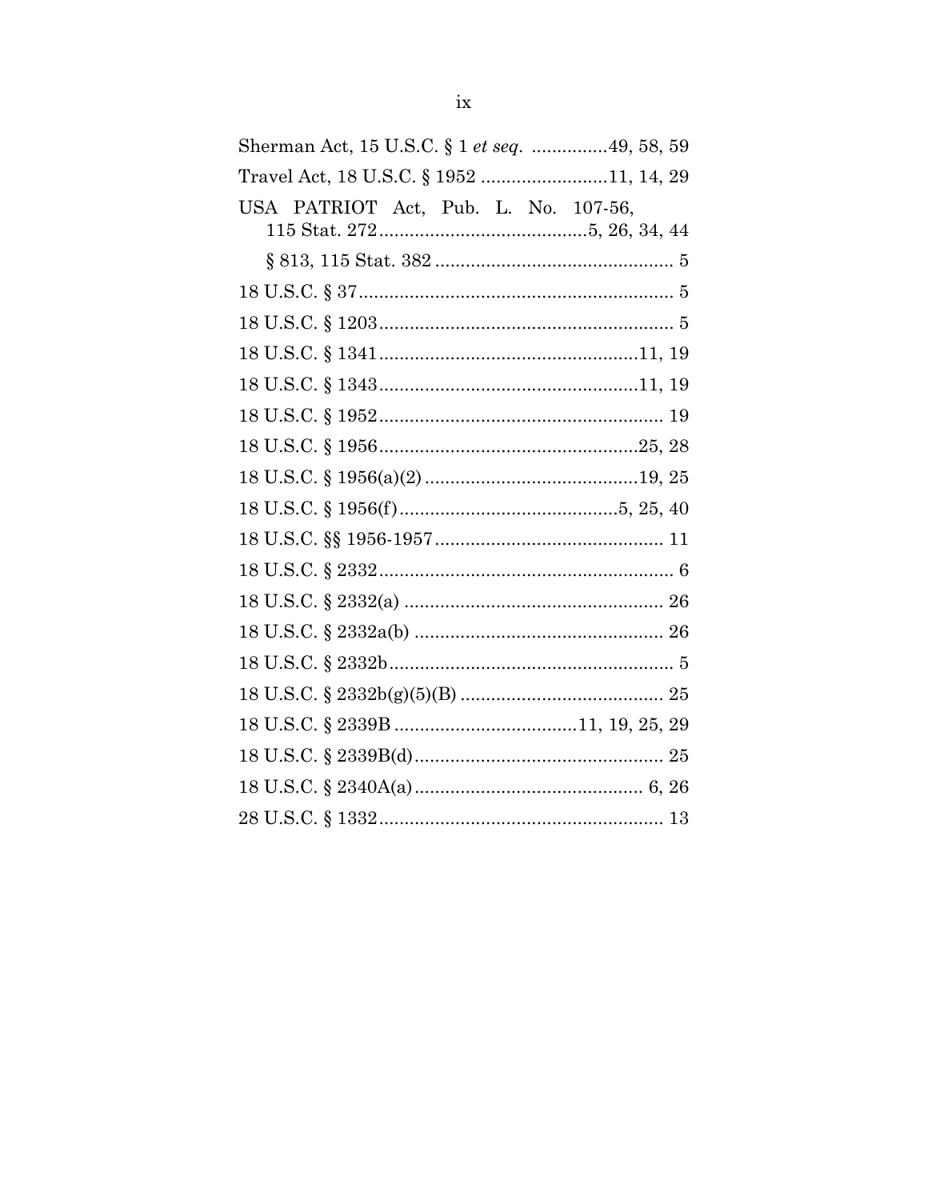Sherman Act, 15 U.S.C. § 1 *et seq.* ...............49, 58, 59

Travel Act, 18 U.S.C. § 1952 .........................11, 14, 29

USA PATRIOT Act, Pub. L. No. 107-56, 115 Stat. 272.........................................5, 26, 34, 44

§ 813, 115 Stat. 382 ............................................... 5

18 U.S.C. § 37.............................................................. 5

18 U.S.C. § 1203.......................................................... 5

18 U.S.C. § 1341..................................................11, 19

18 U.S.C. § 1343..................................................11, 19

18 U.S.C. § 1952........................................................ 19

18 U.S.C. § 1956..................................................25, 28

18 U.S.C. § 1956(a)(2) ..........................................19, 25

18 U.S.C. § 1956(f)...........................................5, 25, 40

18 U.S.C. §§ 1956-1957............................................. 11

18 U.S.C. § 2332.......................................................... 6

18 U.S.C. § 2332(a) ................................................... 26

18 U.S.C. § 2332a(b) ................................................. 26

18 U.S.C. § 2332b........................................................ 5

18 U.S.C. § 2332b(g)(5)(B) ....................................... 25

18 U.S.C. § 2339B ....................................11, 19, 25, 29

18 U.S.C. § 2339B(d)................................................. 25

18 U.S.C. § 2340A(a)............................................. 6, 26

28 U.S.C. § 1332........................................................ 13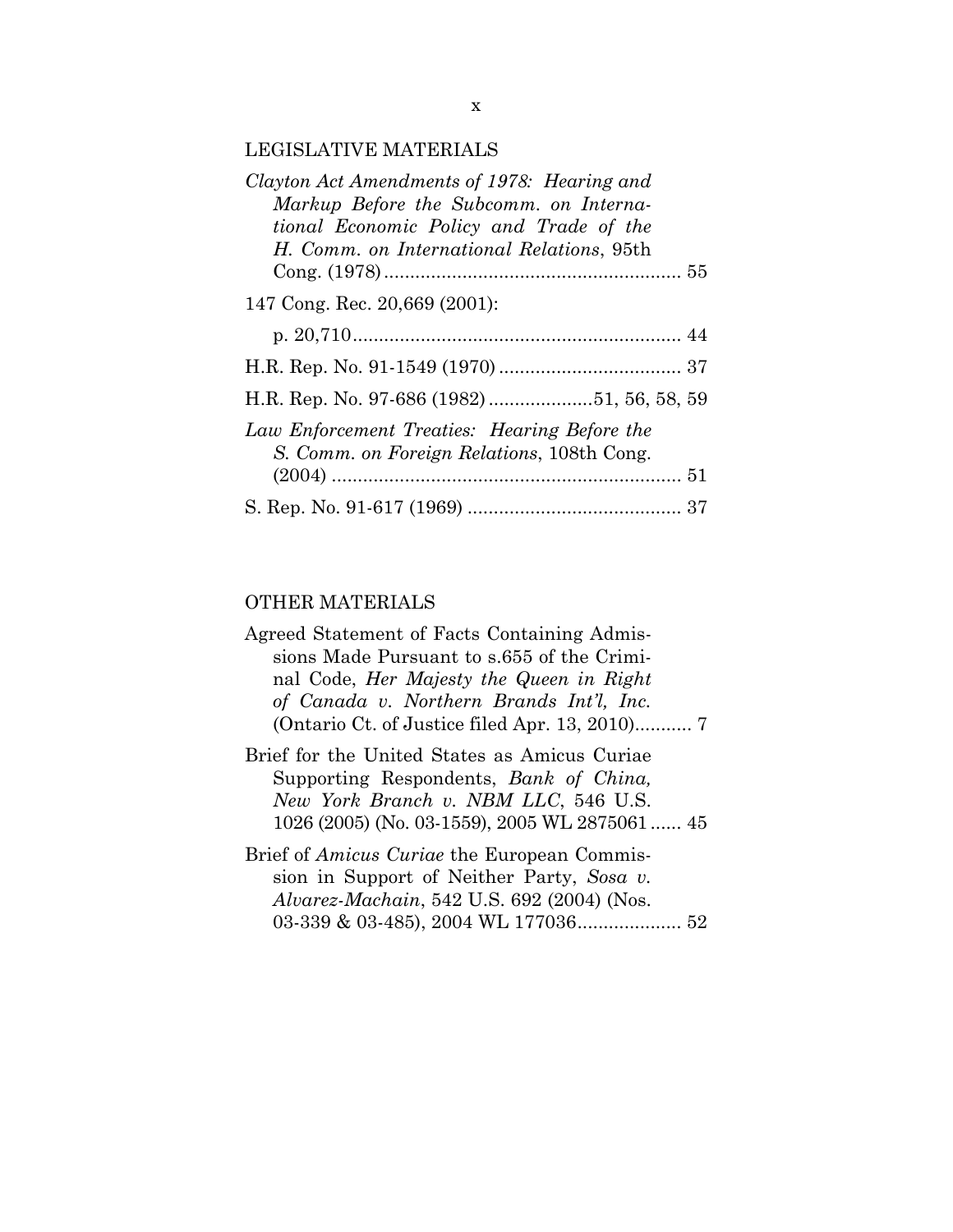## LEGISLATIVE MATERIALS

*Clayton Act Amendments of 1978: Hearing and Markup Before the Subcomm. on International Economic Policy and Trade of the H. Comm. on International Relations*, 95th Cong. (1978) ........................................................ 55

147 Cong. Rec. 20,669 (2001):

p. 20,710 ............................................................. 44

H.R. Rep. No. 91-1549 (1970) .................................. 37

H.R. Rep. No. 97-686 (1982) ....................51, 56, 58, 59

*Law Enforcement Treaties: Hearing Before the S. Comm. on Foreign Relations*, 108th Cong. (2004) ................................................................... 51

S. Rep. No. 91-617 (1969) ........................................ 37

## OTHER MATERIALS

Agreed Statement of Facts Containing Admissions Made Pursuant to s.655 of the Criminal Code, *Her Majesty the Queen in Right of Canada v. Northern Brands Int'l, Inc.* (Ontario Ct. of Justice filed Apr. 13, 2010)........... 7

Brief for the United States as Amicus Curiae Supporting Respondents, *Bank of China, New York Branch v. NBM LLC*, 546 U.S. 1026 (2005) (No. 03-1559), 2005 WL 2875061 ...... 45

Brief of *Amicus Curiae* the European Commission in Support of Neither Party, *Sosa v. Alvarez-Machain*, 542 U.S. 692 (2004) (Nos. 03-339 & 03-485), 2004 WL 177036.................... 52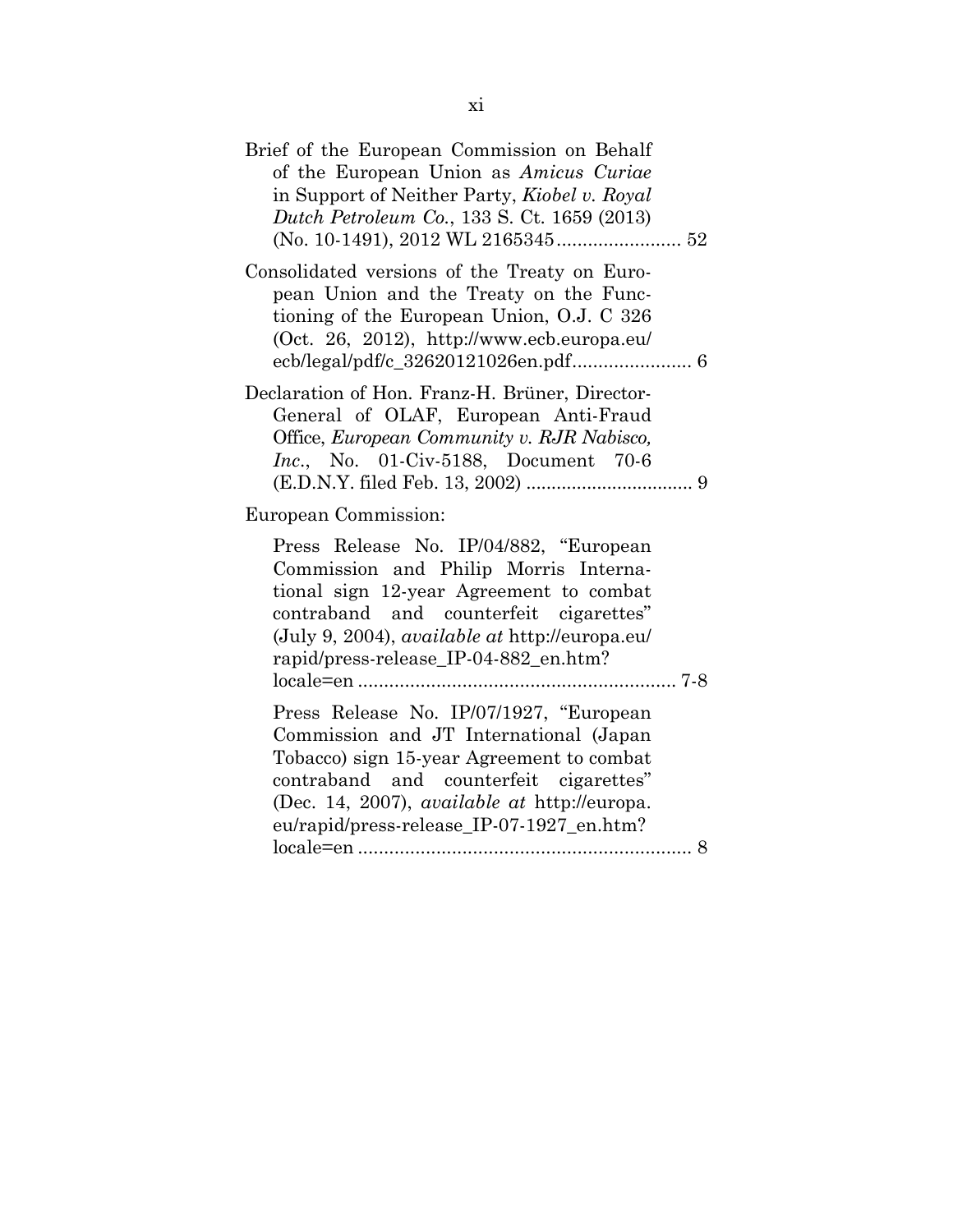Brief of the European Commission on Behalf of the European Union as *Amicus Curiae* in Support of Neither Party, *Kiobel v. Royal Dutch Petroleum Co.*, 133 S. Ct. 1659 (2013) (No. 10-1491), 2012 WL 2165345........................ 52

Consolidated versions of the Treaty on European Union and the Treaty on the Functioning of the European Union, O.J. C 326 (Oct. 26, 2012), http://www.ecb.europa.eu/ecb/legal/pdf/c_32620121026en.pdf....................... 6

Declaration of Hon. Franz-H. Brüner, Director-General of OLAF, European Anti-Fraud Office, *European Community v. RJR Nabisco, Inc.*, No. 01-Civ-5188, Document 70-6 (E.D.N.Y. filed Feb. 13, 2002) ................................ 9

European Commission:

Press Release No. IP/04/882, "European Commission and Philip Morris International sign 12-year Agreement to combat contraband and counterfeit cigarettes" (July 9, 2004), *available at* http://europa.eu/rapid/press-release_IP-04-882_en.htm?locale=en ............................................................. 7-8

Press Release No. IP/07/1927, "European Commission and JT International (Japan Tobacco) sign 15-year Agreement to combat contraband and counterfeit cigarettes" (Dec. 14, 2007), *available at* http://europa.eu/rapid/press-release_IP-07-1927_en.htm?locale=en ................................................................ 8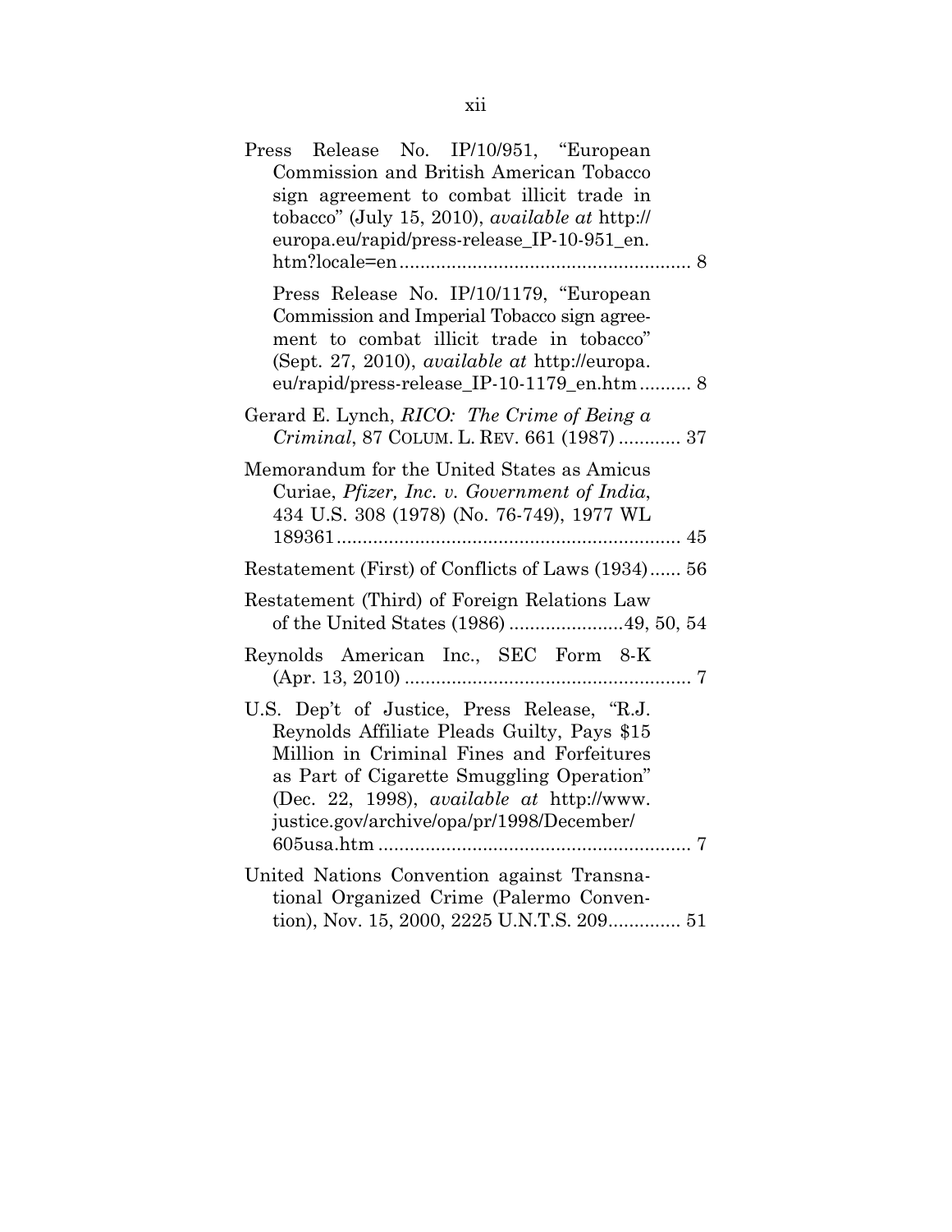Press Release No. IP/10/951, "European Commission and British American Tobacco sign agreement to combat illicit trade in tobacco" (July 15, 2010), *available at* http://europa.eu/rapid/press-release_IP-10-951_en.htm?locale=en ........................................................ 8

Press Release No. IP/10/1179, "European Commission and Imperial Tobacco sign agreement to combat illicit trade in tobacco" (Sept. 27, 2010), *available at* http://europa.eu/rapid/press-release_IP-10-1179_en.htm .......... 8

Gerard E. Lynch, *RICO: The Crime of Being a Criminal*, 87 COLUM. L. REV. 661 (1987) ............ 37

Memorandum for the United States as Amicus Curiae, *Pfizer, Inc. v. Government of India*, 434 U.S. 308 (1978) (No. 76-749), 1977 WL 189361 .................................................................. 45

Restatement (First) of Conflicts of Laws (1934) ...... 56

Restatement (Third) of Foreign Relations Law of the United States (1986) ......................49, 50, 54

Reynolds American Inc., SEC Form 8-K (Apr. 13, 2010) ....................................................... 7

U.S. Dep't of Justice, Press Release, "R.J. Reynolds Affiliate Pleads Guilty, Pays $15 Million in Criminal Fines and Forfeitures as Part of Cigarette Smuggling Operation" (Dec. 22, 1998), *available at* http://www.justice.gov/archive/opa/pr/1998/December/605usa.htm ............................................................ 7

United Nations Convention against Transnational Organized Crime (Palermo Convention), Nov. 15, 2000, 2225 U.N.T.S. 209.............. 51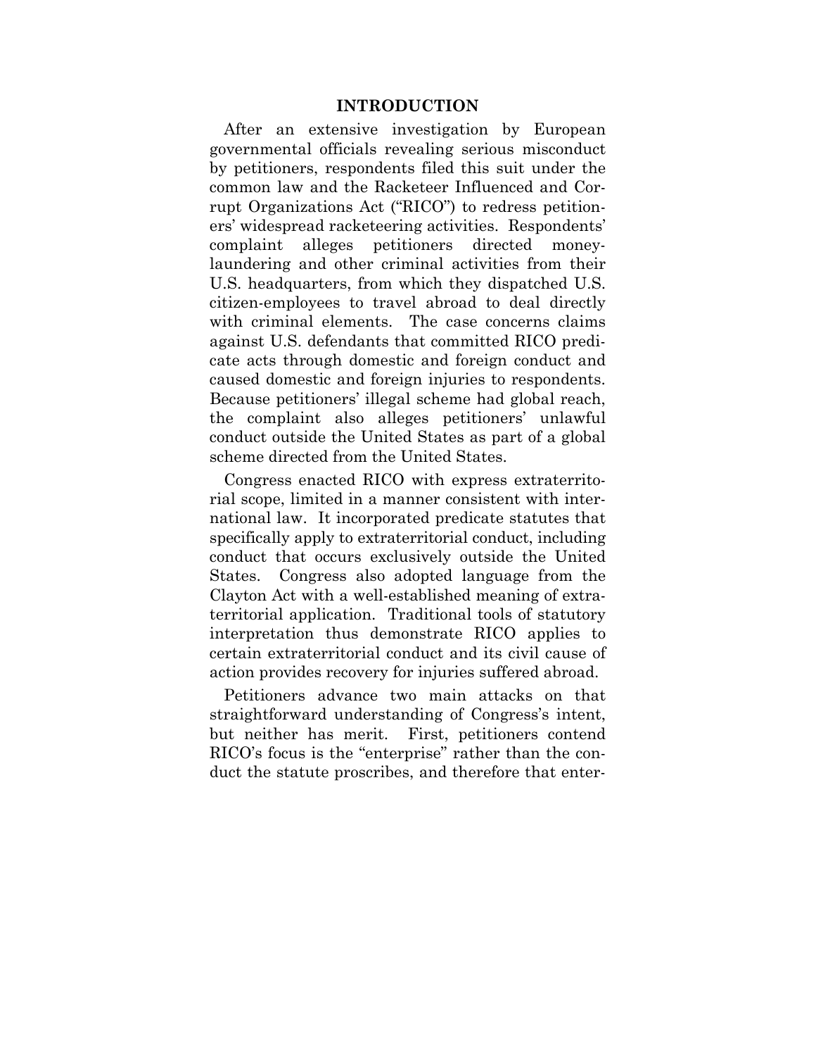## INTRODUCTION

After an extensive investigation by European governmental officials revealing serious misconduct by petitioners, respondents filed this suit under the common law and the Racketeer Influenced and Corrupt Organizations Act ("RICO") to redress petitioners' widespread racketeering activities. Respondents' complaint alleges petitioners directed money-laundering and other criminal activities from their U.S. headquarters, from which they dispatched U.S. citizen-employees to travel abroad to deal directly with criminal elements. The case concerns claims against U.S. defendants that committed RICO predicate acts through domestic and foreign conduct and caused domestic and foreign injuries to respondents. Because petitioners' illegal scheme had global reach, the complaint also alleges petitioners' unlawful conduct outside the United States as part of a global scheme directed from the United States.

Congress enacted RICO with express extraterritorial scope, limited in a manner consistent with international law. It incorporated predicate statutes that specifically apply to extraterritorial conduct, including conduct that occurs exclusively outside the United States. Congress also adopted language from the Clayton Act with a well-established meaning of extraterritorial application. Traditional tools of statutory interpretation thus demonstrate RICO applies to certain extraterritorial conduct and its civil cause of action provides recovery for injuries suffered abroad.

Petitioners advance two main attacks on that straightforward understanding of Congress's intent, but neither has merit. First, petitioners contend RICO's focus is the "enterprise" rather than the conduct the statute proscribes, and therefore that enter-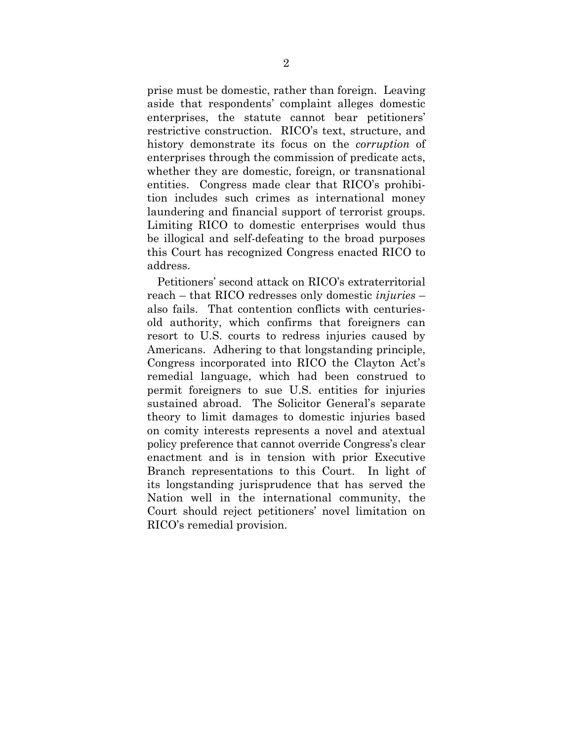prise must be domestic, rather than foreign. Leaving aside that respondents' complaint alleges domestic enterprises, the statute cannot bear petitioners' restrictive construction. RICO's text, structure, and history demonstrate its focus on the *corruption* of enterprises through the commission of predicate acts, whether they are domestic, foreign, or transnational entities. Congress made clear that RICO's prohibition includes such crimes as international money laundering and financial support of terrorist groups. Limiting RICO to domestic enterprises would thus be illogical and self-defeating to the broad purposes this Court has recognized Congress enacted RICO to address.

Petitioners' second attack on RICO's extraterritorial reach – that RICO redresses only domestic *injuries* – also fails. That contention conflicts with centuries-old authority, which confirms that foreigners can resort to U.S. courts to redress injuries caused by Americans. Adhering to that longstanding principle, Congress incorporated into RICO the Clayton Act's remedial language, which had been construed to permit foreigners to sue U.S. entities for injuries sustained abroad. The Solicitor General's separate theory to limit damages to domestic injuries based on comity interests represents a novel and atextual policy preference that cannot override Congress's clear enactment and is in tension with prior Executive Branch representations to this Court. In light of its longstanding jurisprudence that has served the Nation well in the international community, the Court should reject petitioners' novel limitation on RICO's remedial provision.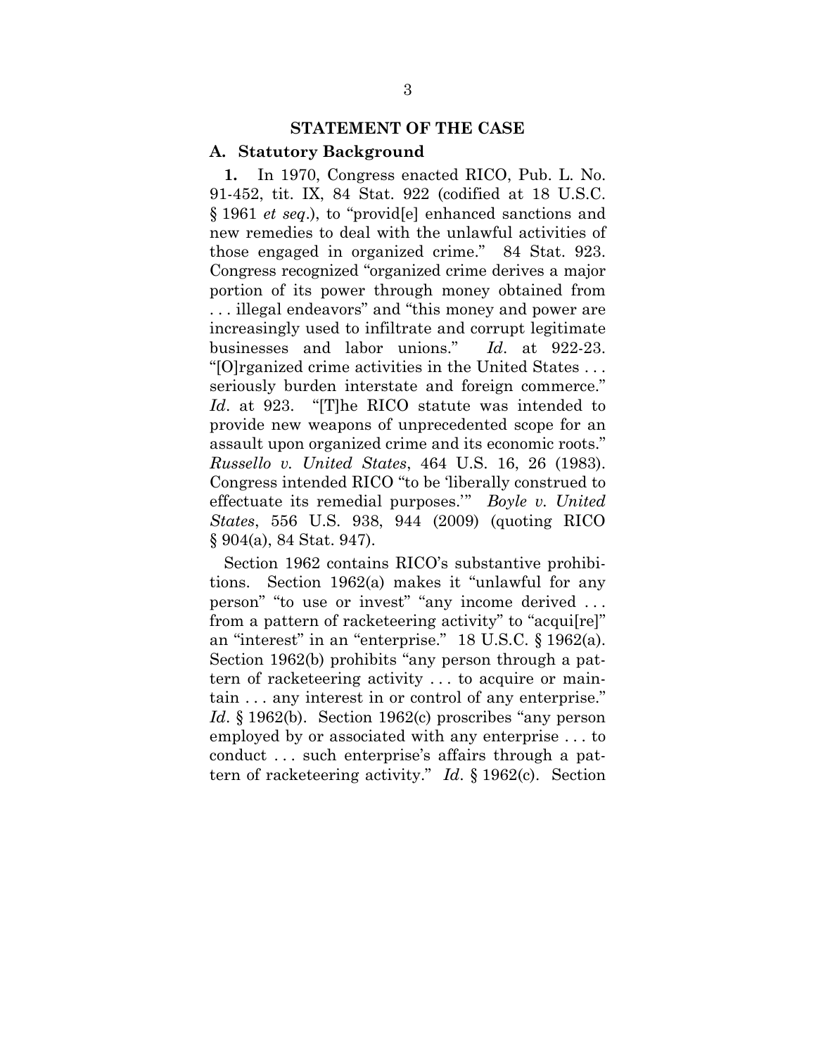## STATEMENT OF THE CASE

### A. Statutory Background

**1.** In 1970, Congress enacted RICO, Pub. L. No. 91-452, tit. IX, 84 Stat. 922 (codified at 18 U.S.C. § 1961 *et seq.*), to "provid[e] enhanced sanctions and new remedies to deal with the unlawful activities of those engaged in organized crime." 84 Stat. 923. Congress recognized "organized crime derives a major portion of its power through money obtained from . . . illegal endeavors" and "this money and power are increasingly used to infiltrate and corrupt legitimate businesses and labor unions." *Id*. at 922-23. "[O]rganized crime activities in the United States . . . seriously burden interstate and foreign commerce." *Id*. at 923. "[T]he RICO statute was intended to provide new weapons of unprecedented scope for an assault upon organized crime and its economic roots." *Russello v. United States*, 464 U.S. 16, 26 (1983). Congress intended RICO "to be 'liberally construed to effectuate its remedial purposes.'" *Boyle v. United States*, 556 U.S. 938, 944 (2009) (quoting RICO § 904(a), 84 Stat. 947).

Section 1962 contains RICO's substantive prohibitions. Section 1962(a) makes it "unlawful for any person" "to use or invest" "any income derived . . . from a pattern of racketeering activity" to "acqui[re]" an "interest" in an "enterprise." 18 U.S.C. § 1962(a). Section 1962(b) prohibits "any person through a pattern of racketeering activity . . . to acquire or maintain . . . any interest in or control of any enterprise." *Id*. § 1962(b). Section 1962(c) proscribes "any person employed by or associated with any enterprise . . . to conduct . . . such enterprise's affairs through a pattern of racketeering activity." *Id*. § 1962(c). Section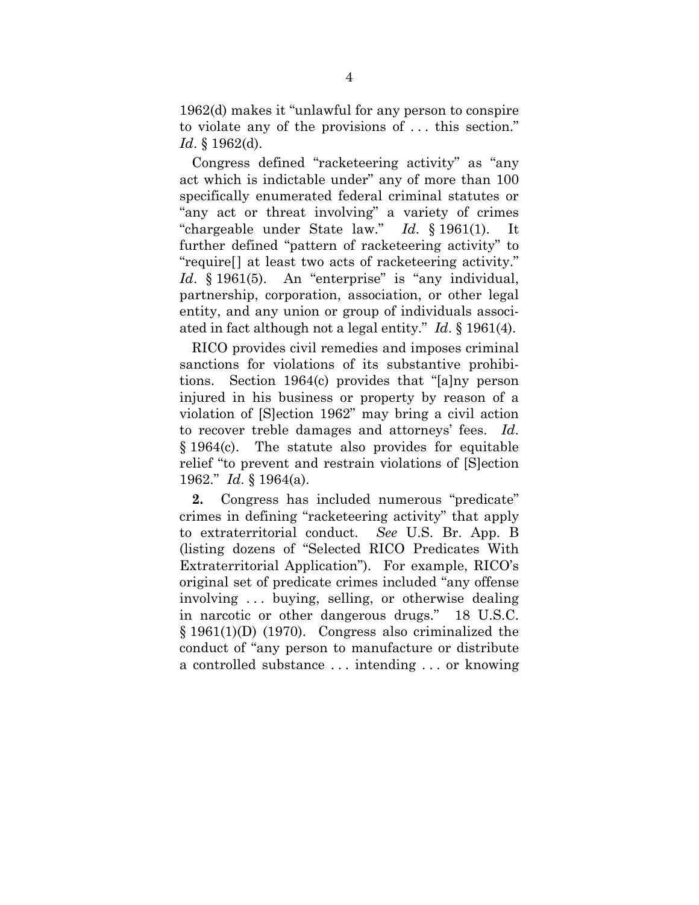1962(d) makes it "unlawful for any person to conspire to violate any of the provisions of . . . this section." *Id*. § 1962(d).

Congress defined "racketeering activity" as "any act which is indictable under" any of more than 100 specifically enumerated federal criminal statutes or "any act or threat involving" a variety of crimes "chargeable under State law." *Id*. § 1961(1). It further defined "pattern of racketeering activity" to "require[] at least two acts of racketeering activity." *Id*. § 1961(5). An "enterprise" is "any individual, partnership, corporation, association, or other legal entity, and any union or group of individuals associated in fact although not a legal entity." *Id*. § 1961(4).

RICO provides civil remedies and imposes criminal sanctions for violations of its substantive prohibitions. Section 1964(c) provides that "[a]ny person injured in his business or property by reason of a violation of [S]ection 1962" may bring a civil action to recover treble damages and attorneys' fees. *Id*. § 1964(c). The statute also provides for equitable relief "to prevent and restrain violations of [S]ection 1962." *Id*. § 1964(a).

**2.** Congress has included numerous "predicate" crimes in defining "racketeering activity" that apply to extraterritorial conduct. *See* U.S. Br. App. B (listing dozens of "Selected RICO Predicates With Extraterritorial Application"). For example, RICO's original set of predicate crimes included "any offense involving . . . buying, selling, or otherwise dealing in narcotic or other dangerous drugs." 18 U.S.C. § 1961(1)(D) (1970). Congress also criminalized the conduct of "any person to manufacture or distribute a controlled substance . . . intending . . . or knowing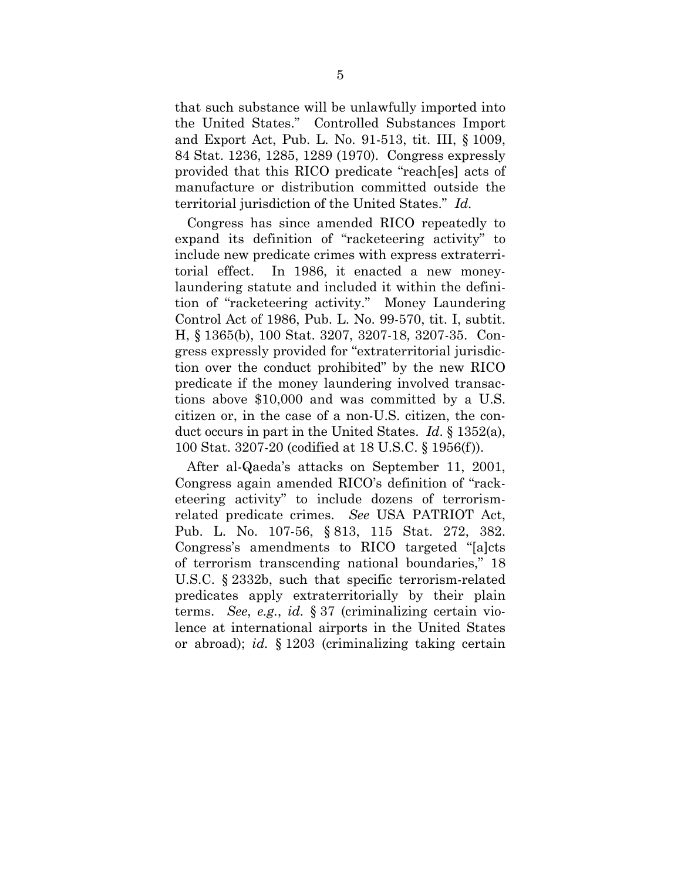that such substance will be unlawfully imported into the United States." Controlled Substances Import and Export Act, Pub. L. No. 91-513, tit. III, § 1009, 84 Stat. 1236, 1285, 1289 (1970). Congress expressly provided that this RICO predicate "reach[es] acts of manufacture or distribution committed outside the territorial jurisdiction of the United States." *Id.*

Congress has since amended RICO repeatedly to expand its definition of "racketeering activity" to include new predicate crimes with express extraterritorial effect. In 1986, it enacted a new money-laundering statute and included it within the definition of "racketeering activity." Money Laundering Control Act of 1986, Pub. L. No. 99-570, tit. I, subtit. H, § 1365(b), 100 Stat. 3207, 3207-18, 3207-35. Congress expressly provided for "extraterritorial jurisdiction over the conduct prohibited" by the new RICO predicate if the money laundering involved transactions above $10,000 and was committed by a U.S. citizen or, in the case of a non-U.S. citizen, the conduct occurs in part in the United States. *Id.* § 1352(a), 100 Stat. 3207-20 (codified at 18 U.S.C. § 1956(f)).

After al-Qaeda's attacks on September 11, 2001, Congress again amended RICO's definition of "racketeering activity" to include dozens of terrorism-related predicate crimes. *See* USA PATRIOT Act, Pub. L. No. 107-56, § 813, 115 Stat. 272, 382. Congress's amendments to RICO targeted "[a]cts of terrorism transcending national boundaries," 18 U.S.C. § 2332b, such that specific terrorism-related predicates apply extraterritorially by their plain terms. *See*, *e.g.*, *id.* § 37 (criminalizing certain violence at international airports in the United States or abroad); *id.* § 1203 (criminalizing taking certain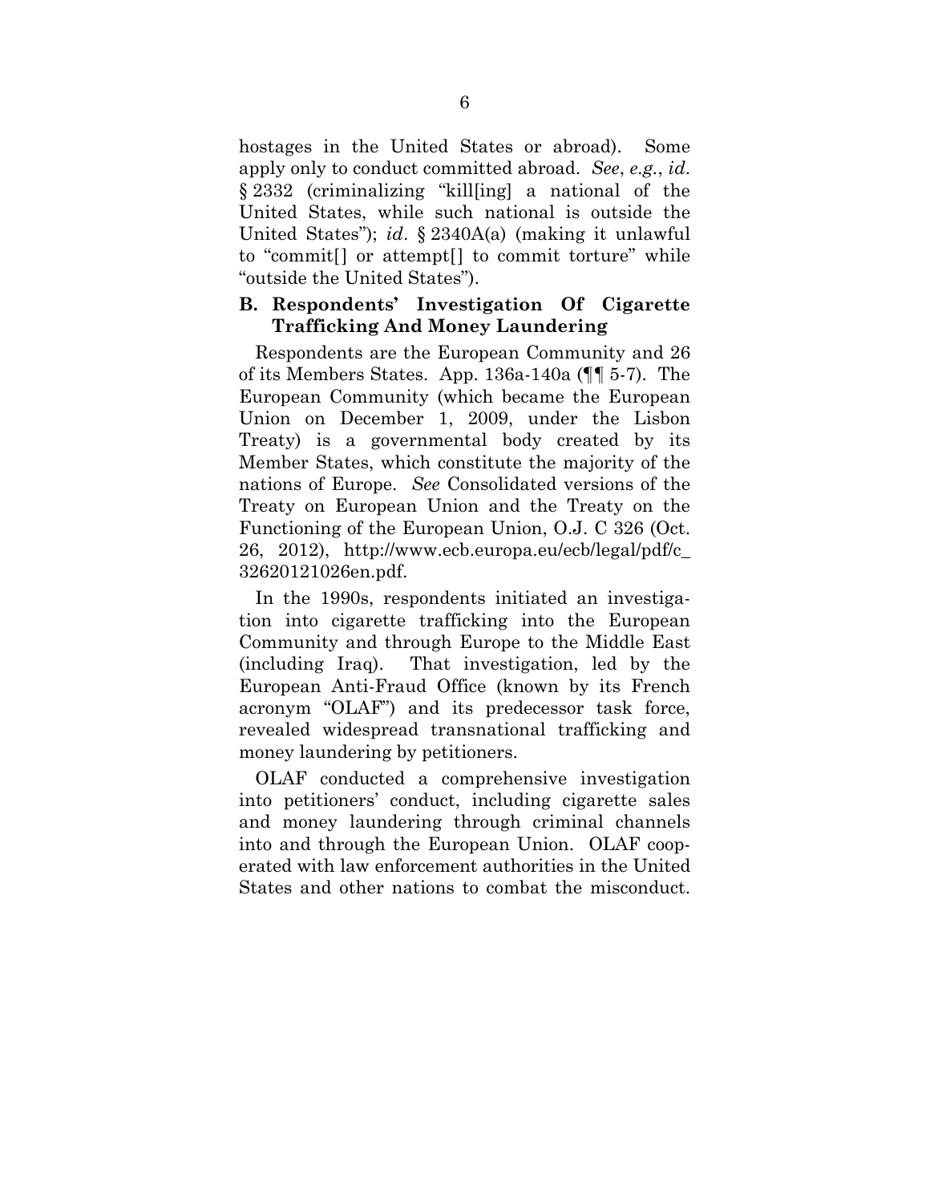hostages in the United States or abroad). Some apply only to conduct committed abroad. *See*, *e.g.*, *id*. § 2332 (criminalizing "kill[ing] a national of the United States, while such national is outside the United States"); *id*. § 2340A(a) (making it unlawful to "commit[] or attempt[] to commit torture" while "outside the United States").

### B. Respondents' Investigation Of Cigarette Trafficking And Money Laundering

Respondents are the European Community and 26 of its Members States. App. 136a-140a (¶¶ 5-7). The European Community (which became the European Union on December 1, 2009, under the Lisbon Treaty) is a governmental body created by its Member States, which constitute the majority of the nations of Europe. *See* Consolidated versions of the Treaty on European Union and the Treaty on the Functioning of the European Union, O.J. C 326 (Oct. 26, 2012), http://www.ecb.europa.eu/ecb/legal/pdf/c_32620121026en.pdf.

In the 1990s, respondents initiated an investigation into cigarette trafficking into the European Community and through Europe to the Middle East (including Iraq). That investigation, led by the European Anti-Fraud Office (known by its French acronym "OLAF") and its predecessor task force, revealed widespread transnational trafficking and money laundering by petitioners.

OLAF conducted a comprehensive investigation into petitioners' conduct, including cigarette sales and money laundering through criminal channels into and through the European Union. OLAF cooperated with law enforcement authorities in the United States and other nations to combat the misconduct.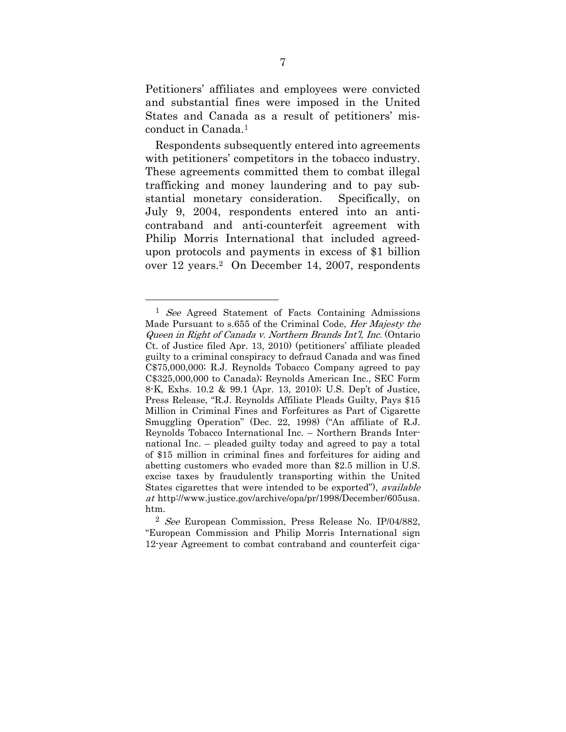Petitioners' affiliates and employees were convicted and substantial fines were imposed in the United States and Canada as a result of petitioners' misconduct in Canada.[1]

Respondents subsequently entered into agreements with petitioners' competitors in the tobacco industry. These agreements committed them to combat illegal trafficking and money laundering and to pay substantial monetary consideration. Specifically, on July 9, 2004, respondents entered into an anti-contraband and anti-counterfeit agreement with Philip Morris International that included agreed-upon protocols and payments in excess of $1 billion over 12 years.[2] On December 14, 2007, respondents

---

[1] *See* Agreed Statement of Facts Containing Admissions Made Pursuant to s.655 of the Criminal Code, *Her Majesty the Queen in Right of Canada v. Northern Brands Int'l, Inc.* (Ontario Ct. of Justice filed Apr. 13, 2010) (petitioners' affiliate pleaded guilty to a criminal conspiracy to defraud Canada and was fined C$75,000,000; R.J. Reynolds Tobacco Company agreed to pay C$325,000,000 to Canada); Reynolds American Inc., SEC Form 8-K, Exhs. 10.2 & 99.1 (Apr. 13, 2010); U.S. Dep't of Justice, Press Release, "R.J. Reynolds Affiliate Pleads Guilty, Pays $15 Million in Criminal Fines and Forfeitures as Part of Cigarette Smuggling Operation" (Dec. 22, 1998) ("An affiliate of R.J. Reynolds Tobacco International Inc. – Northern Brands International Inc. – pleaded guilty today and agreed to pay a total of $15 million in criminal fines and forfeitures for aiding and abetting customers who evaded more than $2.5 million in U.S. excise taxes by fraudulently transporting within the United States cigarettes that were intended to be exported"), *available at* http://www.justice.gov/archive/opa/pr/1998/December/605usa.htm.

[2] *See* European Commission, Press Release No. IP/04/882, "European Commission and Philip Morris International sign 12-year Agreement to combat contraband and counterfeit ciga-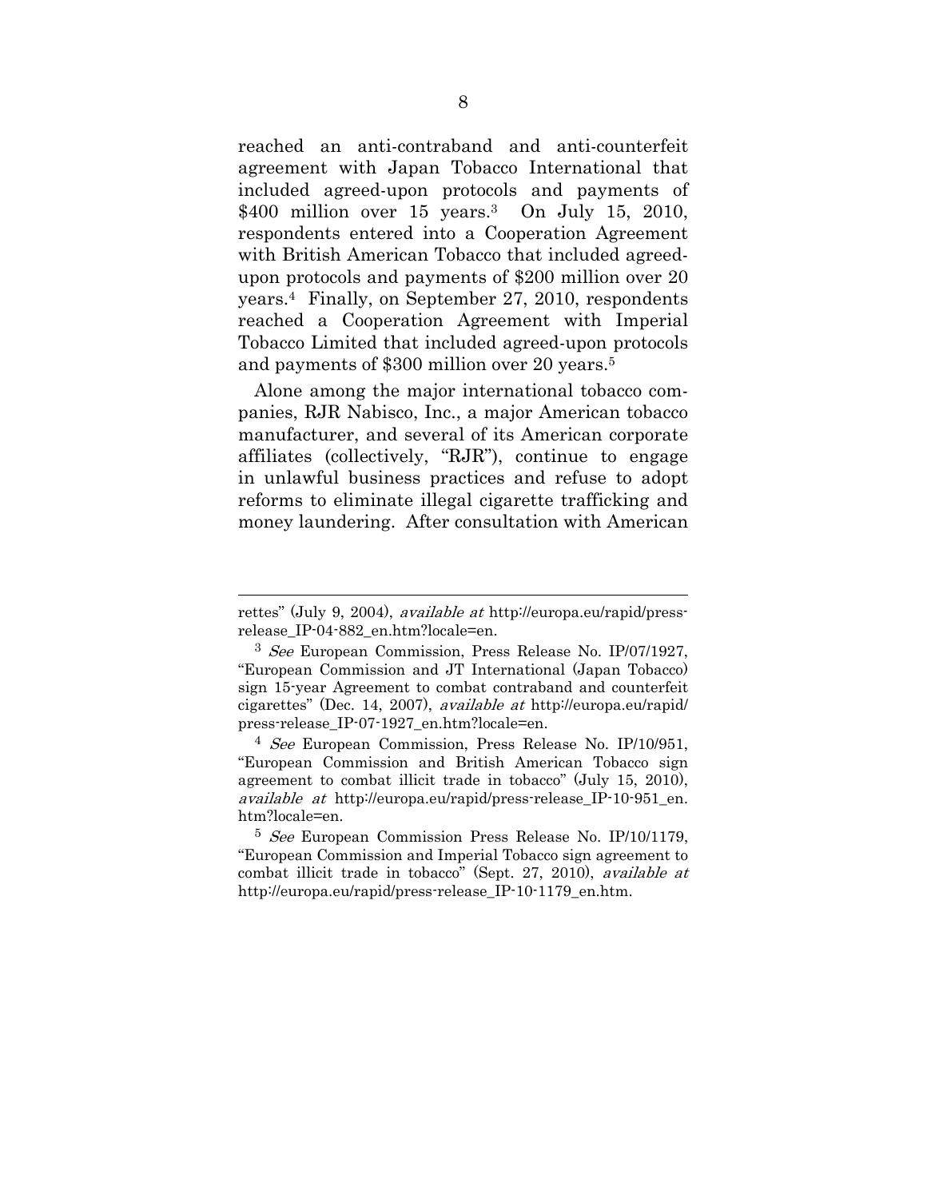reached an anti-contraband and anti-counterfeit agreement with Japan Tobacco International that included agreed-upon protocols and payments of $400 million over 15 years.[3] On July 15, 2010, respondents entered into a Cooperation Agreement with British American Tobacco that included agreed-upon protocols and payments of $200 million over 20 years.[4] Finally, on September 27, 2010, respondents reached a Cooperation Agreement with Imperial Tobacco Limited that included agreed-upon protocols and payments of $300 million over 20 years.[5]

Alone among the major international tobacco companies, RJR Nabisco, Inc., a major American tobacco manufacturer, and several of its American corporate affiliates (collectively, "RJR"), continue to engage in unlawful business practices and refuse to adopt reforms to eliminate illegal cigarette trafficking and money laundering. After consultation with American

---

rettes" (July 9, 2004), *available at* http://europa.eu/rapid/press-release_IP-04-882_en.htm?locale=en.

[3] *See* European Commission, Press Release No. IP/07/1927, "European Commission and JT International (Japan Tobacco) sign 15-year Agreement to combat contraband and counterfeit cigarettes" (Dec. 14, 2007), *available at* http://europa.eu/rapid/press-release_IP-07-1927_en.htm?locale=en.

[4] *See* European Commission, Press Release No. IP/10/951, "European Commission and British American Tobacco sign agreement to combat illicit trade in tobacco" (July 15, 2010), *available at* http://europa.eu/rapid/press-release_IP-10-951_en.htm?locale=en.

[5] *See* European Commission Press Release No. IP/10/1179, "European Commission and Imperial Tobacco sign agreement to combat illicit trade in tobacco" (Sept. 27, 2010), *available at* http://europa.eu/rapid/press-release_IP-10-1179_en.htm.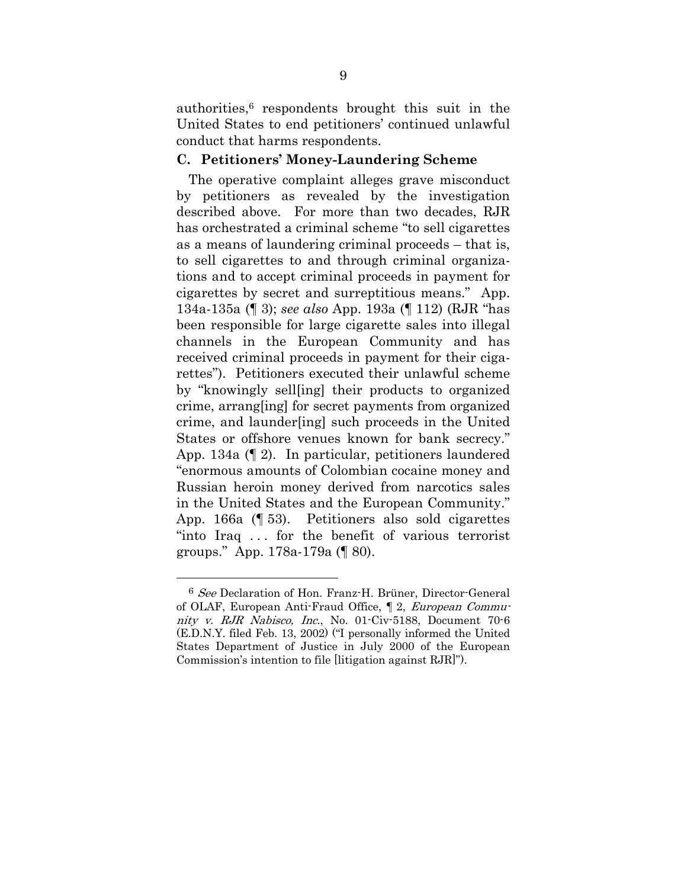authorities,[6] respondents brought this suit in the United States to end petitioners' continued unlawful conduct that harms respondents.

### C. Petitioners' Money-Laundering Scheme

The operative complaint alleges grave misconduct by petitioners as revealed by the investigation described above. For more than two decades, RJR has orchestrated a criminal scheme "to sell cigarettes as a means of laundering criminal proceeds – that is, to sell cigarettes to and through criminal organizations and to accept criminal proceeds in payment for cigarettes by secret and surreptitious means." App. 134a-135a (¶ 3); *see also* App. 193a (¶ 112) (RJR "has been responsible for large cigarette sales into illegal channels in the European Community and has received criminal proceeds in payment for their cigarettes"). Petitioners executed their unlawful scheme by "knowingly sell[ing] their products to organized crime, arrang[ing] for secret payments from organized crime, and launder[ing] such proceeds in the United States or offshore venues known for bank secrecy." App. 134a (¶ 2). In particular, petitioners laundered "enormous amounts of Colombian cocaine money and Russian heroin money derived from narcotics sales in the United States and the European Community." App. 166a (¶ 53). Petitioners also sold cigarettes "into Iraq . . . for the benefit of various terrorist groups." App. 178a-179a (¶ 80).

---

[6] *See* Declaration of Hon. Franz-H. Brüner, Director-General of OLAF, European Anti-Fraud Office, ¶ 2, *European Community v. RJR Nabisco, Inc.*, No. 01-Civ-5188, Document 70-6 (E.D.N.Y. filed Feb. 13, 2002) ("I personally informed the United States Department of Justice in July 2000 of the European Commission's intention to file [litigation against RJR]").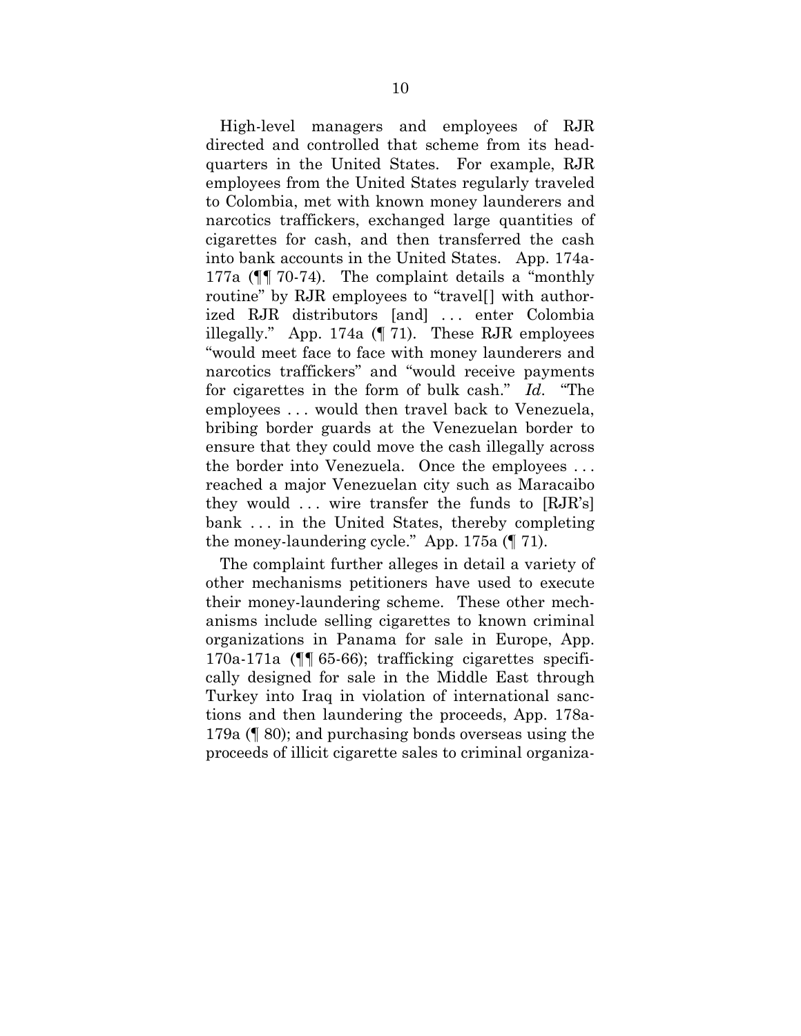High-level managers and employees of RJR directed and controlled that scheme from its headquarters in the United States. For example, RJR employees from the United States regularly traveled to Colombia, met with known money launderers and narcotics traffickers, exchanged large quantities of cigarettes for cash, and then transferred the cash into bank accounts in the United States. App. 174a-177a (¶¶ 70-74). The complaint details a "monthly routine" by RJR employees to "travel[] with authorized RJR distributors [and] . . . enter Colombia illegally." App. 174a (¶ 71). These RJR employees "would meet face to face with money launderers and narcotics traffickers" and "would receive payments for cigarettes in the form of bulk cash." *Id.* "The employees . . . would then travel back to Venezuela, bribing border guards at the Venezuelan border to ensure that they could move the cash illegally across the border into Venezuela. Once the employees . . . reached a major Venezuelan city such as Maracaibo they would . . . wire transfer the funds to [RJR's] bank . . . in the United States, thereby completing the money-laundering cycle." App. 175a (¶ 71).

The complaint further alleges in detail a variety of other mechanisms petitioners have used to execute their money-laundering scheme. These other mechanisms include selling cigarettes to known criminal organizations in Panama for sale in Europe, App. 170a-171a (¶¶ 65-66); trafficking cigarettes specifically designed for sale in the Middle East through Turkey into Iraq in violation of international sanctions and then laundering the proceeds, App. 178a-179a (¶ 80); and purchasing bonds overseas using the proceeds of illicit cigarette sales to criminal organiza-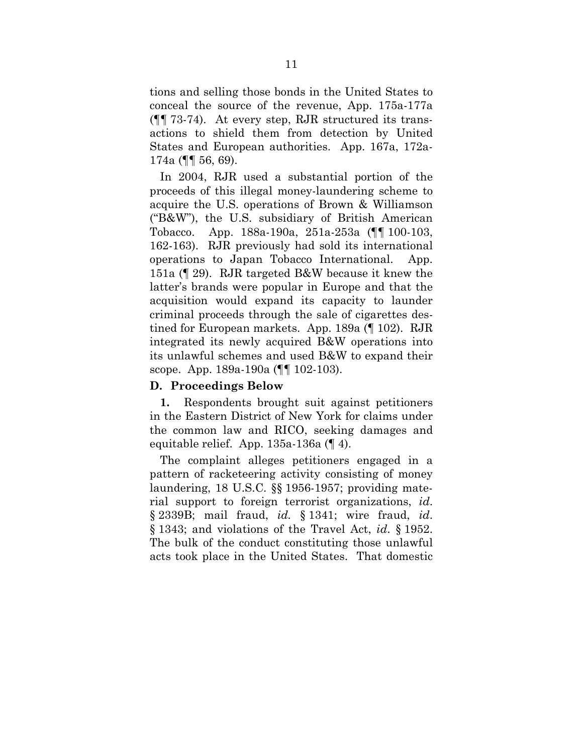tions and selling those bonds in the United States to conceal the source of the revenue, App. 175a-177a (¶¶ 73-74). At every step, RJR structured its transactions to shield them from detection by United States and European authorities. App. 167a, 172a-174a (¶¶ 56, 69).

In 2004, RJR used a substantial portion of the proceeds of this illegal money-laundering scheme to acquire the U.S. operations of Brown & Williamson ("B&W"), the U.S. subsidiary of British American Tobacco. App. 188a-190a, 251a-253a (¶¶ 100-103, 162-163). RJR previously had sold its international operations to Japan Tobacco International. App. 151a (¶ 29). RJR targeted B&W because it knew the latter's brands were popular in Europe and that the acquisition would expand its capacity to launder criminal proceeds through the sale of cigarettes destined for European markets. App. 189a (¶ 102). RJR integrated its newly acquired B&W operations into its unlawful schemes and used B&W to expand their scope. App. 189a-190a (¶¶ 102-103).

### D. Proceedings Below

**1.** Respondents brought suit against petitioners in the Eastern District of New York for claims under the common law and RICO, seeking damages and equitable relief. App. 135a-136a (¶ 4).

The complaint alleges petitioners engaged in a pattern of racketeering activity consisting of money laundering, 18 U.S.C. §§ 1956-1957; providing material support to foreign terrorist organizations, *id.* § 2339B; mail fraud, *id.* § 1341; wire fraud, *id.* § 1343; and violations of the Travel Act, *id.* § 1952. The bulk of the conduct constituting those unlawful acts took place in the United States. That domestic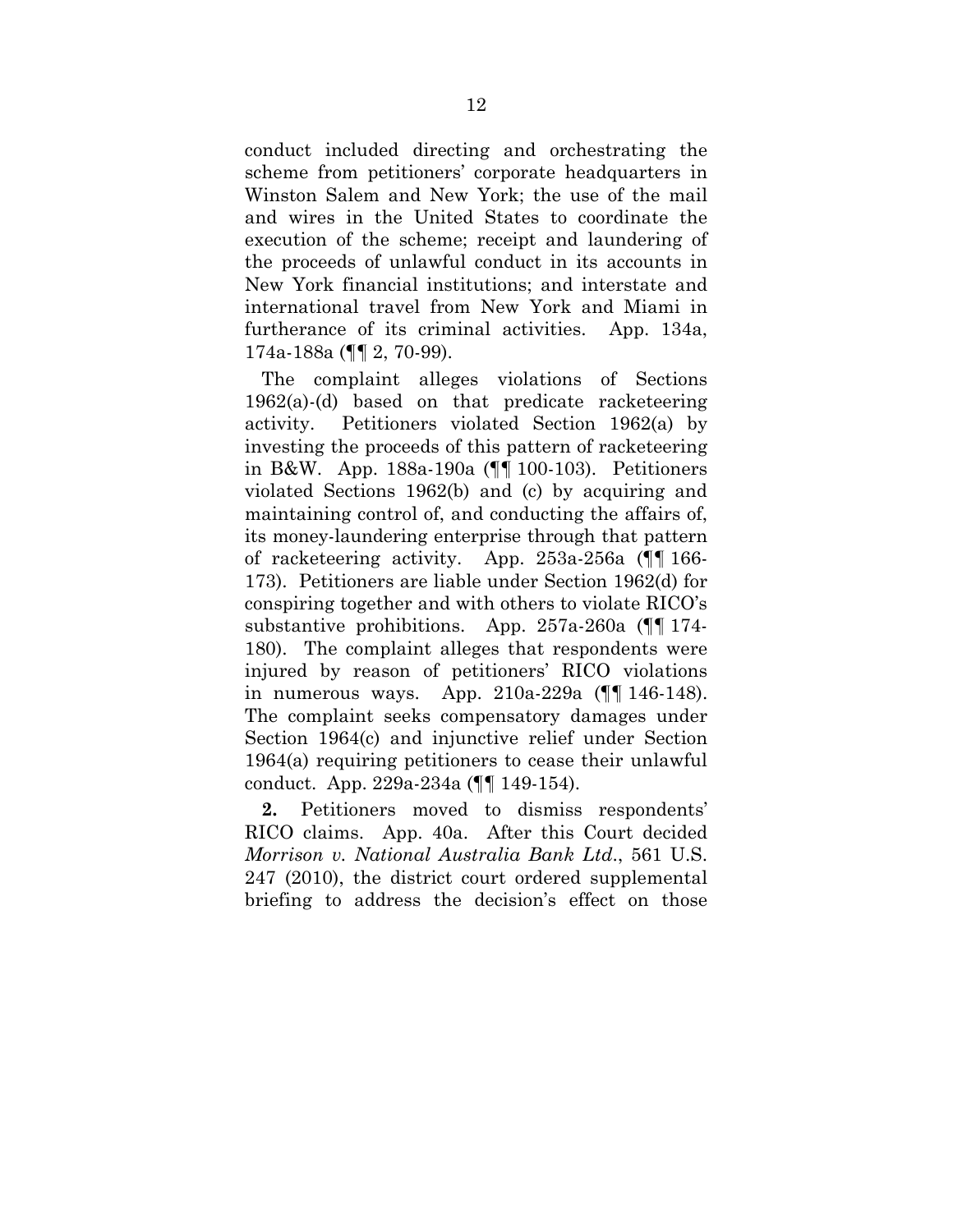conduct included directing and orchestrating the scheme from petitioners' corporate headquarters in Winston Salem and New York; the use of the mail and wires in the United States to coordinate the execution of the scheme; receipt and laundering of the proceeds of unlawful conduct in its accounts in New York financial institutions; and interstate and international travel from New York and Miami in furtherance of its criminal activities. App. 134a, 174a-188a (¶¶ 2, 70-99).

The complaint alleges violations of Sections 1962(a)-(d) based on that predicate racketeering activity. Petitioners violated Section 1962(a) by investing the proceeds of this pattern of racketeering in B&W. App. 188a-190a (¶¶ 100-103). Petitioners violated Sections 1962(b) and (c) by acquiring and maintaining control of, and conducting the affairs of, its money-laundering enterprise through that pattern of racketeering activity. App. 253a-256a (¶¶ 166-173). Petitioners are liable under Section 1962(d) for conspiring together and with others to violate RICO's substantive prohibitions. App. 257a-260a (¶¶ 174-180). The complaint alleges that respondents were injured by reason of petitioners' RICO violations in numerous ways. App. 210a-229a (¶¶ 146-148). The complaint seeks compensatory damages under Section 1964(c) and injunctive relief under Section 1964(a) requiring petitioners to cease their unlawful conduct. App. 229a-234a (¶¶ 149-154).

**2.** Petitioners moved to dismiss respondents' RICO claims. App. 40a. After this Court decided *Morrison v. National Australia Bank Ltd.*, 561 U.S. 247 (2010), the district court ordered supplemental briefing to address the decision's effect on those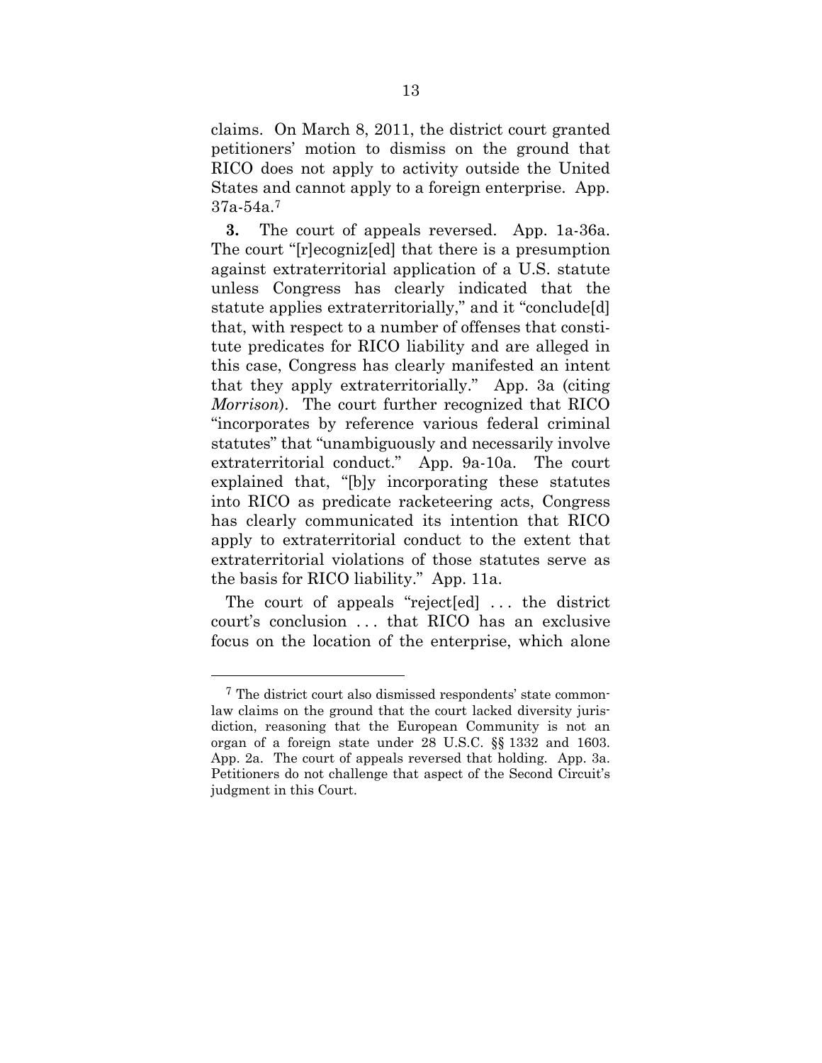claims. On March 8, 2011, the district court granted petitioners' motion to dismiss on the ground that RICO does not apply to activity outside the United States and cannot apply to a foreign enterprise. App. 37a-54a.[7]

**3.** The court of appeals reversed. App. 1a-36a. The court "[r]ecogniz[ed] that there is a presumption against extraterritorial application of a U.S. statute unless Congress has clearly indicated that the statute applies extraterritorially," and it "conclude[d] that, with respect to a number of offenses that constitute predicates for RICO liability and are alleged in this case, Congress has clearly manifested an intent that they apply extraterritorially." App. 3a (citing *Morrison*). The court further recognized that RICO "incorporates by reference various federal criminal statutes" that "unambiguously and necessarily involve extraterritorial conduct." App. 9a-10a. The court explained that, "[b]y incorporating these statutes into RICO as predicate racketeering acts, Congress has clearly communicated its intention that RICO apply to extraterritorial conduct to the extent that extraterritorial violations of those statutes serve as the basis for RICO liability." App. 11a.

The court of appeals "reject[ed] . . . the district court's conclusion . . . that RICO has an exclusive focus on the location of the enterprise, which alone

[7] The district court also dismissed respondents' state common-law claims on the ground that the court lacked diversity jurisdiction, reasoning that the European Community is not an organ of a foreign state under 28 U.S.C. §§ 1332 and 1603. App. 2a. The court of appeals reversed that holding. App. 3a. Petitioners do not challenge that aspect of the Second Circuit's judgment in this Court.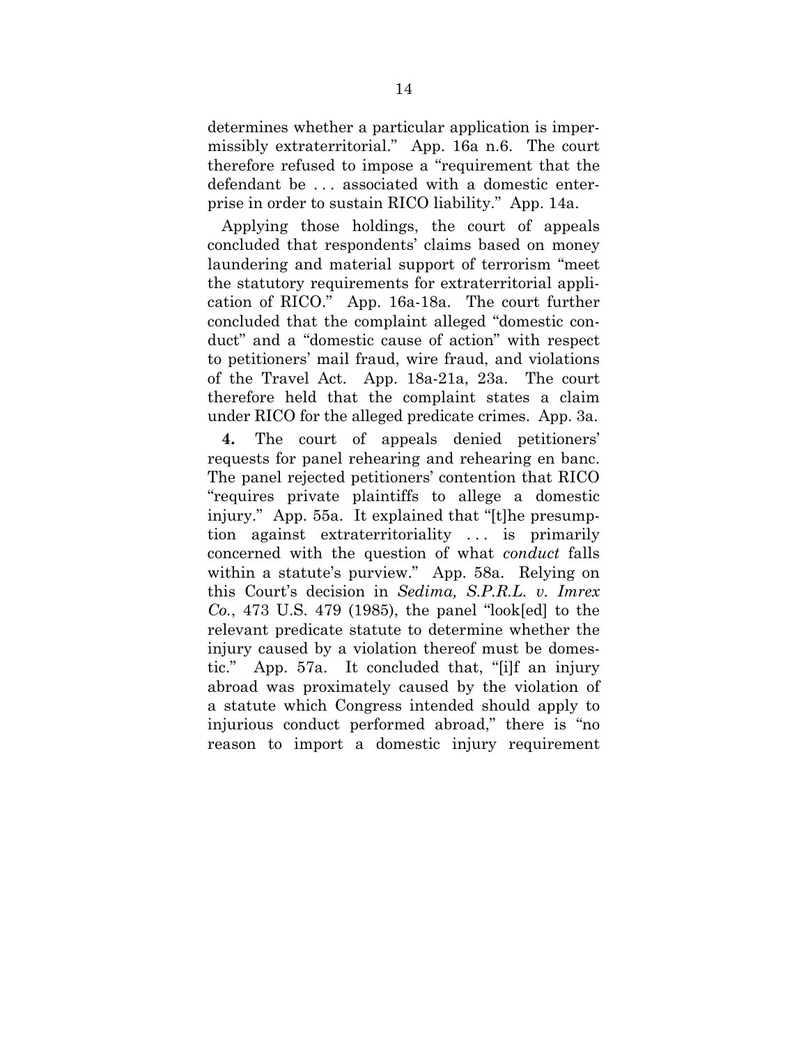determines whether a particular application is impermissibly extraterritorial." App. 16a n.6. The court therefore refused to impose a "requirement that the defendant be . . . associated with a domestic enterprise in order to sustain RICO liability." App. 14a.

Applying those holdings, the court of appeals concluded that respondents' claims based on money laundering and material support of terrorism "meet the statutory requirements for extraterritorial application of RICO." App. 16a-18a. The court further concluded that the complaint alleged "domestic conduct" and a "domestic cause of action" with respect to petitioners' mail fraud, wire fraud, and violations of the Travel Act. App. 18a-21a, 23a. The court therefore held that the complaint states a claim under RICO for the alleged predicate crimes. App. 3a.

**4.** The court of appeals denied petitioners' requests for panel rehearing and rehearing en banc. The panel rejected petitioners' contention that RICO "requires private plaintiffs to allege a domestic injury." App. 55a. It explained that "[t]he presumption against extraterritoriality . . . is primarily concerned with the question of what *conduct* falls within a statute's purview." App. 58a. Relying on this Court's decision in *Sedima, S.P.R.L. v. Imrex Co.*, 473 U.S. 479 (1985), the panel "look[ed] to the relevant predicate statute to determine whether the injury caused by a violation thereof must be domestic." App. 57a. It concluded that, "[i]f an injury abroad was proximately caused by the violation of a statute which Congress intended should apply to injurious conduct performed abroad," there is "no reason to import a domestic injury requirement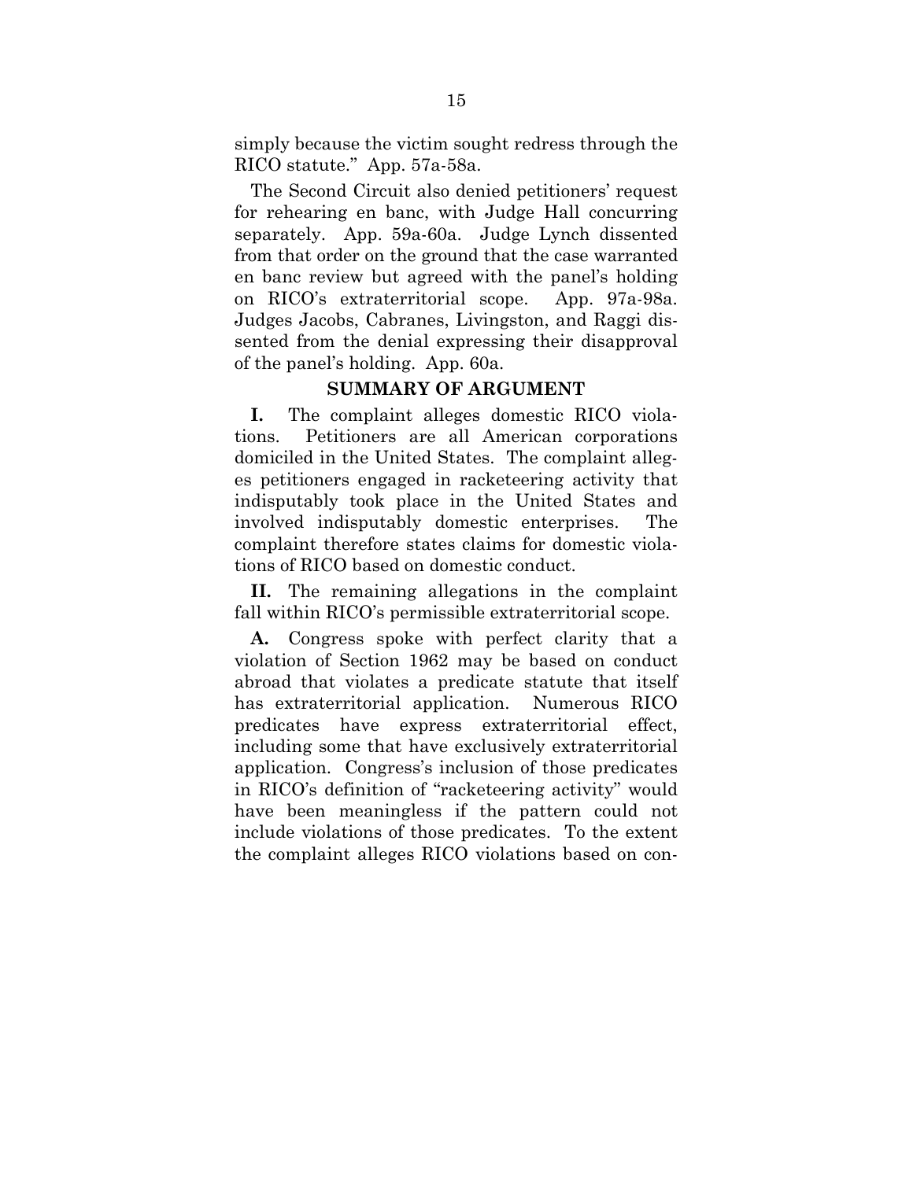simply because the victim sought redress through the RICO statute." App. 57a-58a.

The Second Circuit also denied petitioners' request for rehearing en banc, with Judge Hall concurring separately. App. 59a-60a. Judge Lynch dissented from that order on the ground that the case warranted en banc review but agreed with the panel's holding on RICO's extraterritorial scope. App. 97a-98a. Judges Jacobs, Cabranes, Livingston, and Raggi dissented from the denial expressing their disapproval of the panel's holding. App. 60a.

## SUMMARY OF ARGUMENT

**I.** The complaint alleges domestic RICO violations. Petitioners are all American corporations domiciled in the United States. The complaint alleges petitioners engaged in racketeering activity that indisputably took place in the United States and involved indisputably domestic enterprises. The complaint therefore states claims for domestic violations of RICO based on domestic conduct.

**II.** The remaining allegations in the complaint fall within RICO's permissible extraterritorial scope.

**A.** Congress spoke with perfect clarity that a violation of Section 1962 may be based on conduct abroad that violates a predicate statute that itself has extraterritorial application. Numerous RICO predicates have express extraterritorial effect, including some that have exclusively extraterritorial application. Congress's inclusion of those predicates in RICO's definition of "racketeering activity" would have been meaningless if the pattern could not include violations of those predicates. To the extent the complaint alleges RICO violations based on con-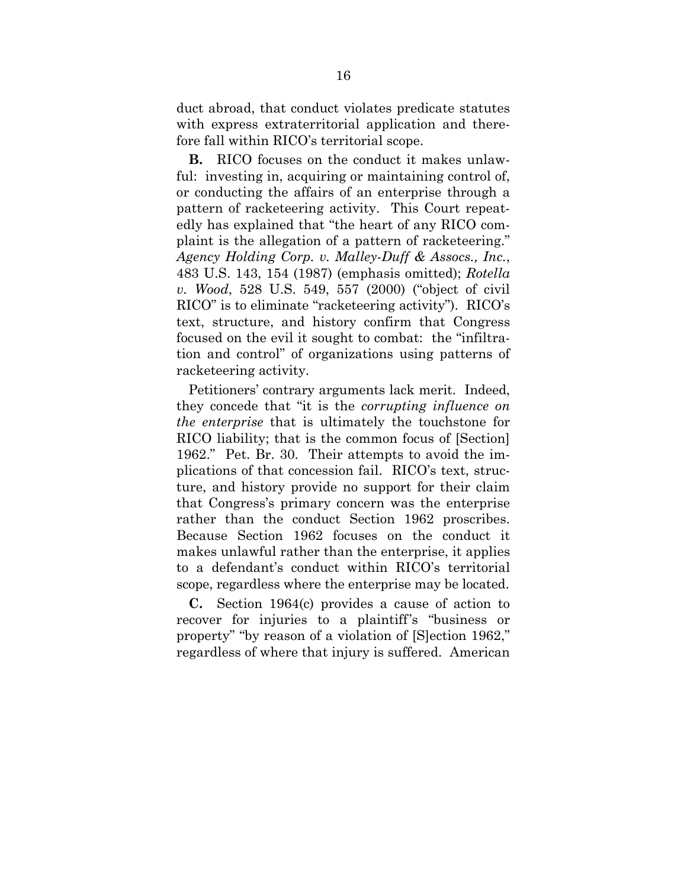duct abroad, that conduct violates predicate statutes with express extraterritorial application and therefore fall within RICO's territorial scope.

**B.** RICO focuses on the conduct it makes unlawful: investing in, acquiring or maintaining control of, or conducting the affairs of an enterprise through a pattern of racketeering activity. This Court repeatedly has explained that "the heart of any RICO complaint is the allegation of a pattern of racketeering." *Agency Holding Corp. v. Malley-Duff & Assocs., Inc.*, 483 U.S. 143, 154 (1987) (emphasis omitted); *Rotella v. Wood*, 528 U.S. 549, 557 (2000) ("object of civil RICO" is to eliminate "racketeering activity"). RICO's text, structure, and history confirm that Congress focused on the evil it sought to combat: the "infiltration and control" of organizations using patterns of racketeering activity.

Petitioners' contrary arguments lack merit. Indeed, they concede that "it is the *corrupting influence on the enterprise* that is ultimately the touchstone for RICO liability; that is the common focus of [Section] 1962." Pet. Br. 30. Their attempts to avoid the implications of that concession fail. RICO's text, structure, and history provide no support for their claim that Congress's primary concern was the enterprise rather than the conduct Section 1962 proscribes. Because Section 1962 focuses on the conduct it makes unlawful rather than the enterprise, it applies to a defendant's conduct within RICO's territorial scope, regardless where the enterprise may be located.

**C.** Section 1964(c) provides a cause of action to recover for injuries to a plaintiff's "business or property" "by reason of a violation of [S]ection 1962," regardless of where that injury is suffered. American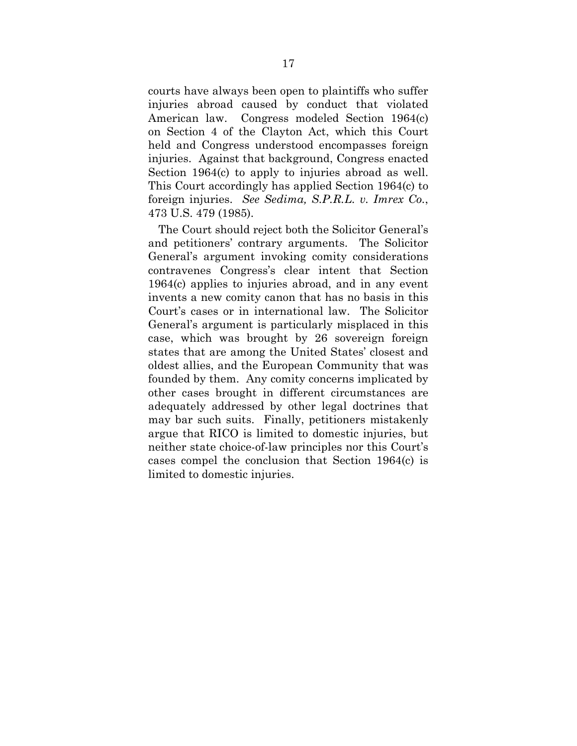courts have always been open to plaintiffs who suffer injuries abroad caused by conduct that violated American law. Congress modeled Section 1964(c) on Section 4 of the Clayton Act, which this Court held and Congress understood encompasses foreign injuries. Against that background, Congress enacted Section 1964(c) to apply to injuries abroad as well. This Court accordingly has applied Section 1964(c) to foreign injuries. *See Sedima, S.P.R.L. v. Imrex Co.*, 473 U.S. 479 (1985).

The Court should reject both the Solicitor General's and petitioners' contrary arguments. The Solicitor General's argument invoking comity considerations contravenes Congress's clear intent that Section 1964(c) applies to injuries abroad, and in any event invents a new comity canon that has no basis in this Court's cases or in international law. The Solicitor General's argument is particularly misplaced in this case, which was brought by 26 sovereign foreign states that are among the United States' closest and oldest allies, and the European Community that was founded by them. Any comity concerns implicated by other cases brought in different circumstances are adequately addressed by other legal doctrines that may bar such suits. Finally, petitioners mistakenly argue that RICO is limited to domestic injuries, but neither state choice-of-law principles nor this Court's cases compel the conclusion that Section 1964(c) is limited to domestic injuries.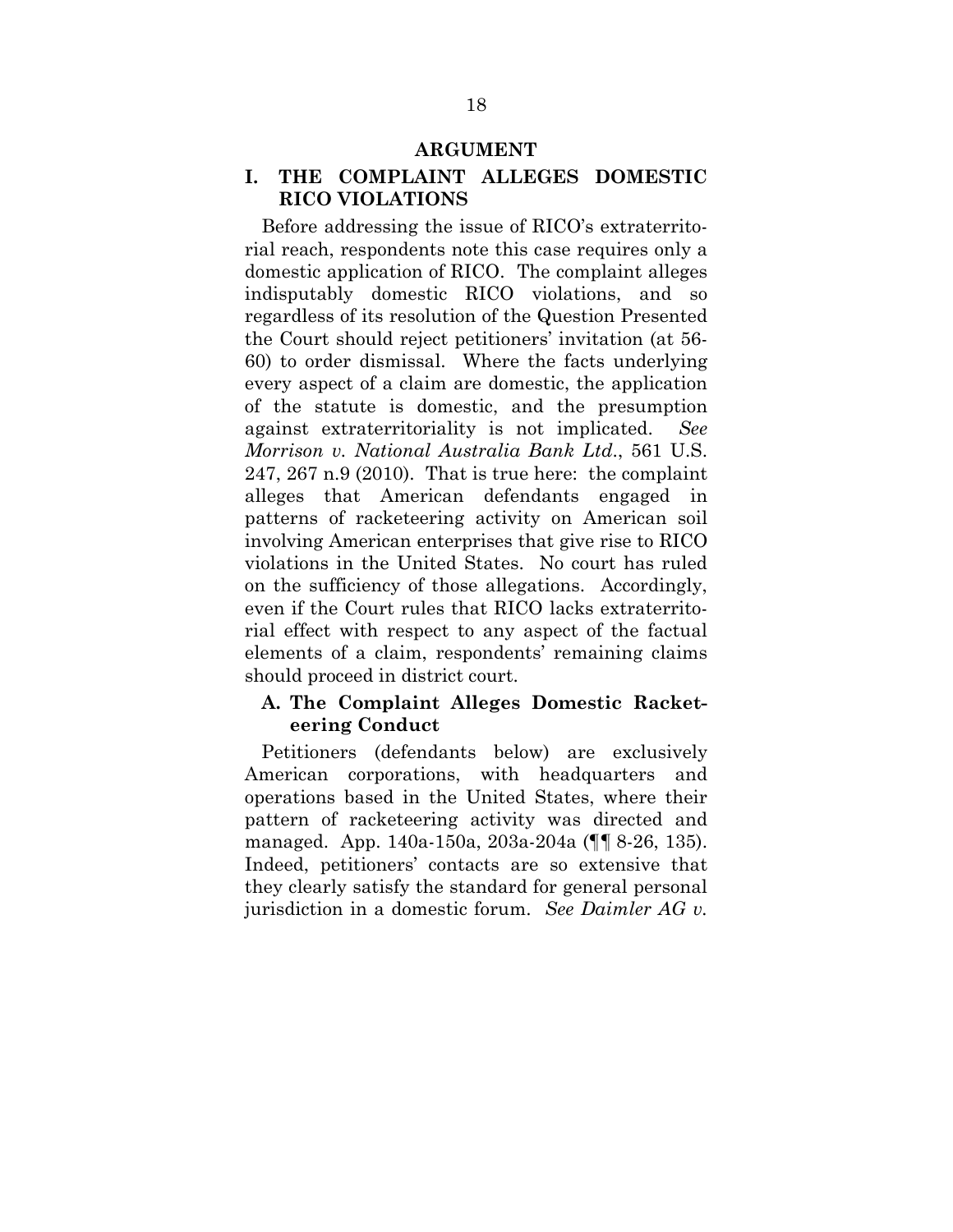## ARGUMENT

### I. THE COMPLAINT ALLEGES DOMESTIC RICO VIOLATIONS

Before addressing the issue of RICO's extraterritorial reach, respondents note this case requires only a domestic application of RICO. The complaint alleges indisputably domestic RICO violations, and so regardless of its resolution of the Question Presented the Court should reject petitioners' invitation (at 56-60) to order dismissal. Where the facts underlying every aspect of a claim are domestic, the application of the statute is domestic, and the presumption against extraterritoriality is not implicated. *See Morrison v. National Australia Bank Ltd.*, 561 U.S. 247, 267 n.9 (2010). That is true here: the complaint alleges that American defendants engaged in patterns of racketeering activity on American soil involving American enterprises that give rise to RICO violations in the United States. No court has ruled on the sufficiency of those allegations. Accordingly, even if the Court rules that RICO lacks extraterritorial effect with respect to any aspect of the factual elements of a claim, respondents' remaining claims should proceed in district court.

#### A. The Complaint Alleges Domestic Racketeering Conduct

Petitioners (defendants below) are exclusively American corporations, with headquarters and operations based in the United States, where their pattern of racketeering activity was directed and managed. App. 140a-150a, 203a-204a (¶¶ 8-26, 135). Indeed, petitioners' contacts are so extensive that they clearly satisfy the standard for general personal jurisdiction in a domestic forum. *See Daimler AG v.*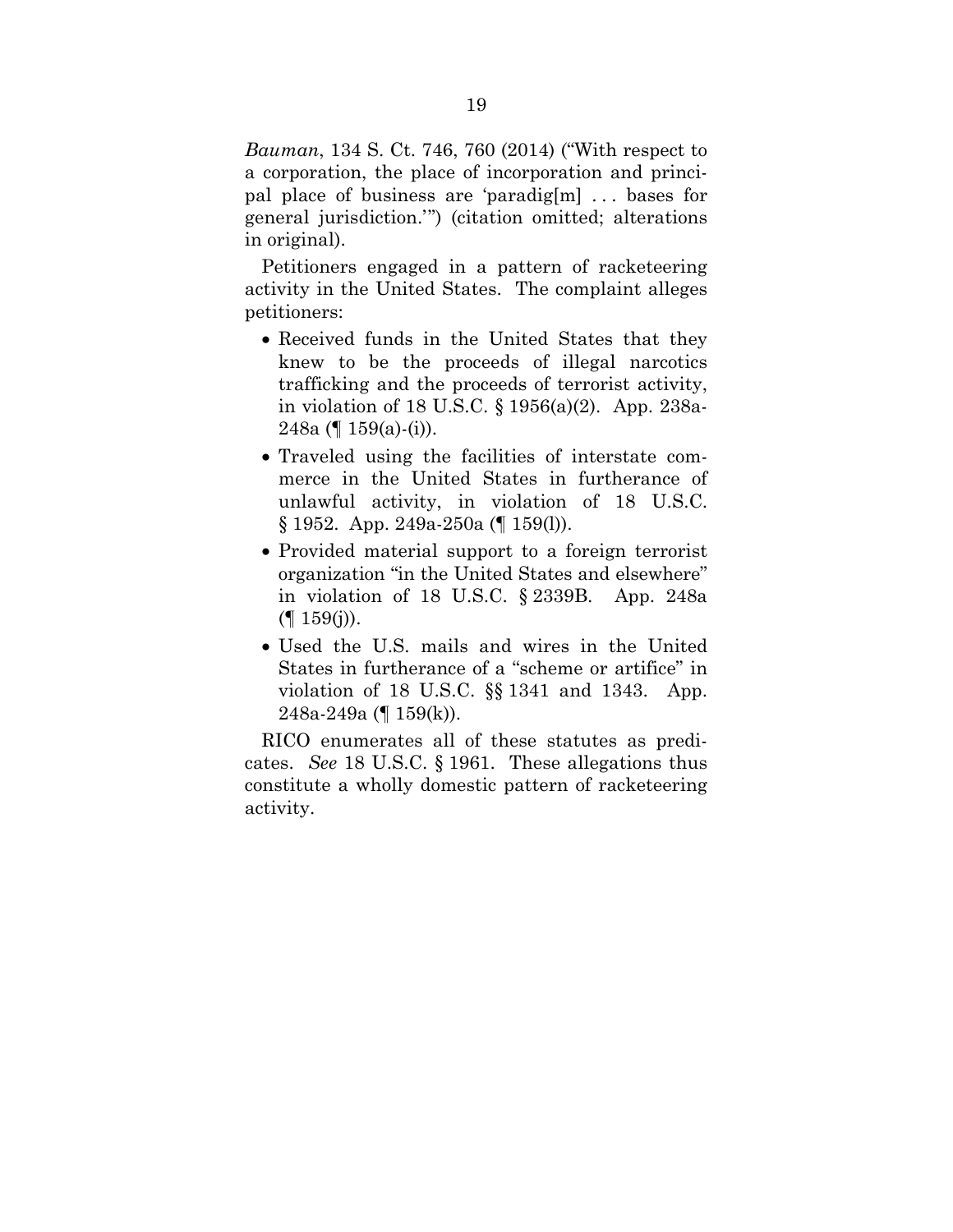*Bauman*, 134 S. Ct. 746, 760 (2014) ("With respect to a corporation, the place of incorporation and principal place of business are 'paradig[m] . . . bases for general jurisdiction.'") (citation omitted; alterations in original).

Petitioners engaged in a pattern of racketeering activity in the United States. The complaint alleges petitioners:

- Received funds in the United States that they knew to be the proceeds of illegal narcotics trafficking and the proceeds of terrorist activity, in violation of 18 U.S.C. § 1956(a)(2). App. 238a-248a (¶ 159(a)-(i)).
- Traveled using the facilities of interstate commerce in the United States in furtherance of unlawful activity, in violation of 18 U.S.C. § 1952. App. 249a-250a (¶ 159(l)).
- Provided material support to a foreign terrorist organization "in the United States and elsewhere" in violation of 18 U.S.C. § 2339B. App. 248a (¶ 159(j)).
- Used the U.S. mails and wires in the United States in furtherance of a "scheme or artifice" in violation of 18 U.S.C. §§ 1341 and 1343. App. 248a-249a (¶ 159(k)).

RICO enumerates all of these statutes as predicates. *See* 18 U.S.C. § 1961. These allegations thus constitute a wholly domestic pattern of racketeering activity.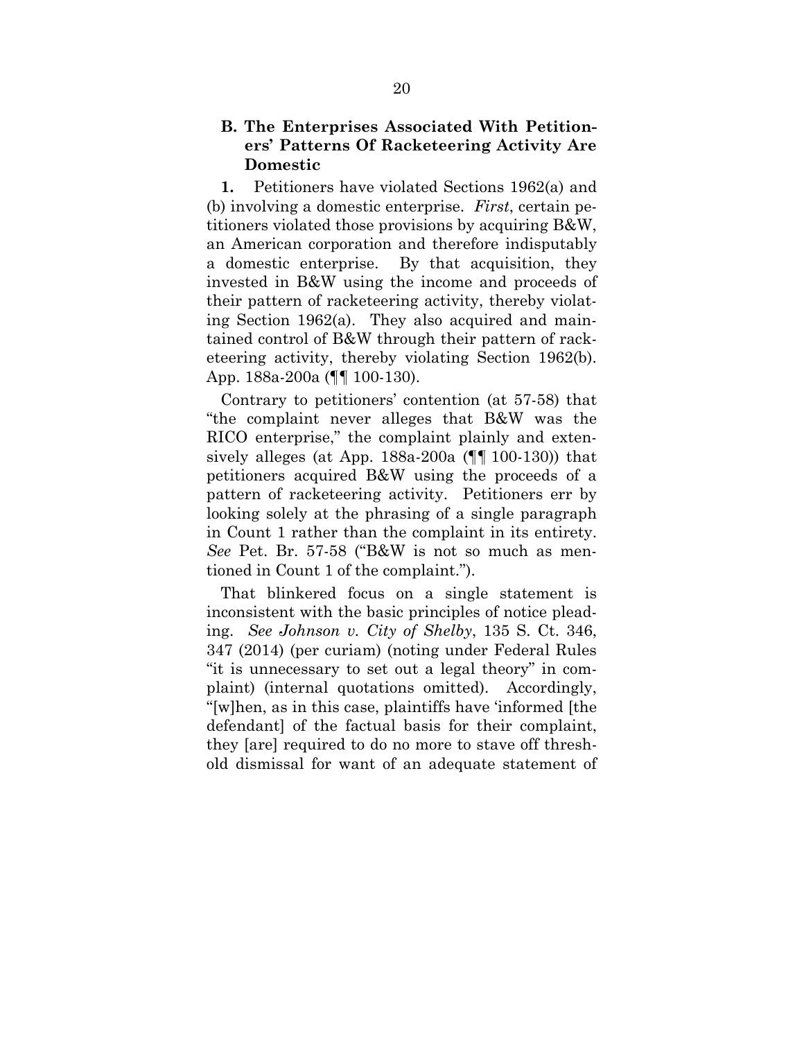### B. The Enterprises Associated With Petitioners' Patterns Of Racketeering Activity Are Domestic

**1.** Petitioners have violated Sections 1962(a) and (b) involving a domestic enterprise. *First*, certain petitioners violated those provisions by acquiring B&W, an American corporation and therefore indisputably a domestic enterprise. By that acquisition, they invested in B&W using the income and proceeds of their pattern of racketeering activity, thereby violating Section 1962(a). They also acquired and maintained control of B&W through their pattern of racketeering activity, thereby violating Section 1962(b). App. 188a-200a (¶¶ 100-130).

Contrary to petitioners' contention (at 57-58) that "the complaint never alleges that B&W was the RICO enterprise," the complaint plainly and extensively alleges (at App. 188a-200a (¶¶ 100-130)) that petitioners acquired B&W using the proceeds of a pattern of racketeering activity. Petitioners err by looking solely at the phrasing of a single paragraph in Count 1 rather than the complaint in its entirety. *See* Pet. Br. 57-58 ("B&W is not so much as mentioned in Count 1 of the complaint.").

That blinkered focus on a single statement is inconsistent with the basic principles of notice pleading. *See Johnson v. City of Shelby*, 135 S. Ct. 346, 347 (2014) (per curiam) (noting under Federal Rules "it is unnecessary to set out a legal theory" in complaint) (internal quotations omitted). Accordingly, "[w]hen, as in this case, plaintiffs have 'informed [the defendant] of the factual basis for their complaint, they [are] required to do no more to stave off threshold dismissal for want of an adequate statement of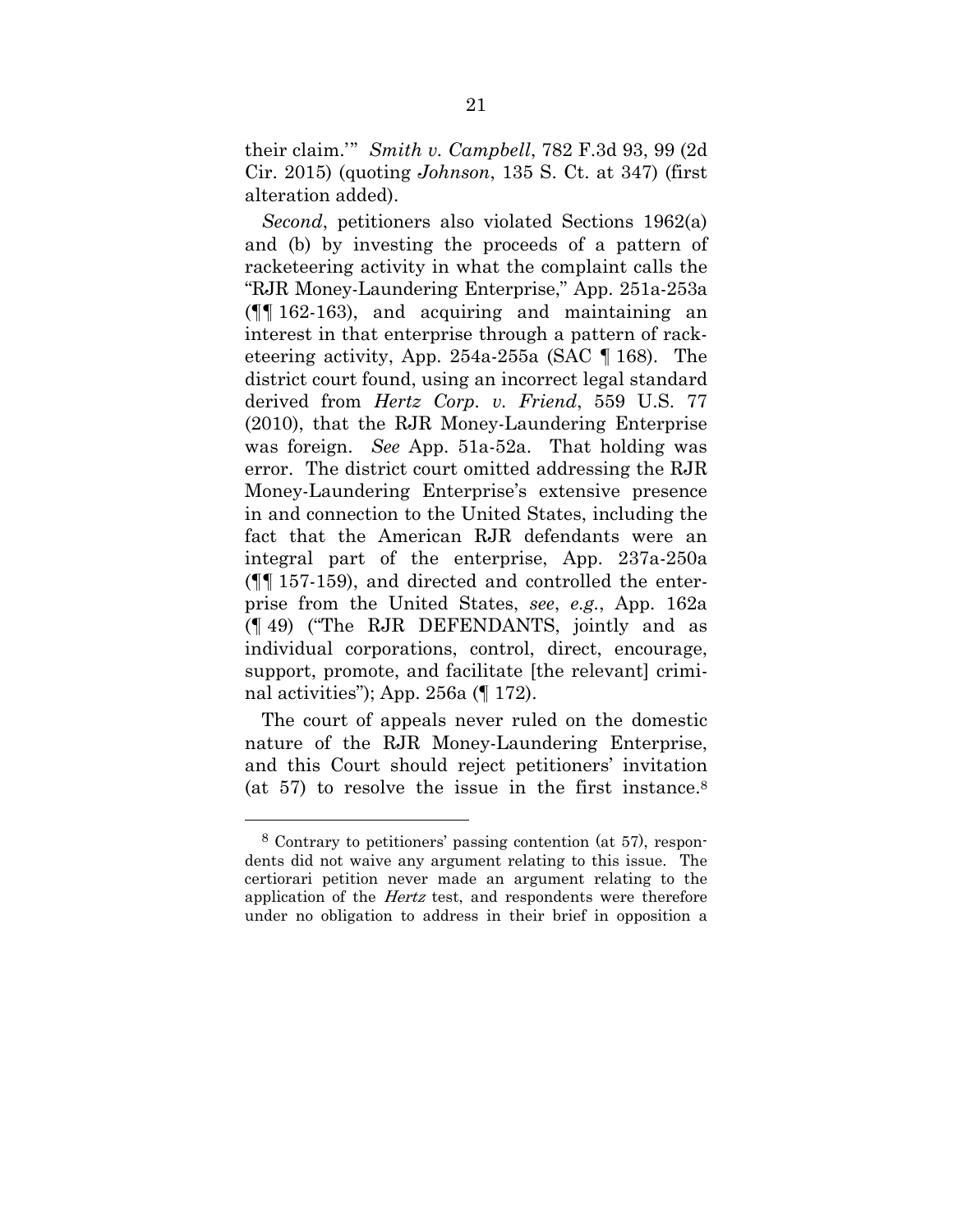their claim.'" *Smith v. Campbell*, 782 F.3d 93, 99 (2d Cir. 2015) (quoting *Johnson*, 135 S. Ct. at 347) (first alteration added).

*Second*, petitioners also violated Sections 1962(a) and (b) by investing the proceeds of a pattern of racketeering activity in what the complaint calls the "RJR Money-Laundering Enterprise," App. 251a-253a (¶¶ 162-163), and acquiring and maintaining an interest in that enterprise through a pattern of racketeering activity, App. 254a-255a (SAC ¶ 168). The district court found, using an incorrect legal standard derived from *Hertz Corp. v. Friend*, 559 U.S. 77 (2010), that the RJR Money-Laundering Enterprise was foreign. *See* App. 51a-52a. That holding was error. The district court omitted addressing the RJR Money-Laundering Enterprise's extensive presence in and connection to the United States, including the fact that the American RJR defendants were an integral part of the enterprise, App. 237a-250a (¶¶ 157-159), and directed and controlled the enterprise from the United States, *see*, *e.g.*, App. 162a (¶ 49) ("The RJR DEFENDANTS, jointly and as individual corporations, control, direct, encourage, support, promote, and facilitate [the relevant] criminal activities"); App. 256a (¶ 172).

The court of appeals never ruled on the domestic nature of the RJR Money-Laundering Enterprise, and this Court should reject petitioners' invitation (at 57) to resolve the issue in the first instance.[8]

---

[8] Contrary to petitioners' passing contention (at 57), respondents did not waive any argument relating to this issue. The certiorari petition never made an argument relating to the application of the *Hertz* test, and respondents were therefore under no obligation to address in their brief in opposition a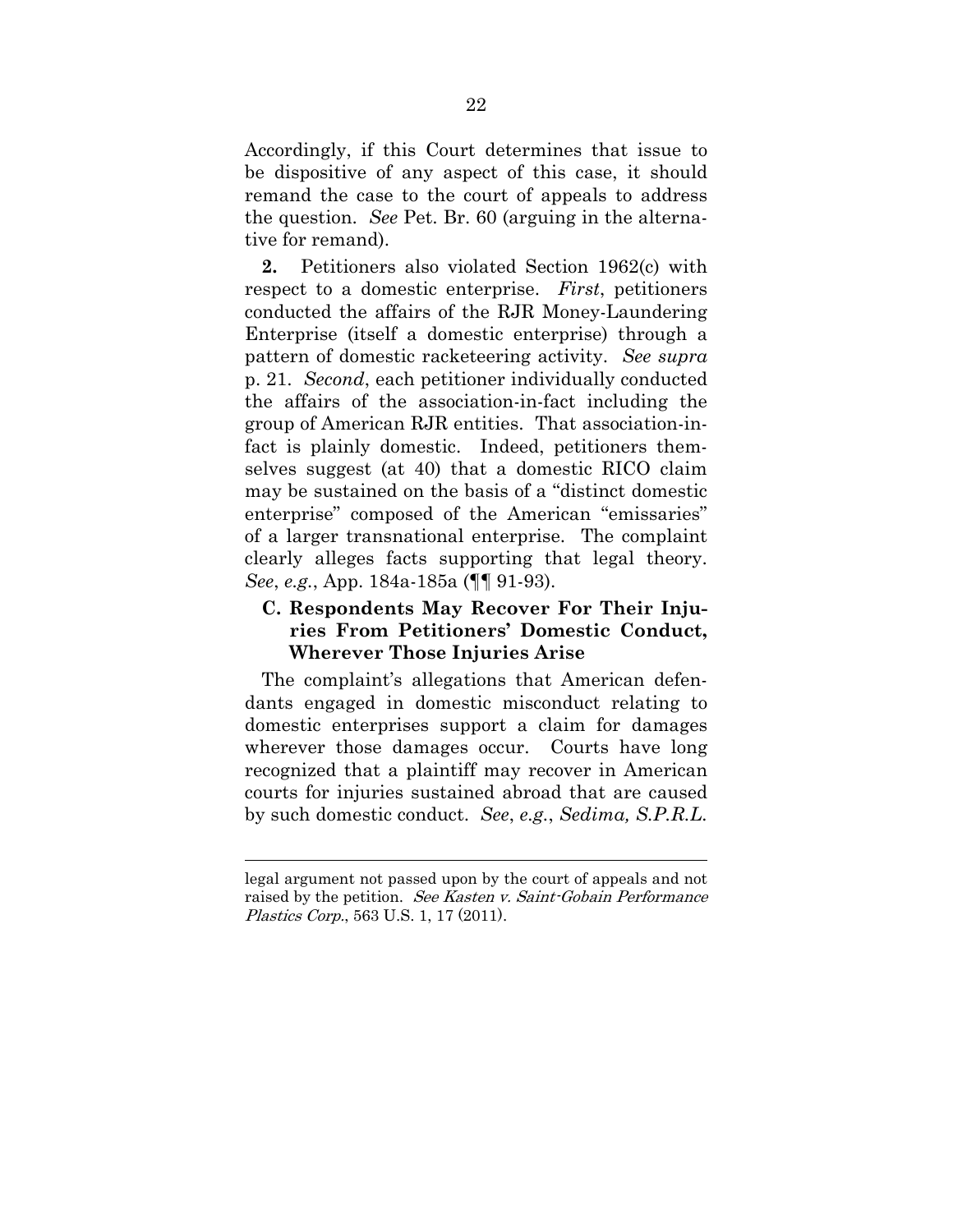Accordingly, if this Court determines that issue to be dispositive of any aspect of this case, it should remand the case to the court of appeals to address the question. *See* Pet. Br. 60 (arguing in the alternative for remand).

**2.** Petitioners also violated Section 1962(c) with respect to a domestic enterprise. *First*, petitioners conducted the affairs of the RJR Money-Laundering Enterprise (itself a domestic enterprise) through a pattern of domestic racketeering activity. *See supra* p. 21. *Second*, each petitioner individually conducted the affairs of the association-in-fact including the group of American RJR entities. That association-in-fact is plainly domestic. Indeed, petitioners themselves suggest (at 40) that a domestic RICO claim may be sustained on the basis of a "distinct domestic enterprise" composed of the American "emissaries" of a larger transnational enterprise. The complaint clearly alleges facts supporting that legal theory. *See*, *e.g.*, App. 184a-185a (¶¶ 91-93).

### C. Respondents May Recover For Their Injuries From Petitioners' Domestic Conduct, Wherever Those Injuries Arise

The complaint's allegations that American defendants engaged in domestic misconduct relating to domestic enterprises support a claim for damages wherever those damages occur. Courts have long recognized that a plaintiff may recover in American courts for injuries sustained abroad that are caused by such domestic conduct. *See*, *e.g.*, *Sedima, S.P.R.L.*

---

legal argument not passed upon by the court of appeals and not raised by the petition. *See Kasten v. Saint-Gobain Performance Plastics Corp.*, 563 U.S. 1, 17 (2011).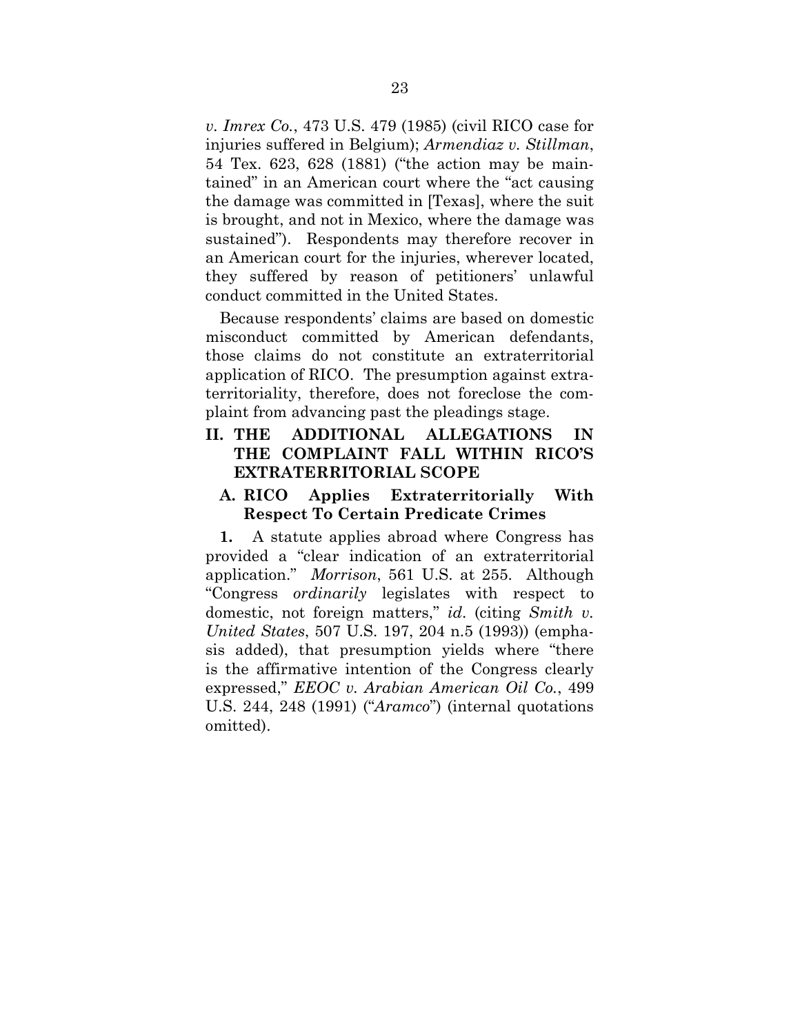*v. Imrex Co.*, 473 U.S. 479 (1985) (civil RICO case for injuries suffered in Belgium); *Armendiaz v. Stillman*, 54 Tex. 623, 628 (1881) ("the action may be maintained" in an American court where the "act causing the damage was committed in [Texas], where the suit is brought, and not in Mexico, where the damage was sustained"). Respondents may therefore recover in an American court for the injuries, wherever located, they suffered by reason of petitioners' unlawful conduct committed in the United States.

Because respondents' claims are based on domestic misconduct committed by American defendants, those claims do not constitute an extraterritorial application of RICO. The presumption against extraterritoriality, therefore, does not foreclose the complaint from advancing past the pleadings stage.

## II. THE ADDITIONAL ALLEGATIONS IN THE COMPLAINT FALL WITHIN RICO'S EXTRATERRITORIAL SCOPE

### A. RICO Applies Extraterritorially With Respect To Certain Predicate Crimes

**1.** A statute applies abroad where Congress has provided a "clear indication of an extraterritorial application." *Morrison*, 561 U.S. at 255. Although "Congress *ordinarily* legislates with respect to domestic, not foreign matters," *id.* (citing *Smith v. United States*, 507 U.S. 197, 204 n.5 (1993)) (emphasis added), that presumption yields where "there is the affirmative intention of the Congress clearly expressed," *EEOC v. Arabian American Oil Co.*, 499 U.S. 244, 248 (1991) ("*Aramco*") (internal quotations omitted).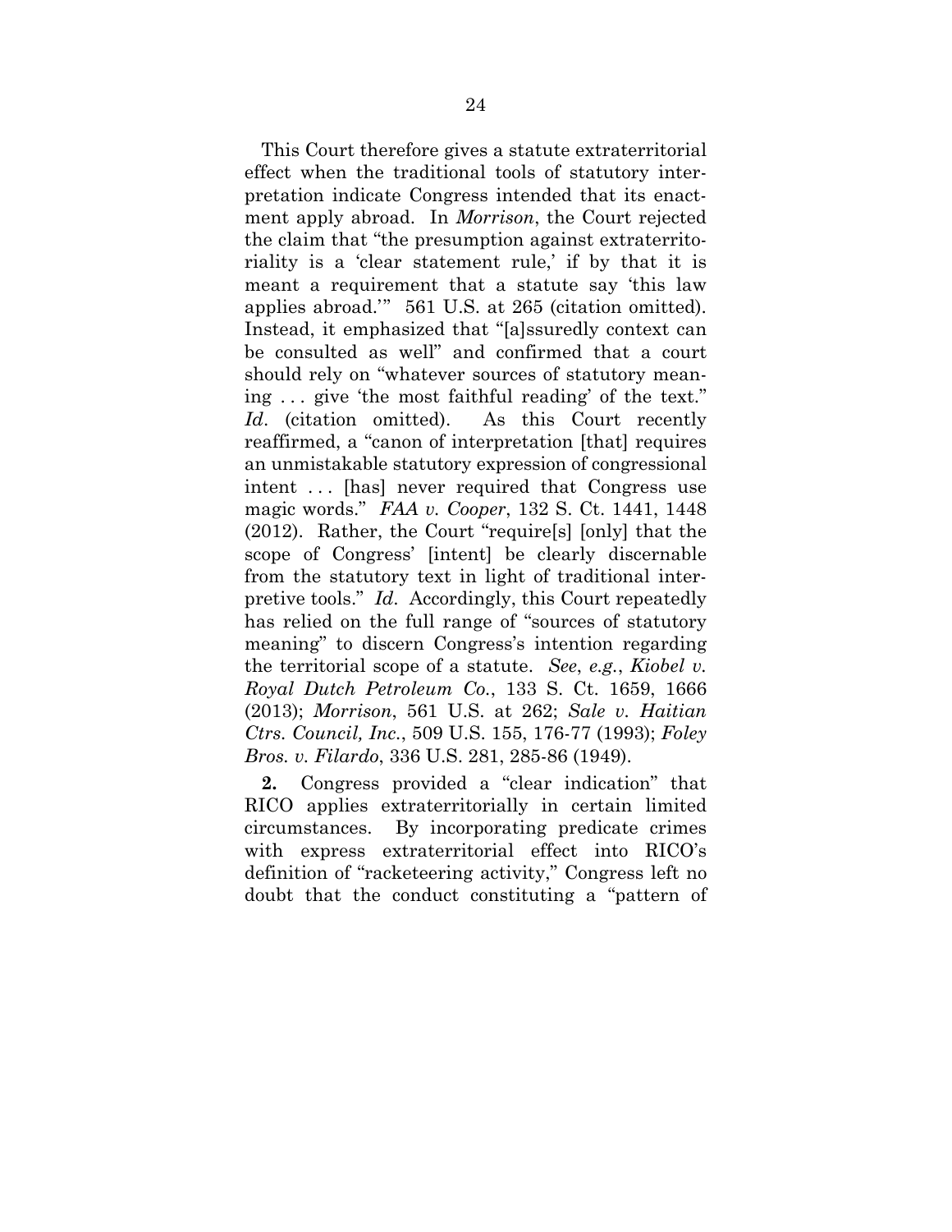This Court therefore gives a statute extraterritorial effect when the traditional tools of statutory interpretation indicate Congress intended that its enactment apply abroad. In *Morrison*, the Court rejected the claim that "the presumption against extraterritoriality is a 'clear statement rule,' if by that it is meant a requirement that a statute say 'this law applies abroad.'" 561 U.S. at 265 (citation omitted). Instead, it emphasized that "[a]ssuredly context can be consulted as well" and confirmed that a court should rely on "whatever sources of statutory meaning . . . give 'the most faithful reading' of the text." *Id*. (citation omitted). As this Court recently reaffirmed, a "canon of interpretation [that] requires an unmistakable statutory expression of congressional intent . . . [has] never required that Congress use magic words." *FAA v. Cooper*, 132 S. Ct. 1441, 1448 (2012). Rather, the Court "require[s] [only] that the scope of Congress' [intent] be clearly discernable from the statutory text in light of traditional interpretive tools." *Id*. Accordingly, this Court repeatedly has relied on the full range of "sources of statutory meaning" to discern Congress's intention regarding the territorial scope of a statute. *See*, *e.g.*, *Kiobel v. Royal Dutch Petroleum Co.*, 133 S. Ct. 1659, 1666 (2013); *Morrison*, 561 U.S. at 262; *Sale v. Haitian Ctrs. Council, Inc.*, 509 U.S. 155, 176-77 (1993); *Foley Bros. v. Filardo*, 336 U.S. 281, 285-86 (1949).

**2.** Congress provided a "clear indication" that RICO applies extraterritorially in certain limited circumstances. By incorporating predicate crimes with express extraterritorial effect into RICO's definition of "racketeering activity," Congress left no doubt that the conduct constituting a "pattern of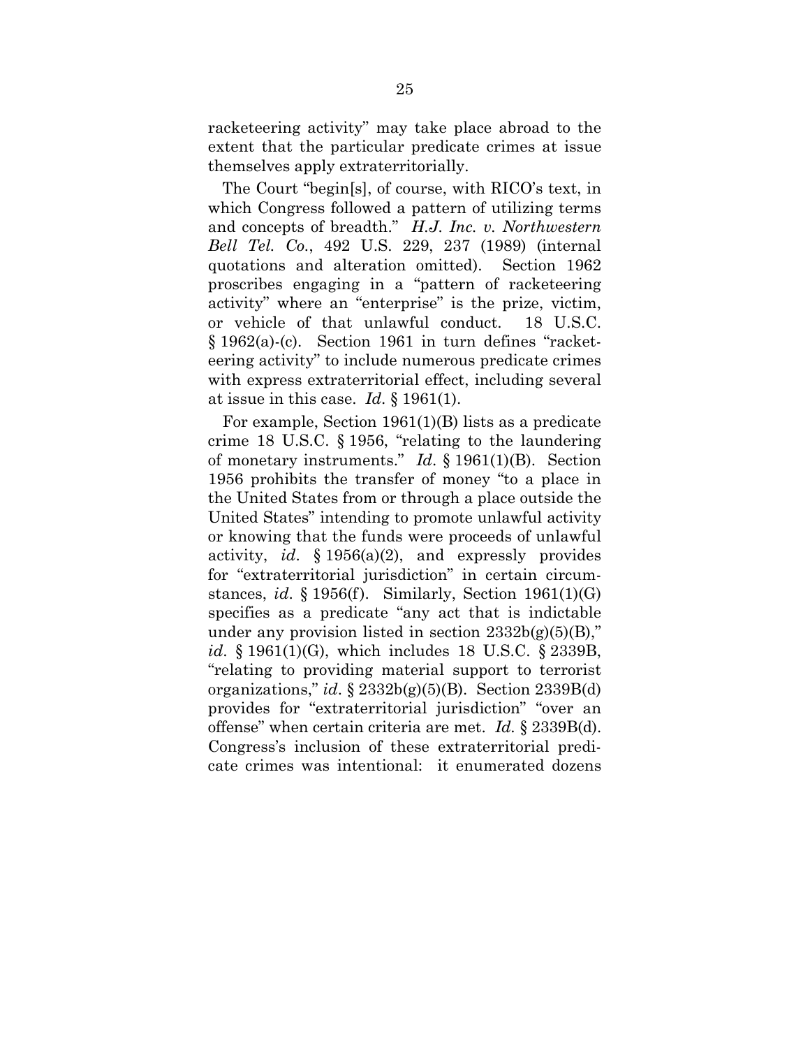racketeering activity" may take place abroad to the extent that the particular predicate crimes at issue themselves apply extraterritorially.

The Court "begin[s], of course, with RICO's text, in which Congress followed a pattern of utilizing terms and concepts of breadth." *H.J. Inc. v. Northwestern Bell Tel. Co.*, 492 U.S. 229, 237 (1989) (internal quotations and alteration omitted). Section 1962 proscribes engaging in a "pattern of racketeering activity" where an "enterprise" is the prize, victim, or vehicle of that unlawful conduct. 18 U.S.C. § 1962(a)-(c). Section 1961 in turn defines "racketeering activity" to include numerous predicate crimes with express extraterritorial effect, including several at issue in this case. *Id*. § 1961(1).

For example, Section 1961(1)(B) lists as a predicate crime 18 U.S.C. § 1956, "relating to the laundering of monetary instruments." *Id*. § 1961(1)(B). Section 1956 prohibits the transfer of money "to a place in the United States from or through a place outside the United States" intending to promote unlawful activity or knowing that the funds were proceeds of unlawful activity, *id*. § 1956(a)(2), and expressly provides for "extraterritorial jurisdiction" in certain circumstances, *id*. § 1956(f). Similarly, Section 1961(1)(G) specifies as a predicate "any act that is indictable under any provision listed in section 2332b(g)(5)(B)," *id*. § 1961(1)(G), which includes 18 U.S.C. § 2339B, "relating to providing material support to terrorist organizations," *id*. § 2332b(g)(5)(B). Section 2339B(d) provides for "extraterritorial jurisdiction" "over an offense" when certain criteria are met. *Id.* § 2339B(d). Congress's inclusion of these extraterritorial predicate crimes was intentional: it enumerated dozens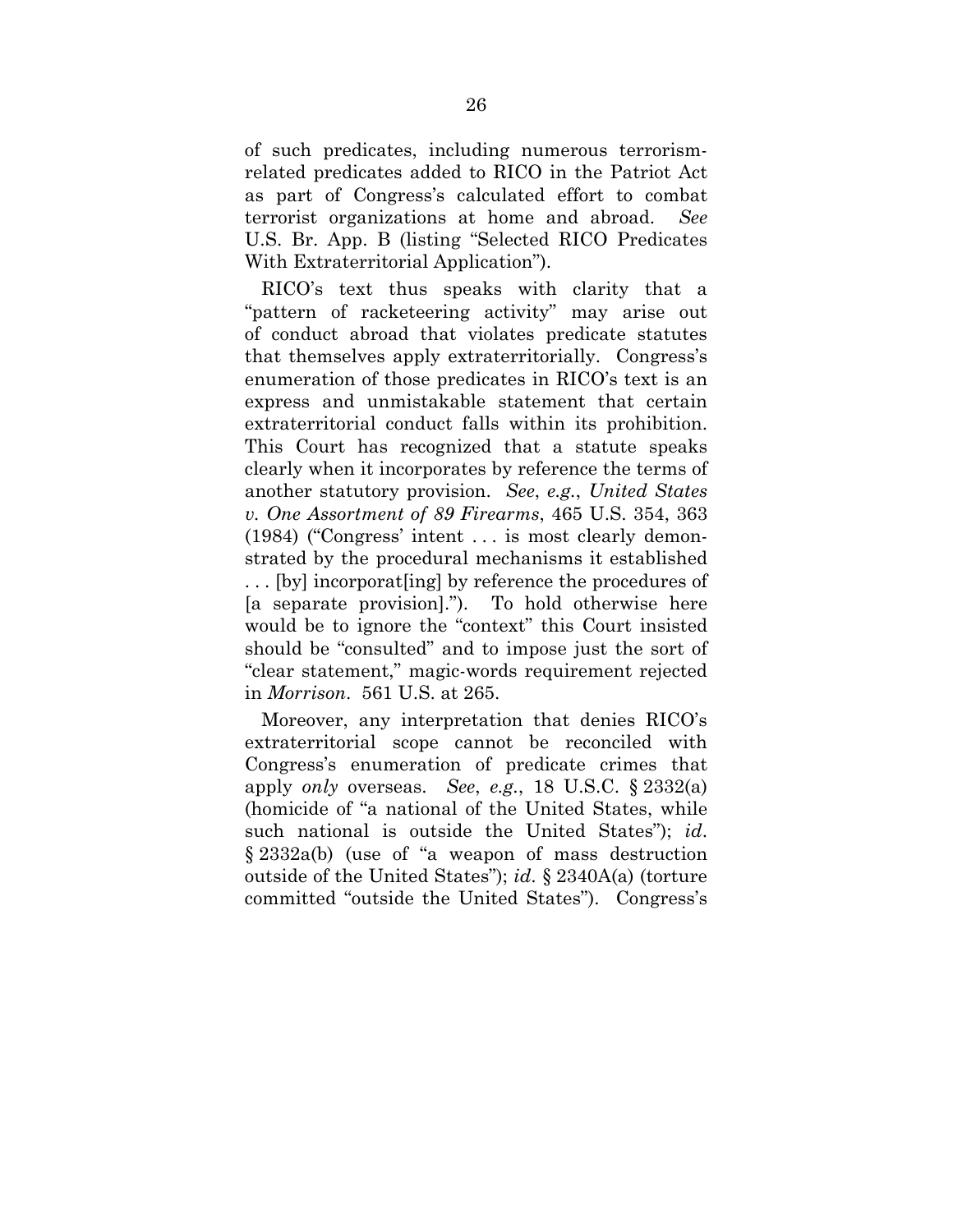of such predicates, including numerous terrorism-related predicates added to RICO in the Patriot Act as part of Congress's calculated effort to combat terrorist organizations at home and abroad. *See* U.S. Br. App. B (listing "Selected RICO Predicates With Extraterritorial Application").

RICO's text thus speaks with clarity that a "pattern of racketeering activity" may arise out of conduct abroad that violates predicate statutes that themselves apply extraterritorially. Congress's enumeration of those predicates in RICO's text is an express and unmistakable statement that certain extraterritorial conduct falls within its prohibition. This Court has recognized that a statute speaks clearly when it incorporates by reference the terms of another statutory provision. *See*, *e.g.*, *United States v. One Assortment of 89 Firearms*, 465 U.S. 354, 363 (1984) ("Congress' intent . . . is most clearly demonstrated by the procedural mechanisms it established . . . [by] incorporat[ing] by reference the procedures of [a separate provision]."). To hold otherwise here would be to ignore the "context" this Court insisted should be "consulted" and to impose just the sort of "clear statement," magic-words requirement rejected in *Morrison*. 561 U.S. at 265.

Moreover, any interpretation that denies RICO's extraterritorial scope cannot be reconciled with Congress's enumeration of predicate crimes that apply *only* overseas. *See*, *e.g.*, 18 U.S.C. § 2332(a) (homicide of "a national of the United States, while such national is outside the United States"); *id*. § 2332a(b) (use of "a weapon of mass destruction outside of the United States"); *id*. § 2340A(a) (torture committed "outside the United States"). Congress's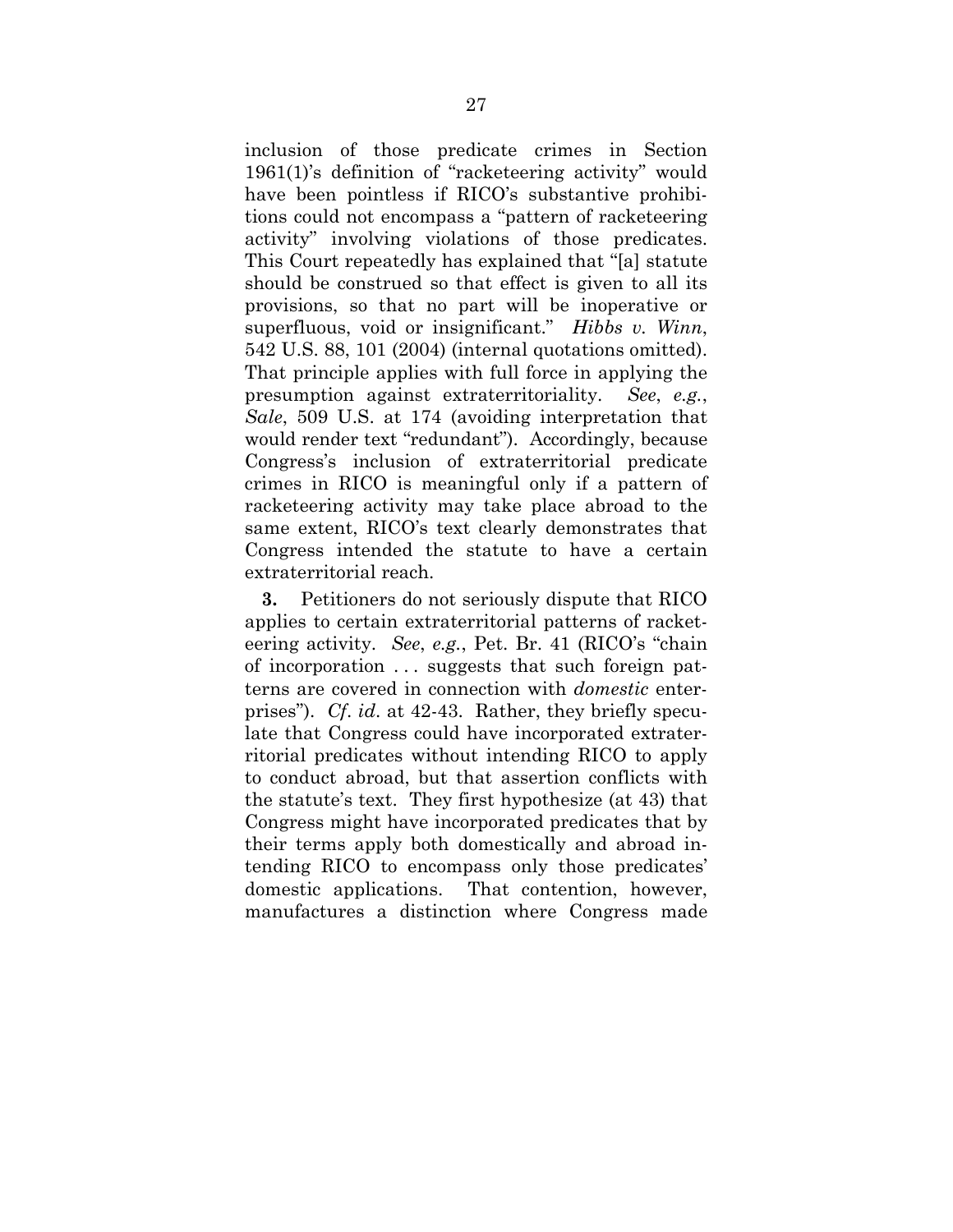inclusion of those predicate crimes in Section 1961(1)'s definition of "racketeering activity" would have been pointless if RICO's substantive prohibitions could not encompass a "pattern of racketeering activity" involving violations of those predicates. This Court repeatedly has explained that "[a] statute should be construed so that effect is given to all its provisions, so that no part will be inoperative or superfluous, void or insignificant." *Hibbs v. Winn*, 542 U.S. 88, 101 (2004) (internal quotations omitted). That principle applies with full force in applying the presumption against extraterritoriality. *See*, *e.g.*, *Sale*, 509 U.S. at 174 (avoiding interpretation that would render text "redundant"). Accordingly, because Congress's inclusion of extraterritorial predicate crimes in RICO is meaningful only if a pattern of racketeering activity may take place abroad to the same extent, RICO's text clearly demonstrates that Congress intended the statute to have a certain extraterritorial reach.

**3.** Petitioners do not seriously dispute that RICO applies to certain extraterritorial patterns of racketeering activity. *See*, *e.g.*, Pet. Br. 41 (RICO's "chain of incorporation . . . suggests that such foreign patterns are covered in connection with *domestic* enterprises"). *Cf*. *id*. at 42-43. Rather, they briefly speculate that Congress could have incorporated extraterritorial predicates without intending RICO to apply to conduct abroad, but that assertion conflicts with the statute's text. They first hypothesize (at 43) that Congress might have incorporated predicates that by their terms apply both domestically and abroad intending RICO to encompass only those predicates' domestic applications. That contention, however, manufactures a distinction where Congress made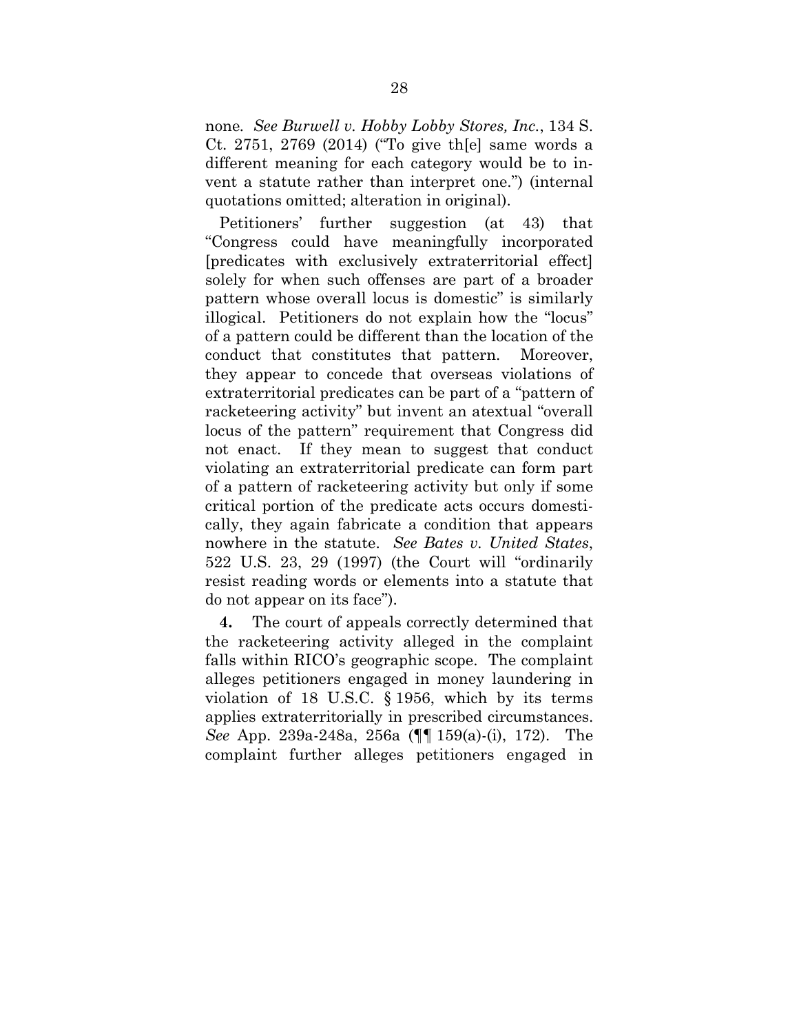none. *See Burwell v. Hobby Lobby Stores, Inc.*, 134 S. Ct. 2751, 2769 (2014) ("To give th[e] same words a different meaning for each category would be to invent a statute rather than interpret one.") (internal quotations omitted; alteration in original).

Petitioners' further suggestion (at 43) that "Congress could have meaningfully incorporated [predicates with exclusively extraterritorial effect] solely for when such offenses are part of a broader pattern whose overall locus is domestic" is similarly illogical. Petitioners do not explain how the "locus" of a pattern could be different than the location of the conduct that constitutes that pattern. Moreover, they appear to concede that overseas violations of extraterritorial predicates can be part of a "pattern of racketeering activity" but invent an atextual "overall locus of the pattern" requirement that Congress did not enact. If they mean to suggest that conduct violating an extraterritorial predicate can form part of a pattern of racketeering activity but only if some critical portion of the predicate acts occurs domestically, they again fabricate a condition that appears nowhere in the statute. *See Bates v. United States*, 522 U.S. 23, 29 (1997) (the Court will "ordinarily resist reading words or elements into a statute that do not appear on its face").

**4.** The court of appeals correctly determined that the racketeering activity alleged in the complaint falls within RICO's geographic scope. The complaint alleges petitioners engaged in money laundering in violation of 18 U.S.C. § 1956, which by its terms applies extraterritorially in prescribed circumstances. *See* App. 239a-248a, 256a (¶¶ 159(a)-(i), 172). The complaint further alleges petitioners engaged in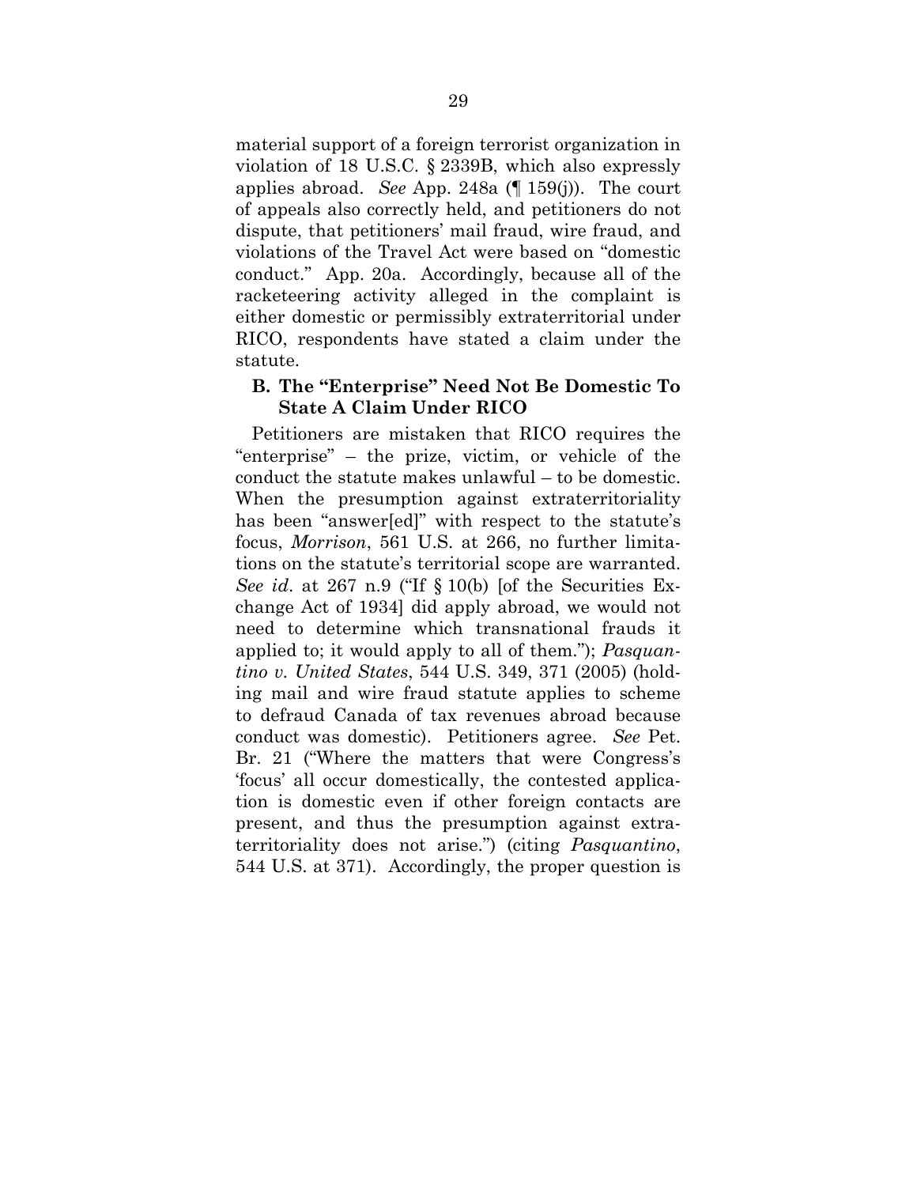material support of a foreign terrorist organization in violation of 18 U.S.C. § 2339B, which also expressly applies abroad. *See* App. 248a (¶ 159(j)). The court of appeals also correctly held, and petitioners do not dispute, that petitioners' mail fraud, wire fraud, and violations of the Travel Act were based on "domestic conduct." App. 20a. Accordingly, because all of the racketeering activity alleged in the complaint is either domestic or permissibly extraterritorial under RICO, respondents have stated a claim under the statute.

### B. The "Enterprise" Need Not Be Domestic To State A Claim Under RICO

Petitioners are mistaken that RICO requires the "enterprise" – the prize, victim, or vehicle of the conduct the statute makes unlawful – to be domestic. When the presumption against extraterritoriality has been "answer[ed]" with respect to the statute's focus, *Morrison*, 561 U.S. at 266, no further limitations on the statute's territorial scope are warranted. *See id*. at 267 n.9 ("If § 10(b) [of the Securities Exchange Act of 1934] did apply abroad, we would not need to determine which transnational frauds it applied to; it would apply to all of them."); *Pasquantino v. United States*, 544 U.S. 349, 371 (2005) (holding mail and wire fraud statute applies to scheme to defraud Canada of tax revenues abroad because conduct was domestic). Petitioners agree. *See* Pet. Br. 21 ("Where the matters that were Congress's 'focus' all occur domestically, the contested application is domestic even if other foreign contacts are present, and thus the presumption against extraterritoriality does not arise.") (citing *Pasquantino*, 544 U.S. at 371). Accordingly, the proper question is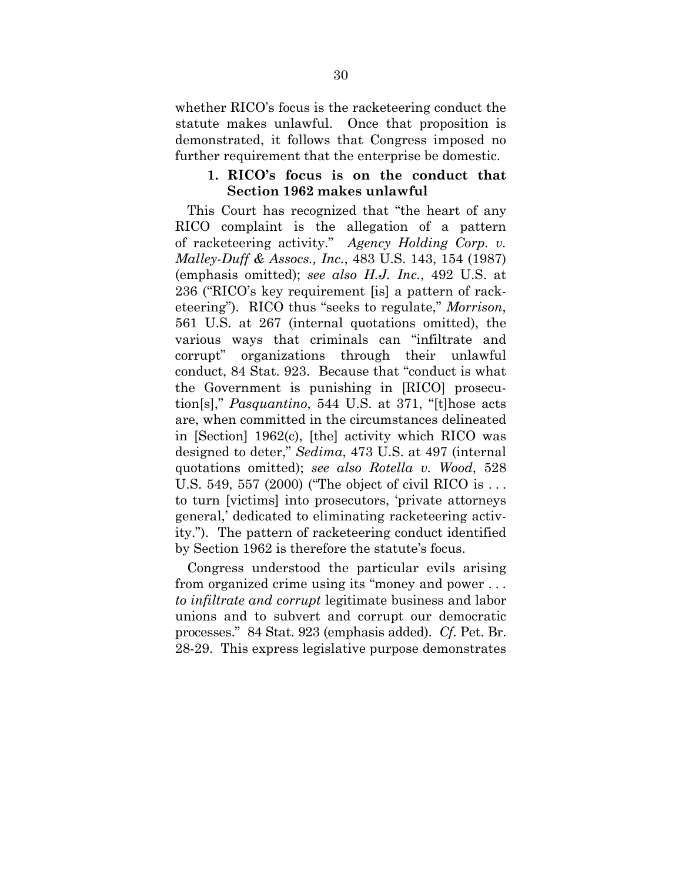whether RICO's focus is the racketeering conduct the statute makes unlawful. Once that proposition is demonstrated, it follows that Congress imposed no further requirement that the enterprise be domestic.

### 1. RICO's focus is on the conduct that Section 1962 makes unlawful

This Court has recognized that "the heart of any RICO complaint is the allegation of a pattern of racketeering activity." *Agency Holding Corp. v. Malley-Duff & Assocs., Inc.*, 483 U.S. 143, 154 (1987) (emphasis omitted); *see also H.J. Inc.*, 492 U.S. at 236 ("RICO's key requirement [is] a pattern of racketeering"). RICO thus "seeks to regulate," *Morrison*, 561 U.S. at 267 (internal quotations omitted), the various ways that criminals can "infiltrate and corrupt" organizations through their unlawful conduct, 84 Stat. 923. Because that "conduct is what the Government is punishing in [RICO] prosecution[s]," *Pasquantino*, 544 U.S. at 371, "[t]hose acts are, when committed in the circumstances delineated in [Section] 1962(c), [the] activity which RICO was designed to deter," *Sedima*, 473 U.S. at 497 (internal quotations omitted); *see also Rotella v. Wood*, 528 U.S. 549, 557 (2000) ("The object of civil RICO is . . . to turn [victims] into prosecutors, 'private attorneys general,' dedicated to eliminating racketeering activity."). The pattern of racketeering conduct identified by Section 1962 is therefore the statute's focus.

Congress understood the particular evils arising from organized crime using its "money and power . . . *to infiltrate and corrupt* legitimate business and labor unions and to subvert and corrupt our democratic processes." 84 Stat. 923 (emphasis added). *Cf.* Pet. Br. 28-29. This express legislative purpose demonstrates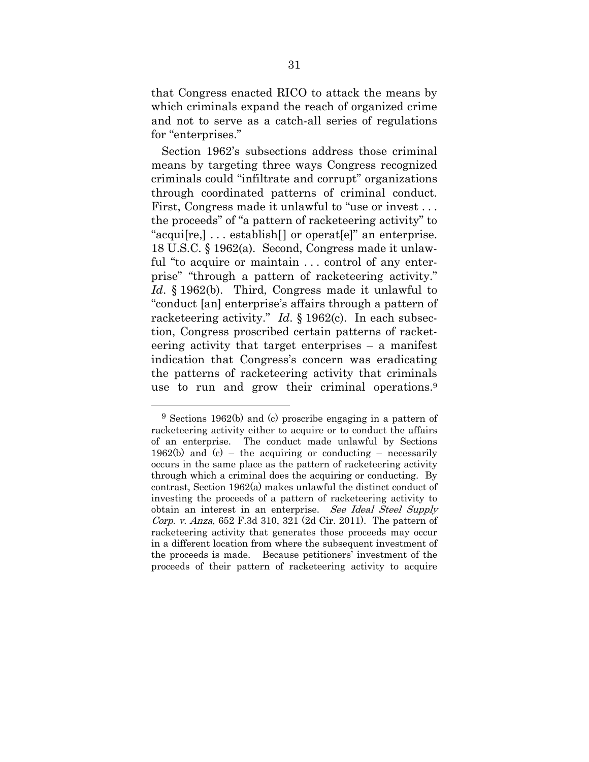that Congress enacted RICO to attack the means by which criminals expand the reach of organized crime and not to serve as a catch-all series of regulations for "enterprises."

Section 1962's subsections address those criminal means by targeting three ways Congress recognized criminals could "infiltrate and corrupt" organizations through coordinated patterns of criminal conduct. First, Congress made it unlawful to "use or invest . . . the proceeds" of "a pattern of racketeering activity" to "acqui[re,] . . . establish[] or operat[e]" an enterprise. 18 U.S.C. § 1962(a). Second, Congress made it unlawful "to acquire or maintain . . . control of any enterprise" "through a pattern of racketeering activity." *Id*. § 1962(b). Third, Congress made it unlawful to "conduct [an] enterprise's affairs through a pattern of racketeering activity." *Id*. § 1962(c). In each subsection, Congress proscribed certain patterns of racketeering activity that target enterprises – a manifest indication that Congress's concern was eradicating the patterns of racketeering activity that criminals use to run and grow their criminal operations.[9]

---

[9] Sections 1962(b) and (c) proscribe engaging in a pattern of racketeering activity either to acquire or to conduct the affairs of an enterprise. The conduct made unlawful by Sections 1962(b) and (c) – the acquiring or conducting – necessarily occurs in the same place as the pattern of racketeering activity through which a criminal does the acquiring or conducting. By contrast, Section 1962(a) makes unlawful the distinct conduct of investing the proceeds of a pattern of racketeering activity to obtain an interest in an enterprise. *See Ideal Steel Supply Corp. v. Anza*, 652 F.3d 310, 321 (2d Cir. 2011). The pattern of racketeering activity that generates those proceeds may occur in a different location from where the subsequent investment of the proceeds is made. Because petitioners' investment of the proceeds of their pattern of racketeering activity to acquire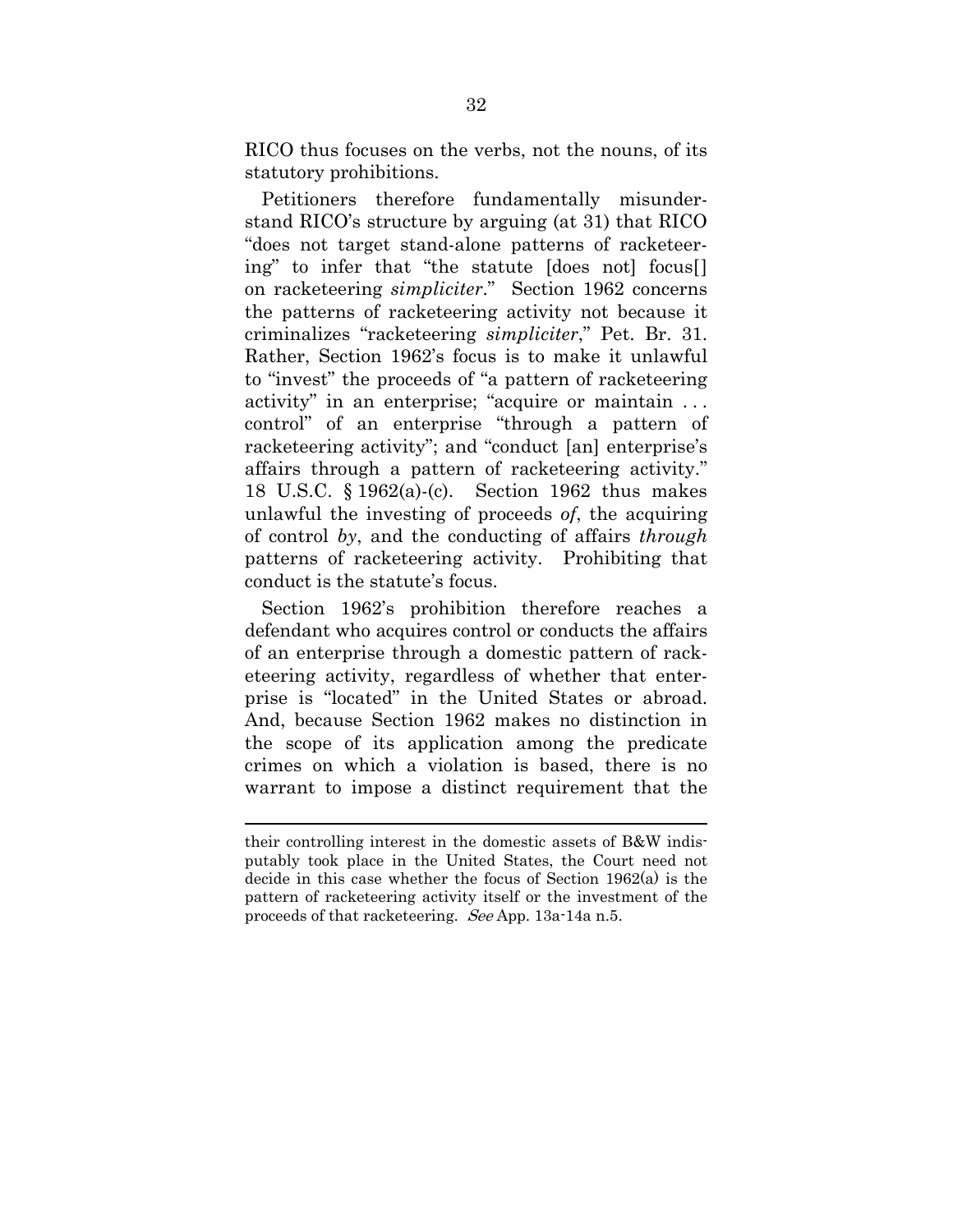RICO thus focuses on the verbs, not the nouns, of its statutory prohibitions.

Petitioners therefore fundamentally misunderstand RICO's structure by arguing (at 31) that RICO "does not target stand-alone patterns of racketeering" to infer that "the statute [does not] focus[] on racketeering *simpliciter*." Section 1962 concerns the patterns of racketeering activity not because it criminalizes "racketeering *simpliciter*," Pet. Br. 31. Rather, Section 1962's focus is to make it unlawful to "invest" the proceeds of "a pattern of racketeering activity" in an enterprise; "acquire or maintain . . . control" of an enterprise "through a pattern of racketeering activity"; and "conduct [an] enterprise's affairs through a pattern of racketeering activity." 18 U.S.C. § 1962(a)-(c). Section 1962 thus makes unlawful the investing of proceeds *of*, the acquiring of control *by*, and the conducting of affairs *through* patterns of racketeering activity. Prohibiting that conduct is the statute's focus.

Section 1962's prohibition therefore reaches a defendant who acquires control or conducts the affairs of an enterprise through a domestic pattern of racketeering activity, regardless of whether that enterprise is "located" in the United States or abroad. And, because Section 1962 makes no distinction in the scope of its application among the predicate crimes on which a violation is based, there is no warrant to impose a distinct requirement that the

---

their controlling interest in the domestic assets of B&W indisputably took place in the United States, the Court need not decide in this case whether the focus of Section 1962(a) is the pattern of racketeering activity itself or the investment of the proceeds of that racketeering. *See* App. 13a-14a n.5.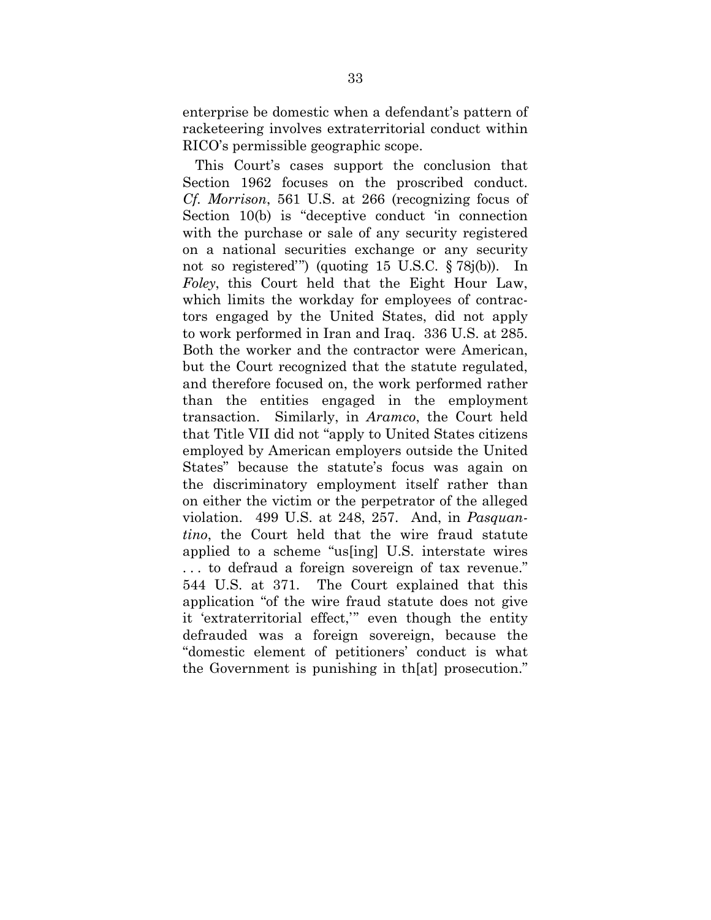enterprise be domestic when a defendant's pattern of racketeering involves extraterritorial conduct within RICO's permissible geographic scope.

This Court's cases support the conclusion that Section 1962 focuses on the proscribed conduct. *Cf. Morrison*, 561 U.S. at 266 (recognizing focus of Section 10(b) is "deceptive conduct 'in connection with the purchase or sale of any security registered on a national securities exchange or any security not so registered'") (quoting 15 U.S.C. § 78j(b)). In *Foley*, this Court held that the Eight Hour Law, which limits the workday for employees of contractors engaged by the United States, did not apply to work performed in Iran and Iraq. 336 U.S. at 285. Both the worker and the contractor were American, but the Court recognized that the statute regulated, and therefore focused on, the work performed rather than the entities engaged in the employment transaction. Similarly, in *Aramco*, the Court held that Title VII did not "apply to United States citizens employed by American employers outside the United States" because the statute's focus was again on the discriminatory employment itself rather than on either the victim or the perpetrator of the alleged violation. 499 U.S. at 248, 257. And, in *Pasquantino*, the Court held that the wire fraud statute applied to a scheme "us[ing] U.S. interstate wires . . . to defraud a foreign sovereign of tax revenue." 544 U.S. at 371. The Court explained that this application "of the wire fraud statute does not give it 'extraterritorial effect,'" even though the entity defrauded was a foreign sovereign, because the "domestic element of petitioners' conduct is what the Government is punishing in th[at] prosecution."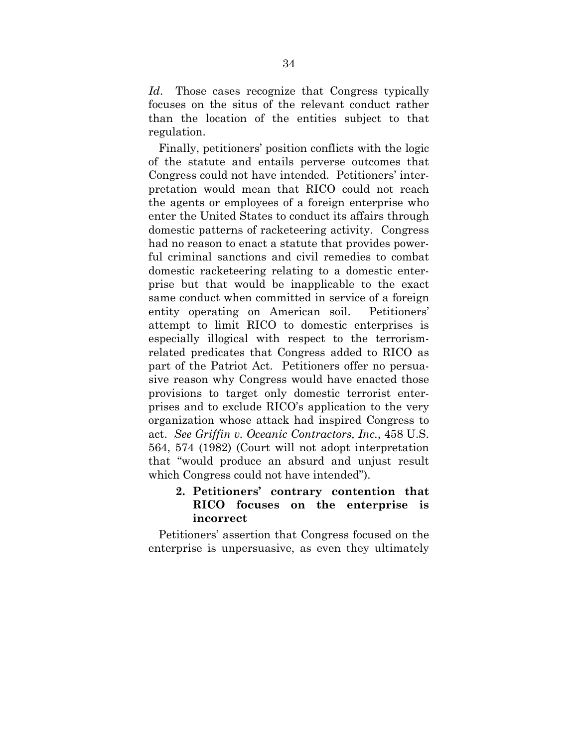*Id*. Those cases recognize that Congress typically focuses on the situs of the relevant conduct rather than the location of the entities subject to that regulation.

Finally, petitioners' position conflicts with the logic of the statute and entails perverse outcomes that Congress could not have intended. Petitioners' interpretation would mean that RICO could not reach the agents or employees of a foreign enterprise who enter the United States to conduct its affairs through domestic patterns of racketeering activity. Congress had no reason to enact a statute that provides powerful criminal sanctions and civil remedies to combat domestic racketeering relating to a domestic enterprise but that would be inapplicable to the exact same conduct when committed in service of a foreign entity operating on American soil. Petitioners' attempt to limit RICO to domestic enterprises is especially illogical with respect to the terrorism-related predicates that Congress added to RICO as part of the Patriot Act. Petitioners offer no persuasive reason why Congress would have enacted those provisions to target only domestic terrorist enterprises and to exclude RICO's application to the very organization whose attack had inspired Congress to act. *See Griffin v. Oceanic Contractors, Inc.*, 458 U.S. 564, 574 (1982) (Court will not adopt interpretation that "would produce an absurd and unjust result which Congress could not have intended").

**2. Petitioners' contrary contention that RICO focuses on the enterprise is incorrect**

Petitioners' assertion that Congress focused on the enterprise is unpersuasive, as even they ultimately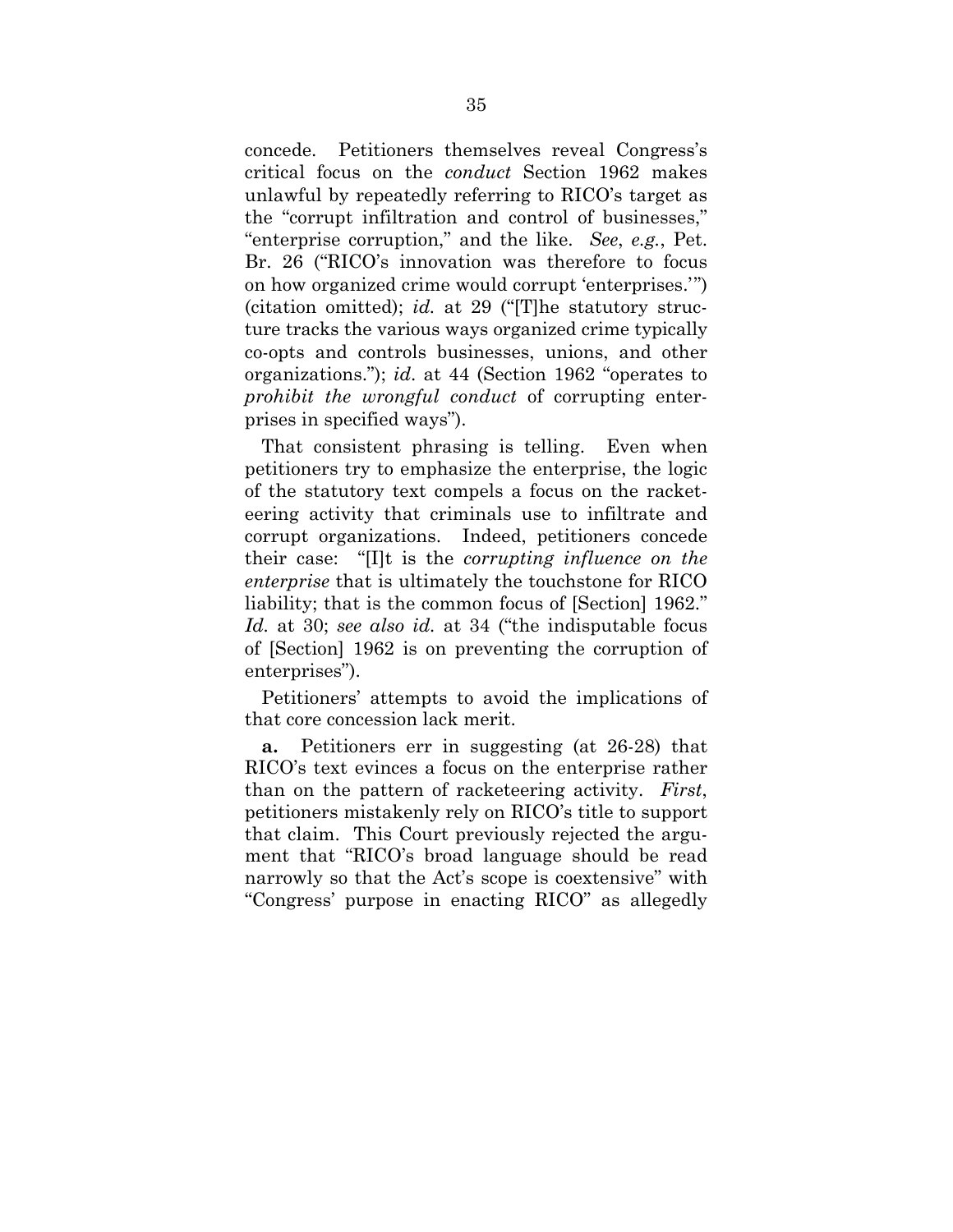concede. Petitioners themselves reveal Congress's critical focus on the *conduct* Section 1962 makes unlawful by repeatedly referring to RICO's target as the "corrupt infiltration and control of businesses," "enterprise corruption," and the like. *See*, *e.g.*, Pet. Br. 26 ("RICO's innovation was therefore to focus on how organized crime would corrupt 'enterprises.'") (citation omitted); *id.* at 29 ("[T]he statutory structure tracks the various ways organized crime typically co-opts and controls businesses, unions, and other organizations."); *id*. at 44 (Section 1962 "operates to *prohibit the wrongful conduct* of corrupting enterprises in specified ways").

That consistent phrasing is telling. Even when petitioners try to emphasize the enterprise, the logic of the statutory text compels a focus on the racketeering activity that criminals use to infiltrate and corrupt organizations. Indeed, petitioners concede their case: "[I]t is the *corrupting influence on the enterprise* that is ultimately the touchstone for RICO liability; that is the common focus of [Section] 1962." *Id.* at 30; *see also id.* at 34 ("the indisputable focus of [Section] 1962 is on preventing the corruption of enterprises").

Petitioners' attempts to avoid the implications of that core concession lack merit.

**a.** Petitioners err in suggesting (at 26-28) that RICO's text evinces a focus on the enterprise rather than on the pattern of racketeering activity. *First*, petitioners mistakenly rely on RICO's title to support that claim. This Court previously rejected the argument that "RICO's broad language should be read narrowly so that the Act's scope is coextensive" with "Congress' purpose in enacting RICO" as allegedly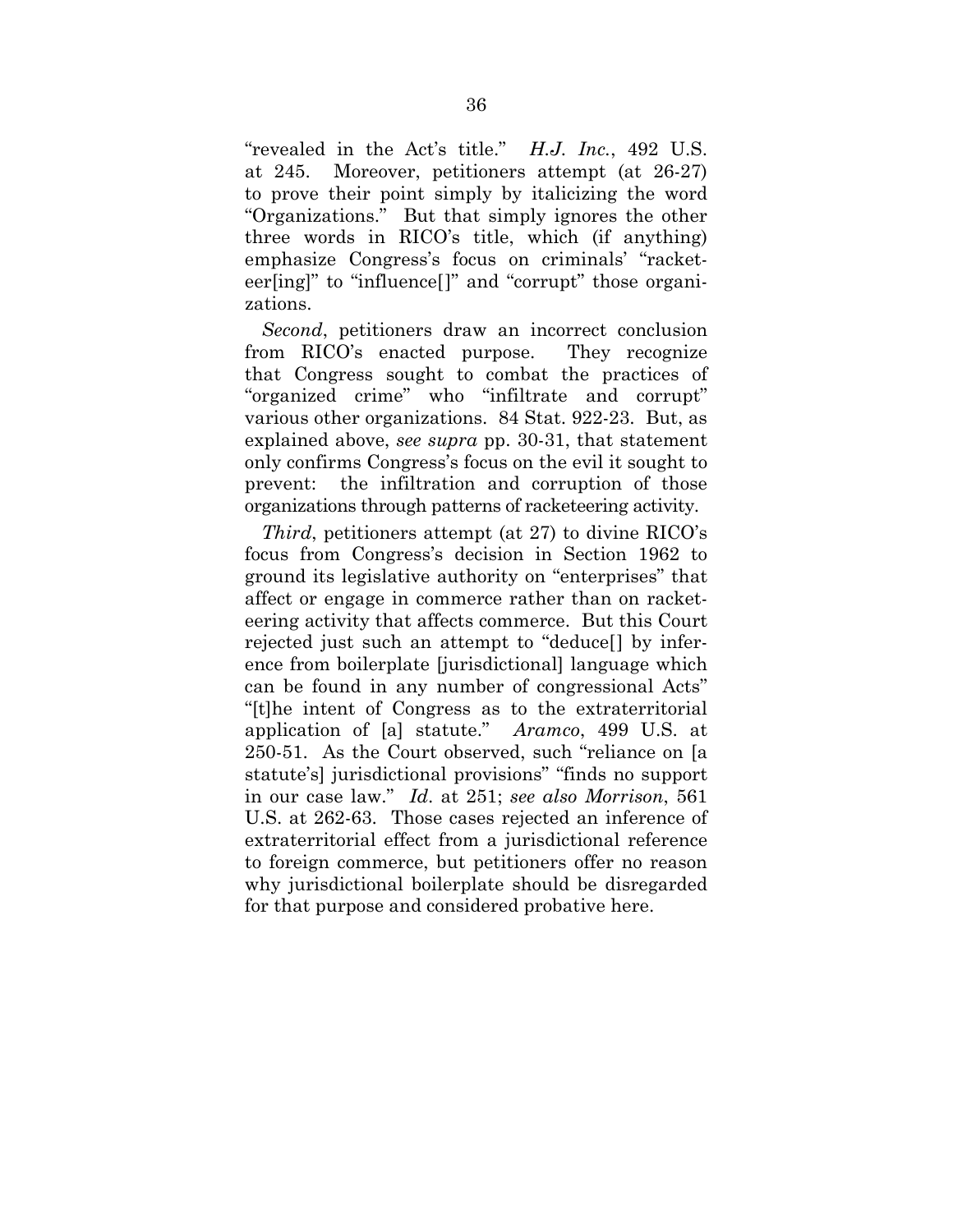"revealed in the Act's title." *H.J. Inc.*, 492 U.S. at 245. Moreover, petitioners attempt (at 26-27) to prove their point simply by italicizing the word "Organizations." But that simply ignores the other three words in RICO's title, which (if anything) emphasize Congress's focus on criminals' "racketeer[ing]" to "influence[]" and "corrupt" those organizations.

*Second*, petitioners draw an incorrect conclusion from RICO's enacted purpose. They recognize that Congress sought to combat the practices of "organized crime" who "infiltrate and corrupt" various other organizations. 84 Stat. 922-23. But, as explained above, *see supra* pp. 30-31, that statement only confirms Congress's focus on the evil it sought to prevent: the infiltration and corruption of those organizations through patterns of racketeering activity.

*Third*, petitioners attempt (at 27) to divine RICO's focus from Congress's decision in Section 1962 to ground its legislative authority on "enterprises" that affect or engage in commerce rather than on racketeering activity that affects commerce. But this Court rejected just such an attempt to "deduce[] by inference from boilerplate [jurisdictional] language which can be found in any number of congressional Acts" "[t]he intent of Congress as to the extraterritorial application of [a] statute." *Aramco*, 499 U.S. at 250-51. As the Court observed, such "reliance on [a statute's] jurisdictional provisions" "finds no support in our case law." *Id.* at 251; *see also Morrison*, 561 U.S. at 262-63. Those cases rejected an inference of extraterritorial effect from a jurisdictional reference to foreign commerce, but petitioners offer no reason why jurisdictional boilerplate should be disregarded for that purpose and considered probative here.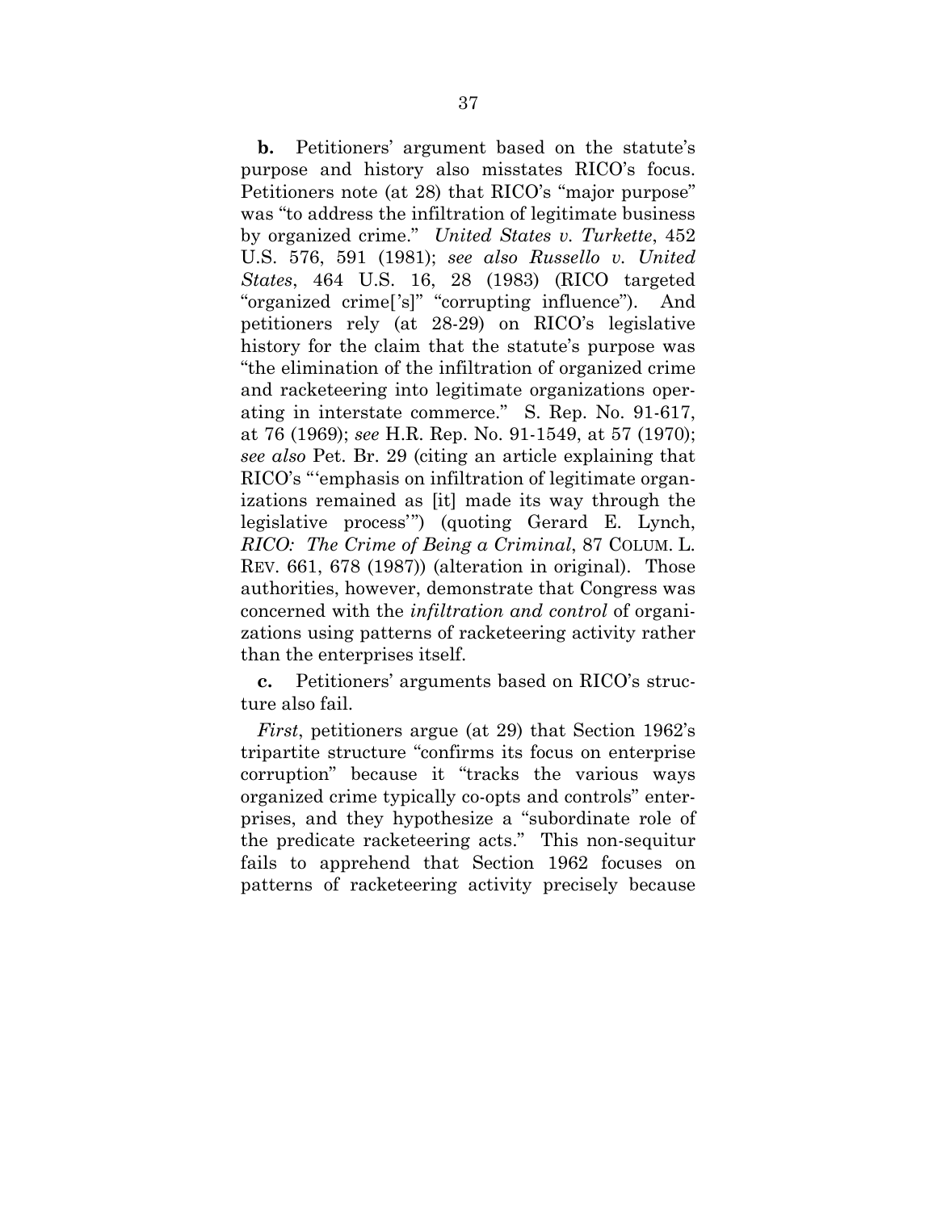**b.** Petitioners' argument based on the statute's purpose and history also misstates RICO's focus. Petitioners note (at 28) that RICO's "major purpose" was "to address the infiltration of legitimate business by organized crime." *United States v. Turkette*, 452 U.S. 576, 591 (1981); *see also Russello v. United States*, 464 U.S. 16, 28 (1983) (RICO targeted "organized crime['s]" "corrupting influence"). And petitioners rely (at 28-29) on RICO's legislative history for the claim that the statute's purpose was "the elimination of the infiltration of organized crime and racketeering into legitimate organizations operating in interstate commerce." S. Rep. No. 91-617, at 76 (1969); *see* H.R. Rep. No. 91-1549, at 57 (1970); *see also* Pet. Br. 29 (citing an article explaining that RICO's "'emphasis on infiltration of legitimate organizations remained as [it] made its way through the legislative process'") (quoting Gerard E. Lynch, *RICO: The Crime of Being a Criminal*, 87 COLUM. L. REV. 661, 678 (1987)) (alteration in original). Those authorities, however, demonstrate that Congress was concerned with the *infiltration and control* of organizations using patterns of racketeering activity rather than the enterprises itself.

**c.** Petitioners' arguments based on RICO's structure also fail.

*First*, petitioners argue (at 29) that Section 1962's tripartite structure "confirms its focus on enterprise corruption" because it "tracks the various ways organized crime typically co-opts and controls" enterprises, and they hypothesize a "subordinate role of the predicate racketeering acts." This non-sequitur fails to apprehend that Section 1962 focuses on patterns of racketeering activity precisely because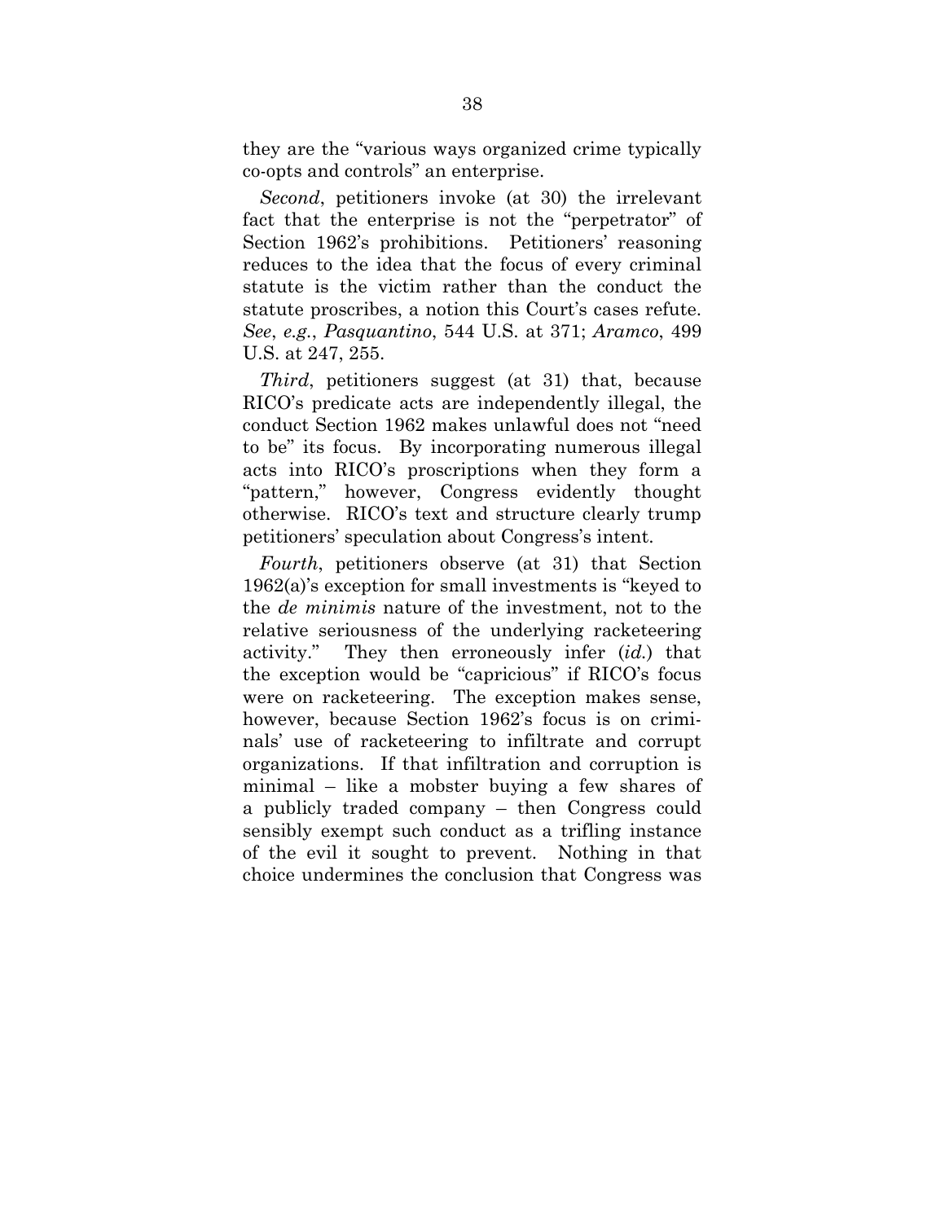they are the "various ways organized crime typically co-opts and controls" an enterprise.

*Second*, petitioners invoke (at 30) the irrelevant fact that the enterprise is not the "perpetrator" of Section 1962's prohibitions. Petitioners' reasoning reduces to the idea that the focus of every criminal statute is the victim rather than the conduct the statute proscribes, a notion this Court's cases refute. *See*, *e.g.*, *Pasquantino*, 544 U.S. at 371; *Aramco*, 499 U.S. at 247, 255.

*Third*, petitioners suggest (at 31) that, because RICO's predicate acts are independently illegal, the conduct Section 1962 makes unlawful does not "need to be" its focus. By incorporating numerous illegal acts into RICO's proscriptions when they form a "pattern," however, Congress evidently thought otherwise. RICO's text and structure clearly trump petitioners' speculation about Congress's intent.

*Fourth*, petitioners observe (at 31) that Section 1962(a)'s exception for small investments is "keyed to the *de minimis* nature of the investment, not to the relative seriousness of the underlying racketeering activity." They then erroneously infer (*id.*) that the exception would be "capricious" if RICO's focus were on racketeering. The exception makes sense, however, because Section 1962's focus is on criminals' use of racketeering to infiltrate and corrupt organizations. If that infiltration and corruption is minimal – like a mobster buying a few shares of a publicly traded company – then Congress could sensibly exempt such conduct as a trifling instance of the evil it sought to prevent. Nothing in that choice undermines the conclusion that Congress was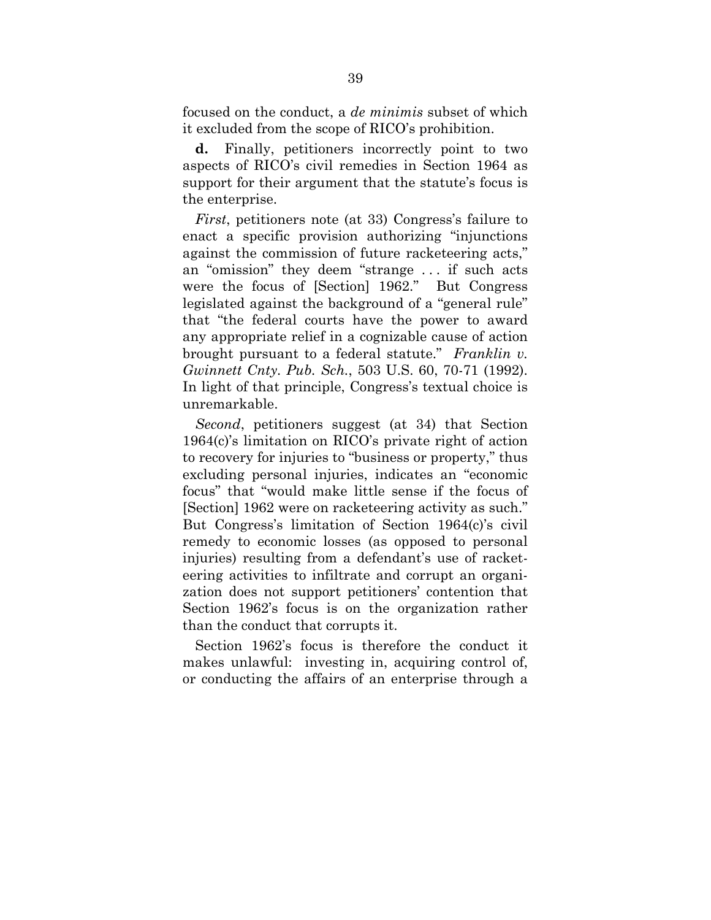focused on the conduct, a *de minimis* subset of which it excluded from the scope of RICO's prohibition.

**d.** Finally, petitioners incorrectly point to two aspects of RICO's civil remedies in Section 1964 as support for their argument that the statute's focus is the enterprise.

*First*, petitioners note (at 33) Congress's failure to enact a specific provision authorizing "injunctions against the commission of future racketeering acts," an "omission" they deem "strange . . . if such acts were the focus of [Section] 1962." But Congress legislated against the background of a "general rule" that "the federal courts have the power to award any appropriate relief in a cognizable cause of action brought pursuant to a federal statute." *Franklin v. Gwinnett Cnty. Pub. Sch.*, 503 U.S. 60, 70-71 (1992). In light of that principle, Congress's textual choice is unremarkable.

*Second*, petitioners suggest (at 34) that Section 1964(c)'s limitation on RICO's private right of action to recovery for injuries to "business or property," thus excluding personal injuries, indicates an "economic focus" that "would make little sense if the focus of [Section] 1962 were on racketeering activity as such." But Congress's limitation of Section 1964(c)'s civil remedy to economic losses (as opposed to personal injuries) resulting from a defendant's use of racketeering activities to infiltrate and corrupt an organization does not support petitioners' contention that Section 1962's focus is on the organization rather than the conduct that corrupts it.

Section 1962's focus is therefore the conduct it makes unlawful: investing in, acquiring control of, or conducting the affairs of an enterprise through a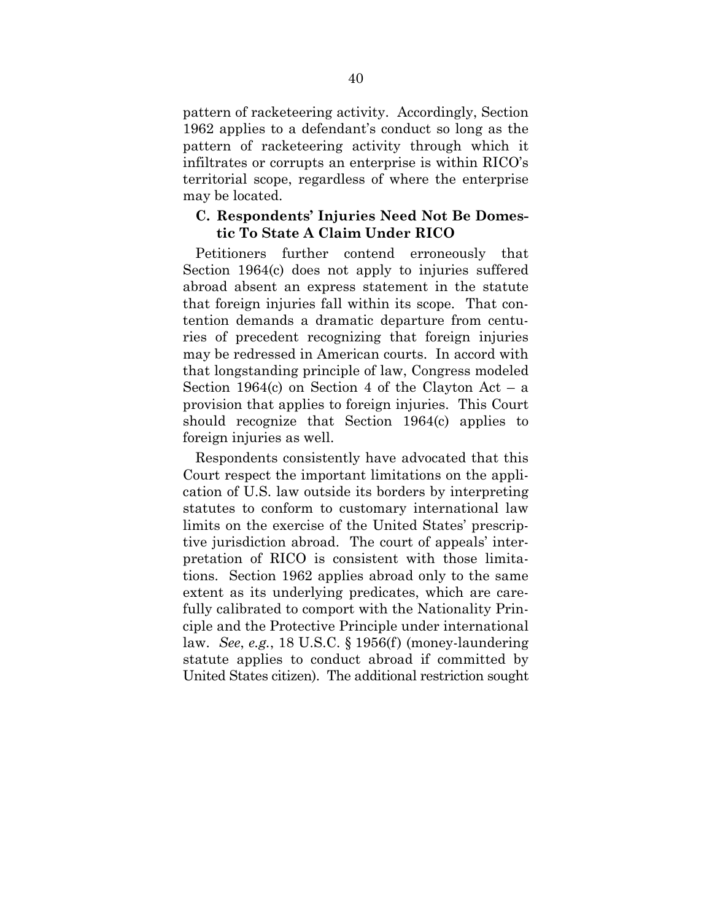pattern of racketeering activity. Accordingly, Section 1962 applies to a defendant's conduct so long as the pattern of racketeering activity through which it infiltrates or corrupts an enterprise is within RICO's territorial scope, regardless of where the enterprise may be located.

### C. Respondents' Injuries Need Not Be Domestic To State A Claim Under RICO

Petitioners further contend erroneously that Section 1964(c) does not apply to injuries suffered abroad absent an express statement in the statute that foreign injuries fall within its scope. That contention demands a dramatic departure from centuries of precedent recognizing that foreign injuries may be redressed in American courts. In accord with that longstanding principle of law, Congress modeled Section 1964(c) on Section 4 of the Clayton Act – a provision that applies to foreign injuries. This Court should recognize that Section 1964(c) applies to foreign injuries as well.

Respondents consistently have advocated that this Court respect the important limitations on the application of U.S. law outside its borders by interpreting statutes to conform to customary international law limits on the exercise of the United States' prescriptive jurisdiction abroad. The court of appeals' interpretation of RICO is consistent with those limitations. Section 1962 applies abroad only to the same extent as its underlying predicates, which are carefully calibrated to comport with the Nationality Principle and the Protective Principle under international law. *See*, *e.g.*, 18 U.S.C. § 1956(f) (money-laundering statute applies to conduct abroad if committed by United States citizen). The additional restriction sought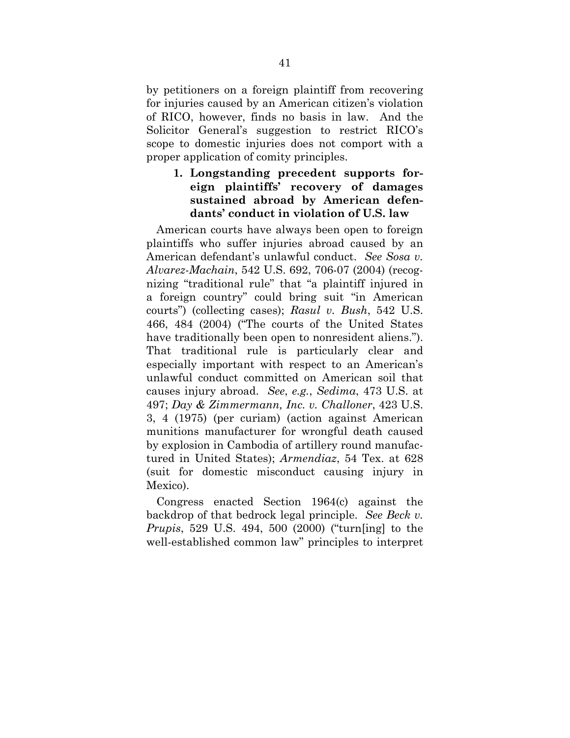by petitioners on a foreign plaintiff from recovering for injuries caused by an American citizen's violation of RICO, however, finds no basis in law. And the Solicitor General's suggestion to restrict RICO's scope to domestic injuries does not comport with a proper application of comity principles.

**1. Longstanding precedent supports foreign plaintiffs' recovery of damages sustained abroad by American defendants' conduct in violation of U.S. law**

American courts have always been open to foreign plaintiffs who suffer injuries abroad caused by an American defendant's unlawful conduct. *See Sosa v. Alvarez-Machain*, 542 U.S. 692, 706-07 (2004) (recognizing "traditional rule" that "a plaintiff injured in a foreign country" could bring suit "in American courts") (collecting cases); *Rasul v. Bush*, 542 U.S. 466, 484 (2004) ("The courts of the United States have traditionally been open to nonresident aliens."). That traditional rule is particularly clear and especially important with respect to an American's unlawful conduct committed on American soil that causes injury abroad. *See*, *e.g.*, *Sedima*, 473 U.S. at 497; *Day & Zimmermann, Inc. v. Challoner*, 423 U.S. 3, 4 (1975) (per curiam) (action against American munitions manufacturer for wrongful death caused by explosion in Cambodia of artillery round manufactured in United States); *Armendiaz*, 54 Tex. at 628 (suit for domestic misconduct causing injury in Mexico).

Congress enacted Section 1964(c) against the backdrop of that bedrock legal principle. *See Beck v. Prupis*, 529 U.S. 494, 500 (2000) ("turn[ing] to the well-established common law" principles to interpret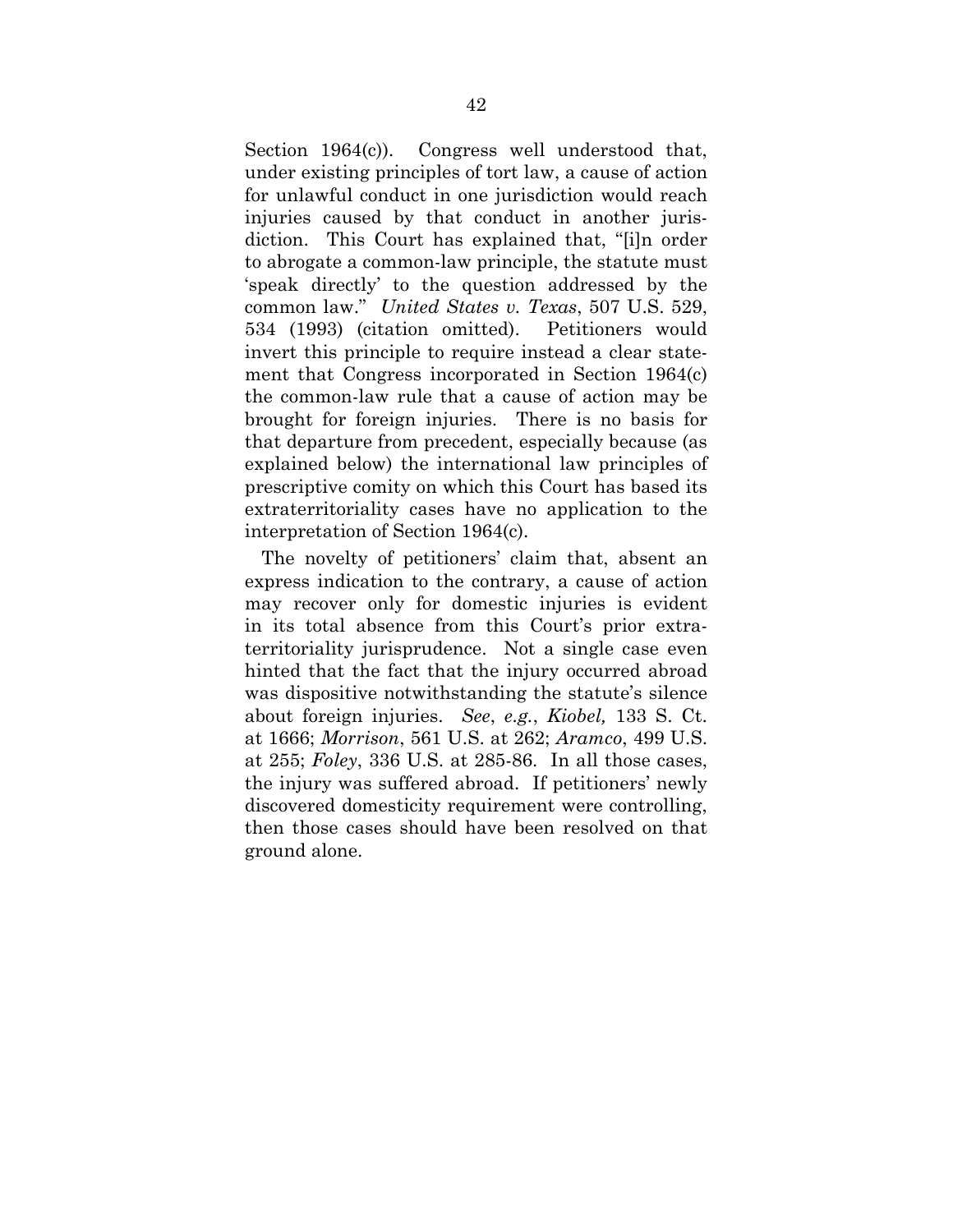Section 1964(c)). Congress well understood that, under existing principles of tort law, a cause of action for unlawful conduct in one jurisdiction would reach injuries caused by that conduct in another jurisdiction. This Court has explained that, "[i]n order to abrogate a common-law principle, the statute must 'speak directly' to the question addressed by the common law." *United States v. Texas*, 507 U.S. 529, 534 (1993) (citation omitted). Petitioners would invert this principle to require instead a clear statement that Congress incorporated in Section 1964(c) the common-law rule that a cause of action may be brought for foreign injuries. There is no basis for that departure from precedent, especially because (as explained below) the international law principles of prescriptive comity on which this Court has based its extraterritoriality cases have no application to the interpretation of Section 1964(c).

The novelty of petitioners' claim that, absent an express indication to the contrary, a cause of action may recover only for domestic injuries is evident in its total absence from this Court's prior extraterritoriality jurisprudence. Not a single case even hinted that the fact that the injury occurred abroad was dispositive notwithstanding the statute's silence about foreign injuries. *See*, *e.g.*, *Kiobel,* 133 S. Ct. at 1666; *Morrison*, 561 U.S. at 262; *Aramco*, 499 U.S. at 255; *Foley*, 336 U.S. at 285-86. In all those cases, the injury was suffered abroad. If petitioners' newly discovered domesticity requirement were controlling, then those cases should have been resolved on that ground alone.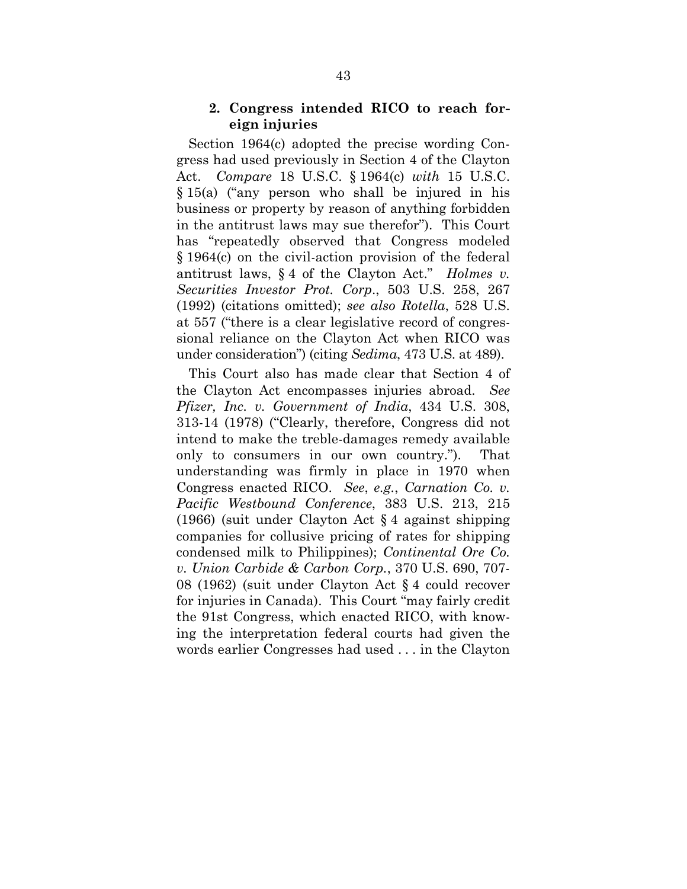### 2. Congress intended RICO to reach foreign injuries

Section 1964(c) adopted the precise wording Congress had used previously in Section 4 of the Clayton Act. *Compare* 18 U.S.C. § 1964(c) *with* 15 U.S.C. § 15(a) ("any person who shall be injured in his business or property by reason of anything forbidden in the antitrust laws may sue therefor"). This Court has "repeatedly observed that Congress modeled § 1964(c) on the civil-action provision of the federal antitrust laws, § 4 of the Clayton Act." *Holmes v. Securities Investor Prot. Corp.*, 503 U.S. 258, 267 (1992) (citations omitted); *see also Rotella*, 528 U.S. at 557 ("there is a clear legislative record of congressional reliance on the Clayton Act when RICO was under consideration") (citing *Sedima*, 473 U.S. at 489).

This Court also has made clear that Section 4 of the Clayton Act encompasses injuries abroad. *See Pfizer, Inc. v. Government of India*, 434 U.S. 308, 313-14 (1978) ("Clearly, therefore, Congress did not intend to make the treble-damages remedy available only to consumers in our own country."). That understanding was firmly in place in 1970 when Congress enacted RICO. *See*, *e.g.*, *Carnation Co. v. Pacific Westbound Conference*, 383 U.S. 213, 215 (1966) (suit under Clayton Act § 4 against shipping companies for collusive pricing of rates for shipping condensed milk to Philippines); *Continental Ore Co. v. Union Carbide & Carbon Corp.*, 370 U.S. 690, 707-08 (1962) (suit under Clayton Act § 4 could recover for injuries in Canada). This Court "may fairly credit the 91st Congress, which enacted RICO, with knowing the interpretation federal courts had given the words earlier Congresses had used . . . in the Clayton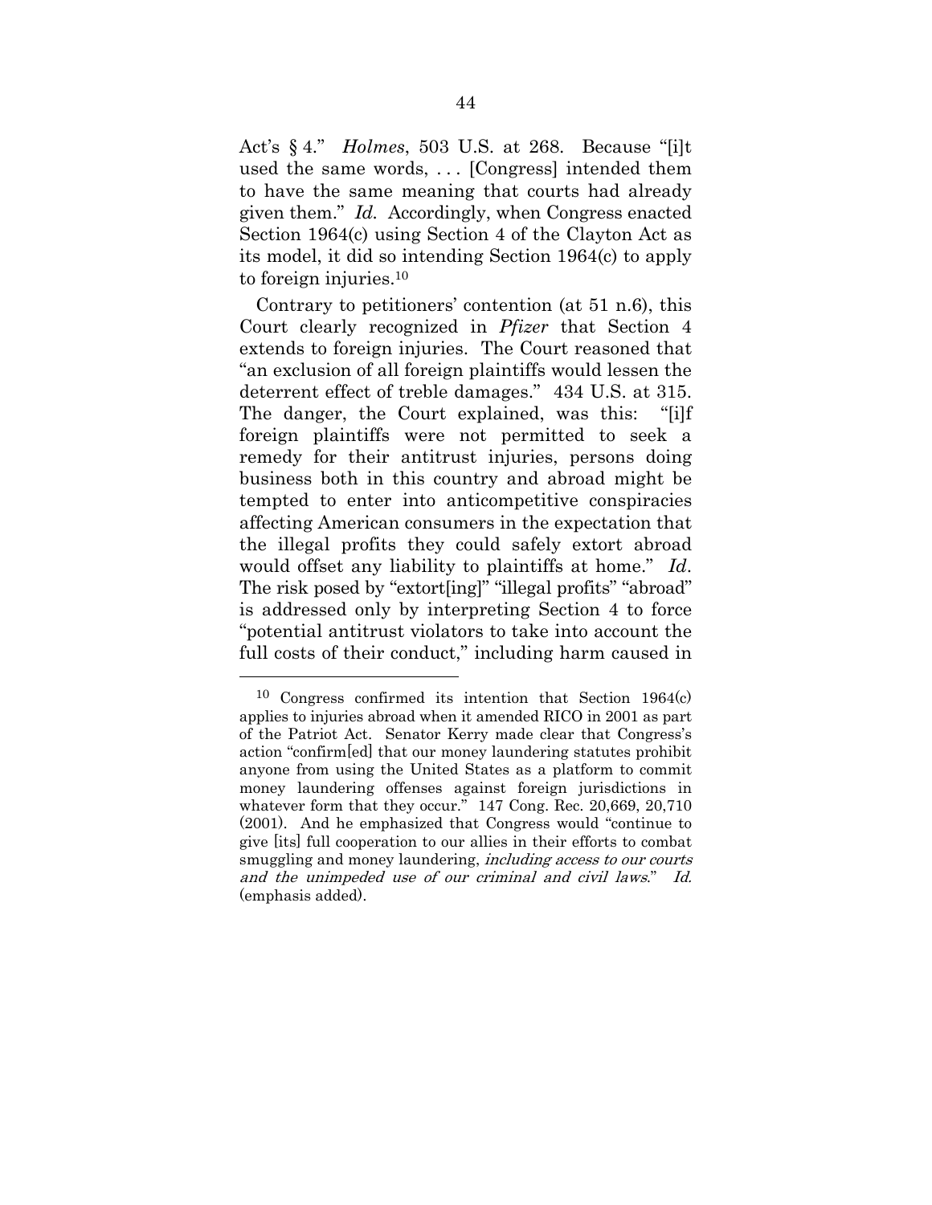Act's § 4." *Holmes*, 503 U.S. at 268. Because "[i]t used the same words, . . . [Congress] intended them to have the same meaning that courts had already given them." *Id.* Accordingly, when Congress enacted Section 1964(c) using Section 4 of the Clayton Act as its model, it did so intending Section 1964(c) to apply to foreign injuries.[10]

Contrary to petitioners' contention (at 51 n.6), this Court clearly recognized in *Pfizer* that Section 4 extends to foreign injuries. The Court reasoned that "an exclusion of all foreign plaintiffs would lessen the deterrent effect of treble damages." 434 U.S. at 315. The danger, the Court explained, was this: "[i]f foreign plaintiffs were not permitted to seek a remedy for their antitrust injuries, persons doing business both in this country and abroad might be tempted to enter into anticompetitive conspiracies affecting American consumers in the expectation that the illegal profits they could safely extort abroad would offset any liability to plaintiffs at home." *Id*. The risk posed by "extort[ing]" "illegal profits" "abroad" is addressed only by interpreting Section 4 to force "potential antitrust violators to take into account the full costs of their conduct," including harm caused in

---

[10] Congress confirmed its intention that Section 1964(c) applies to injuries abroad when it amended RICO in 2001 as part of the Patriot Act. Senator Kerry made clear that Congress's action "confirm[ed] that our money laundering statutes prohibit anyone from using the United States as a platform to commit money laundering offenses against foreign jurisdictions in whatever form that they occur." 147 Cong. Rec. 20,669, 20,710 (2001). And he emphasized that Congress would "continue to give [its] full cooperation to our allies in their efforts to combat smuggling and money laundering, *including access to our courts and the unimpeded use of our criminal and civil laws*." *Id.* (emphasis added).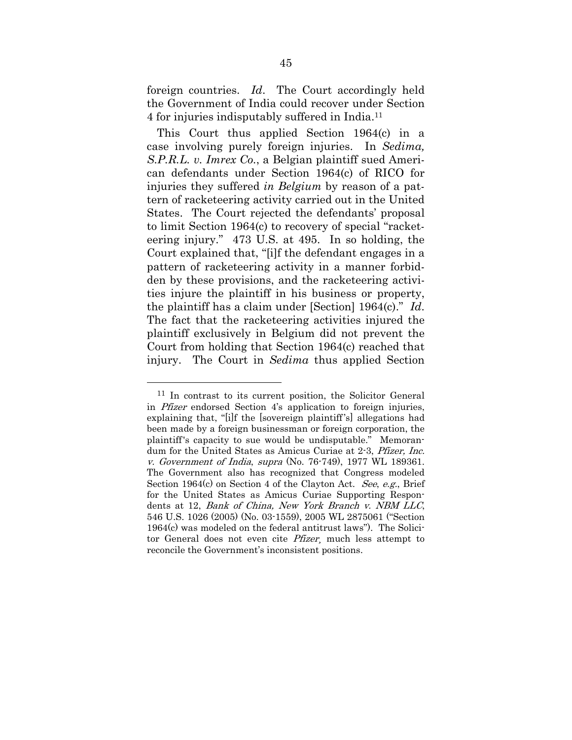foreign countries. *Id*. The Court accordingly held the Government of India could recover under Section 4 for injuries indisputably suffered in India.[11]

This Court thus applied Section 1964(c) in a case involving purely foreign injuries. In *Sedima, S.P.R.L. v. Imrex Co.*, a Belgian plaintiff sued American defendants under Section 1964(c) of RICO for injuries they suffered *in Belgium* by reason of a pattern of racketeering activity carried out in the United States. The Court rejected the defendants' proposal to limit Section 1964(c) to recovery of special "racketeering injury." 473 U.S. at 495. In so holding, the Court explained that, "[i]f the defendant engages in a pattern of racketeering activity in a manner forbidden by these provisions, and the racketeering activities injure the plaintiff in his business or property, the plaintiff has a claim under [Section] 1964(c)." *Id.* The fact that the racketeering activities injured the plaintiff exclusively in Belgium did not prevent the Court from holding that Section 1964(c) reached that injury. The Court in *Sedima* thus applied Section

---

[11] In contrast to its current position, the Solicitor General in *Pfizer* endorsed Section 4's application to foreign injuries, explaining that, "[i]f the [sovereign plaintiff's] allegations had been made by a foreign businessman or foreign corporation, the plaintiff's capacity to sue would be undisputable." Memorandum for the United States as Amicus Curiae at 2-3, *Pfizer, Inc. v. Government of India*, *supra* (No. 76-749), 1977 WL 189361. The Government also has recognized that Congress modeled Section 1964(c) on Section 4 of the Clayton Act. *See*, *e.g.*, Brief for the United States as Amicus Curiae Supporting Respondents at 12, *Bank of China, New York Branch v. NBM LLC*, 546 U.S. 1026 (2005) (No. 03-1559), 2005 WL 2875061 ("Section 1964(c) was modeled on the federal antitrust laws"). The Solicitor General does not even cite *Pfizer*, much less attempt to reconcile the Government's inconsistent positions.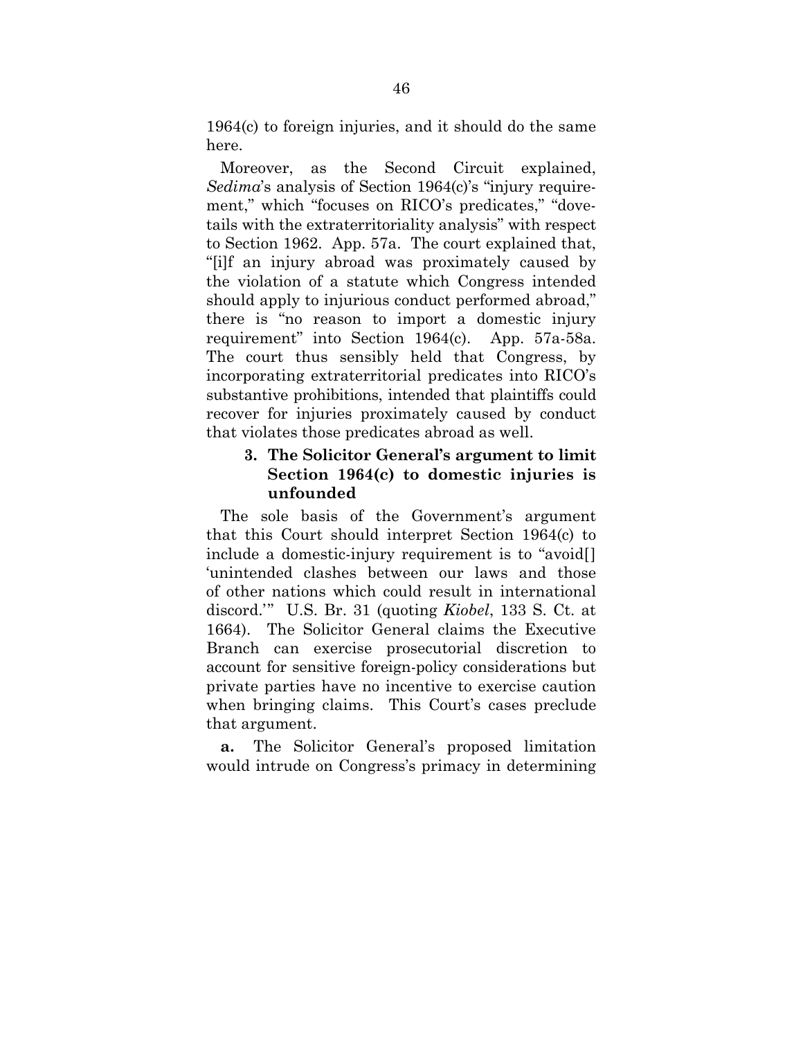1964(c) to foreign injuries, and it should do the same here.

Moreover, as the Second Circuit explained, *Sedima*'s analysis of Section 1964(c)'s "injury requirement," which "focuses on RICO's predicates," "dovetails with the extraterritoriality analysis" with respect to Section 1962. App. 57a. The court explained that, "[i]f an injury abroad was proximately caused by the violation of a statute which Congress intended should apply to injurious conduct performed abroad," there is "no reason to import a domestic injury requirement" into Section 1964(c). App. 57a-58a. The court thus sensibly held that Congress, by incorporating extraterritorial predicates into RICO's substantive prohibitions, intended that plaintiffs could recover for injuries proximately caused by conduct that violates those predicates abroad as well.

### 3. The Solicitor General's argument to limit Section 1964(c) to domestic injuries is unfounded

The sole basis of the Government's argument that this Court should interpret Section 1964(c) to include a domestic-injury requirement is to "avoid[] 'unintended clashes between our laws and those of other nations which could result in international discord.'" U.S. Br. 31 (quoting *Kiobel*, 133 S. Ct. at 1664). The Solicitor General claims the Executive Branch can exercise prosecutorial discretion to account for sensitive foreign-policy considerations but private parties have no incentive to exercise caution when bringing claims. This Court's cases preclude that argument.

**a.** The Solicitor General's proposed limitation would intrude on Congress's primacy in determining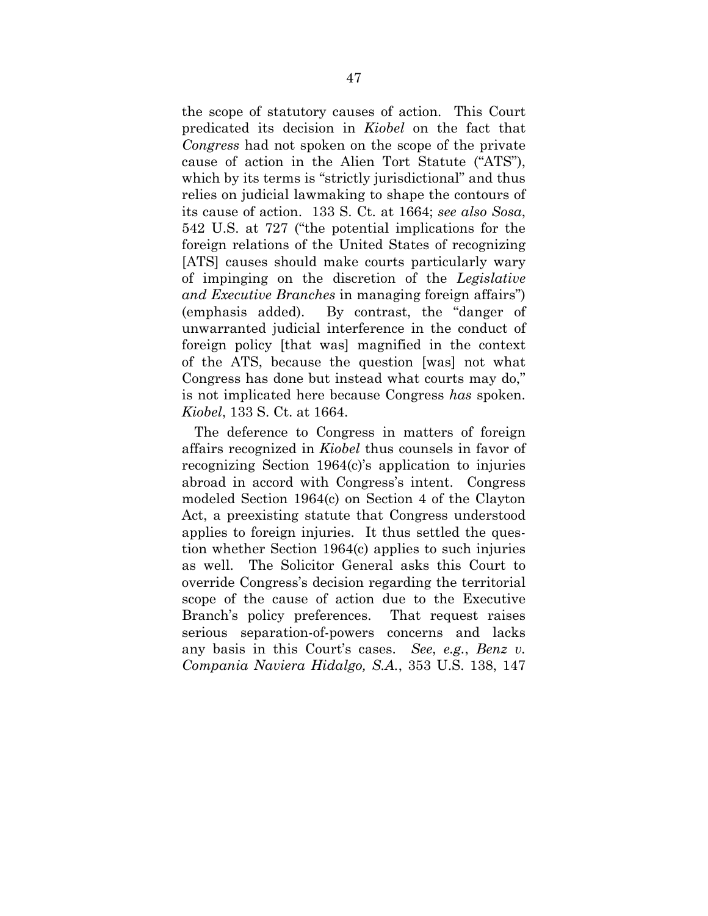the scope of statutory causes of action. This Court predicated its decision in *Kiobel* on the fact that *Congress* had not spoken on the scope of the private cause of action in the Alien Tort Statute ("ATS"), which by its terms is "strictly jurisdictional" and thus relies on judicial lawmaking to shape the contours of its cause of action. 133 S. Ct. at 1664; *see also Sosa*, 542 U.S. at 727 ("the potential implications for the foreign relations of the United States of recognizing [ATS] causes should make courts particularly wary of impinging on the discretion of the *Legislative and Executive Branches* in managing foreign affairs") (emphasis added). By contrast, the "danger of unwarranted judicial interference in the conduct of foreign policy [that was] magnified in the context of the ATS, because the question [was] not what Congress has done but instead what courts may do," is not implicated here because Congress *has* spoken. *Kiobel*, 133 S. Ct. at 1664.

The deference to Congress in matters of foreign affairs recognized in *Kiobel* thus counsels in favor of recognizing Section 1964(c)'s application to injuries abroad in accord with Congress's intent. Congress modeled Section 1964(c) on Section 4 of the Clayton Act, a preexisting statute that Congress understood applies to foreign injuries. It thus settled the question whether Section 1964(c) applies to such injuries as well. The Solicitor General asks this Court to override Congress's decision regarding the territorial scope of the cause of action due to the Executive Branch's policy preferences. That request raises serious separation-of-powers concerns and lacks any basis in this Court's cases. *See*, *e.g.*, *Benz v. Compania Naviera Hidalgo, S.A.*, 353 U.S. 138, 147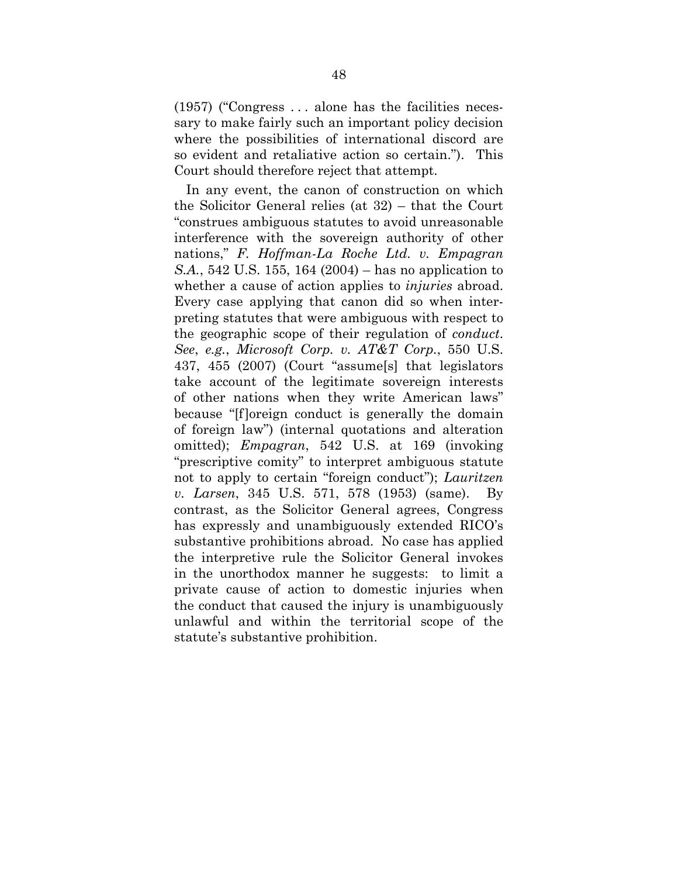(1957) ("Congress . . . alone has the facilities necessary to make fairly such an important policy decision where the possibilities of international discord are so evident and retaliative action so certain."). This Court should therefore reject that attempt.

In any event, the canon of construction on which the Solicitor General relies (at 32) – that the Court "construes ambiguous statutes to avoid unreasonable interference with the sovereign authority of other nations," *F. Hoffman-La Roche Ltd. v. Empagran S.A.*, 542 U.S. 155, 164 (2004) – has no application to whether a cause of action applies to *injuries* abroad. Every case applying that canon did so when interpreting statutes that were ambiguous with respect to the geographic scope of their regulation of *conduct*. *See, e.g.*, *Microsoft Corp. v. AT&T Corp.*, 550 U.S. 437, 455 (2007) (Court "assume[s] that legislators take account of the legitimate sovereign interests of other nations when they write American laws" because "[f]oreign conduct is generally the domain of foreign law") (internal quotations and alteration omitted); *Empagran*, 542 U.S. at 169 (invoking "prescriptive comity" to interpret ambiguous statute not to apply to certain "foreign conduct"); *Lauritzen v. Larsen*, 345 U.S. 571, 578 (1953) (same). By contrast, as the Solicitor General agrees, Congress has expressly and unambiguously extended RICO's substantive prohibitions abroad. No case has applied the interpretive rule the Solicitor General invokes in the unorthodox manner he suggests: to limit a private cause of action to domestic injuries when the conduct that caused the injury is unambiguously unlawful and within the territorial scope of the statute's substantive prohibition.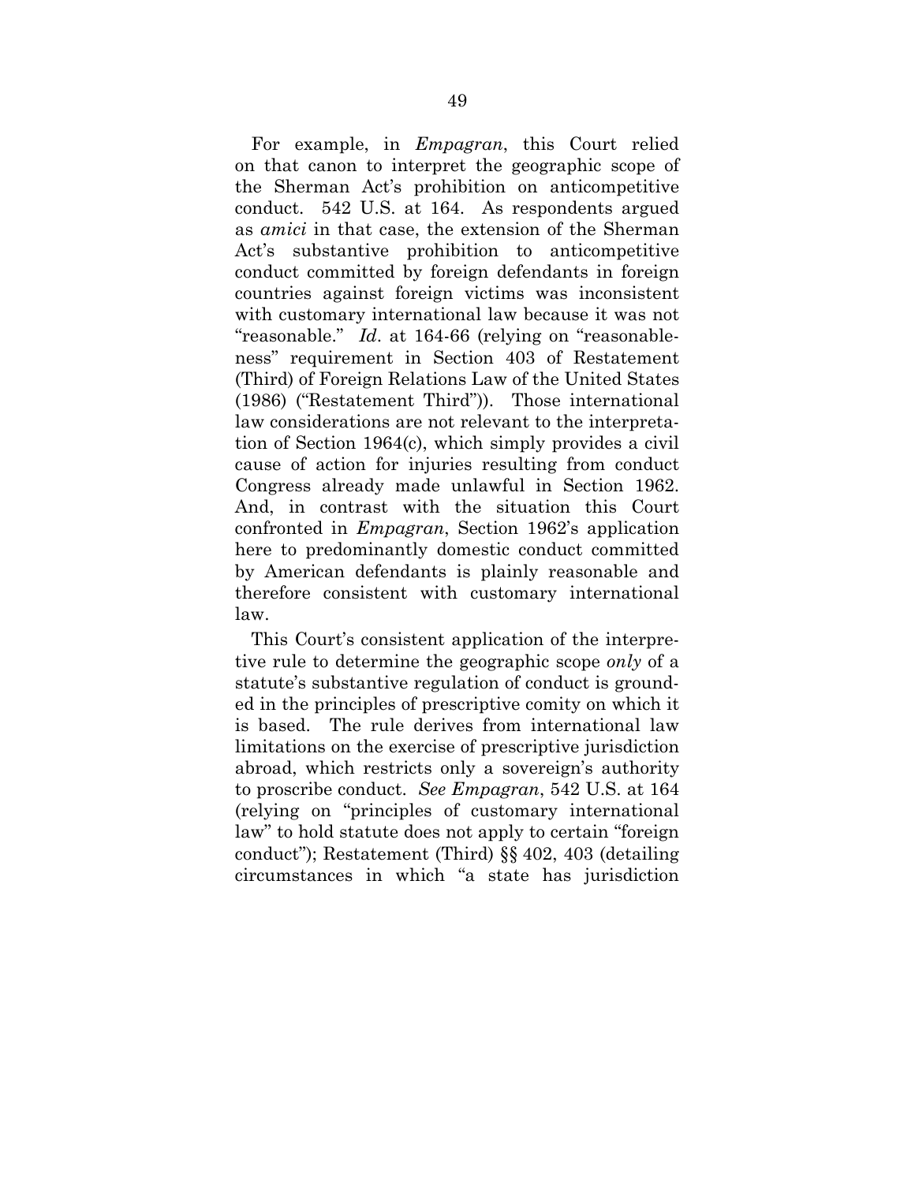For example, in *Empagran*, this Court relied on that canon to interpret the geographic scope of the Sherman Act's prohibition on anticompetitive conduct. 542 U.S. at 164. As respondents argued as *amici* in that case, the extension of the Sherman Act's substantive prohibition to anticompetitive conduct committed by foreign defendants in foreign countries against foreign victims was inconsistent with customary international law because it was not "reasonable." *Id*. at 164-66 (relying on "reasonableness" requirement in Section 403 of Restatement (Third) of Foreign Relations Law of the United States (1986) ("Restatement Third")). Those international law considerations are not relevant to the interpretation of Section 1964(c), which simply provides a civil cause of action for injuries resulting from conduct Congress already made unlawful in Section 1962. And, in contrast with the situation this Court confronted in *Empagran*, Section 1962's application here to predominantly domestic conduct committed by American defendants is plainly reasonable and therefore consistent with customary international law.

This Court's consistent application of the interpretive rule to determine the geographic scope *only* of a statute's substantive regulation of conduct is grounded in the principles of prescriptive comity on which it is based. The rule derives from international law limitations on the exercise of prescriptive jurisdiction abroad, which restricts only a sovereign's authority to proscribe conduct. *See Empagran*, 542 U.S. at 164 (relying on "principles of customary international law" to hold statute does not apply to certain "foreign conduct"); Restatement (Third) §§ 402, 403 (detailing circumstances in which "a state has jurisdiction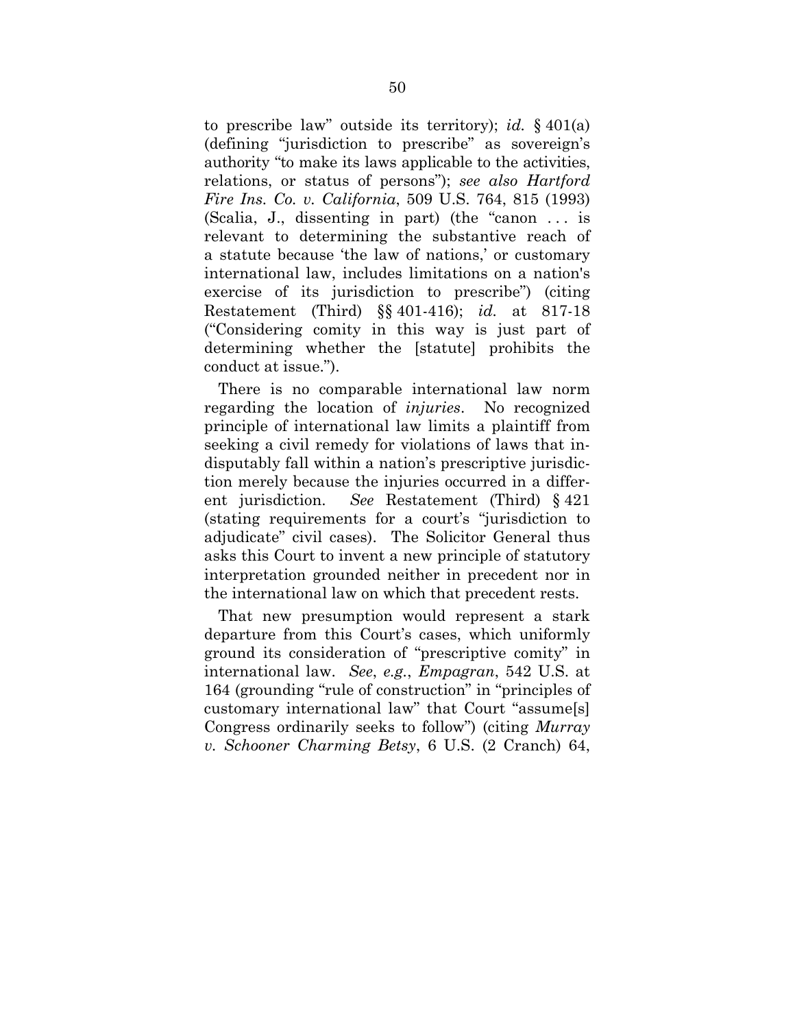to prescribe law" outside its territory); *id.* § 401(a) (defining "jurisdiction to prescribe" as sovereign's authority "to make its laws applicable to the activities, relations, or status of persons"); *see also Hartford Fire Ins. Co. v. California*, 509 U.S. 764, 815 (1993) (Scalia, J., dissenting in part) (the "canon . . . is relevant to determining the substantive reach of a statute because 'the law of nations,' or customary international law, includes limitations on a nation's exercise of its jurisdiction to prescribe") (citing Restatement (Third) §§ 401-416); *id.* at 817-18 ("Considering comity in this way is just part of determining whether the [statute] prohibits the conduct at issue.").

There is no comparable international law norm regarding the location of *injuries*. No recognized principle of international law limits a plaintiff from seeking a civil remedy for violations of laws that indisputably fall within a nation's prescriptive jurisdiction merely because the injuries occurred in a different jurisdiction. *See* Restatement (Third) § 421 (stating requirements for a court's "jurisdiction to adjudicate" civil cases). The Solicitor General thus asks this Court to invent a new principle of statutory interpretation grounded neither in precedent nor in the international law on which that precedent rests.

That new presumption would represent a stark departure from this Court's cases, which uniformly ground its consideration of "prescriptive comity" in international law. *See*, *e.g.*, *Empagran*, 542 U.S. at 164 (grounding "rule of construction" in "principles of customary international law" that Court "assume[s] Congress ordinarily seeks to follow") (citing *Murray v. Schooner Charming Betsy*, 6 U.S. (2 Cranch) 64,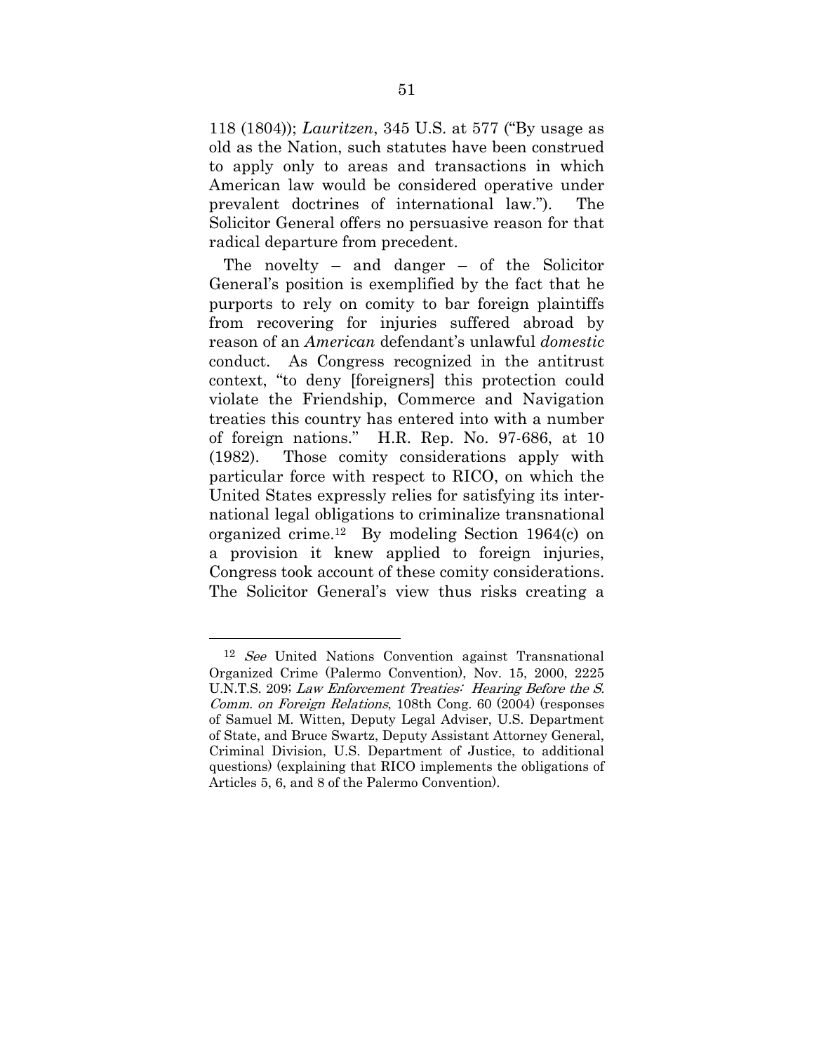118 (1804)); *Lauritzen*, 345 U.S. at 577 ("By usage as old as the Nation, such statutes have been construed to apply only to areas and transactions in which American law would be considered operative under prevalent doctrines of international law."). The Solicitor General offers no persuasive reason for that radical departure from precedent.

The novelty – and danger – of the Solicitor General's position is exemplified by the fact that he purports to rely on comity to bar foreign plaintiffs from recovering for injuries suffered abroad by reason of an *American* defendant's unlawful *domestic* conduct. As Congress recognized in the antitrust context, "to deny [foreigners] this protection could violate the Friendship, Commerce and Navigation treaties this country has entered into with a number of foreign nations." H.R. Rep. No. 97-686, at 10 (1982). Those comity considerations apply with particular force with respect to RICO, on which the United States expressly relies for satisfying its international legal obligations to criminalize transnational organized crime.[12] By modeling Section 1964(c) on a provision it knew applied to foreign injuries, Congress took account of these comity considerations. The Solicitor General's view thus risks creating a

---

[12] *See* United Nations Convention against Transnational Organized Crime (Palermo Convention), Nov. 15, 2000, 2225 U.N.T.S. 209; *Law Enforcement Treaties: Hearing Before the S. Comm. on Foreign Relations*, 108th Cong. 60 (2004) (responses of Samuel M. Witten, Deputy Legal Adviser, U.S. Department of State, and Bruce Swartz, Deputy Assistant Attorney General, Criminal Division, U.S. Department of Justice, to additional questions) (explaining that RICO implements the obligations of Articles 5, 6, and 8 of the Palermo Convention).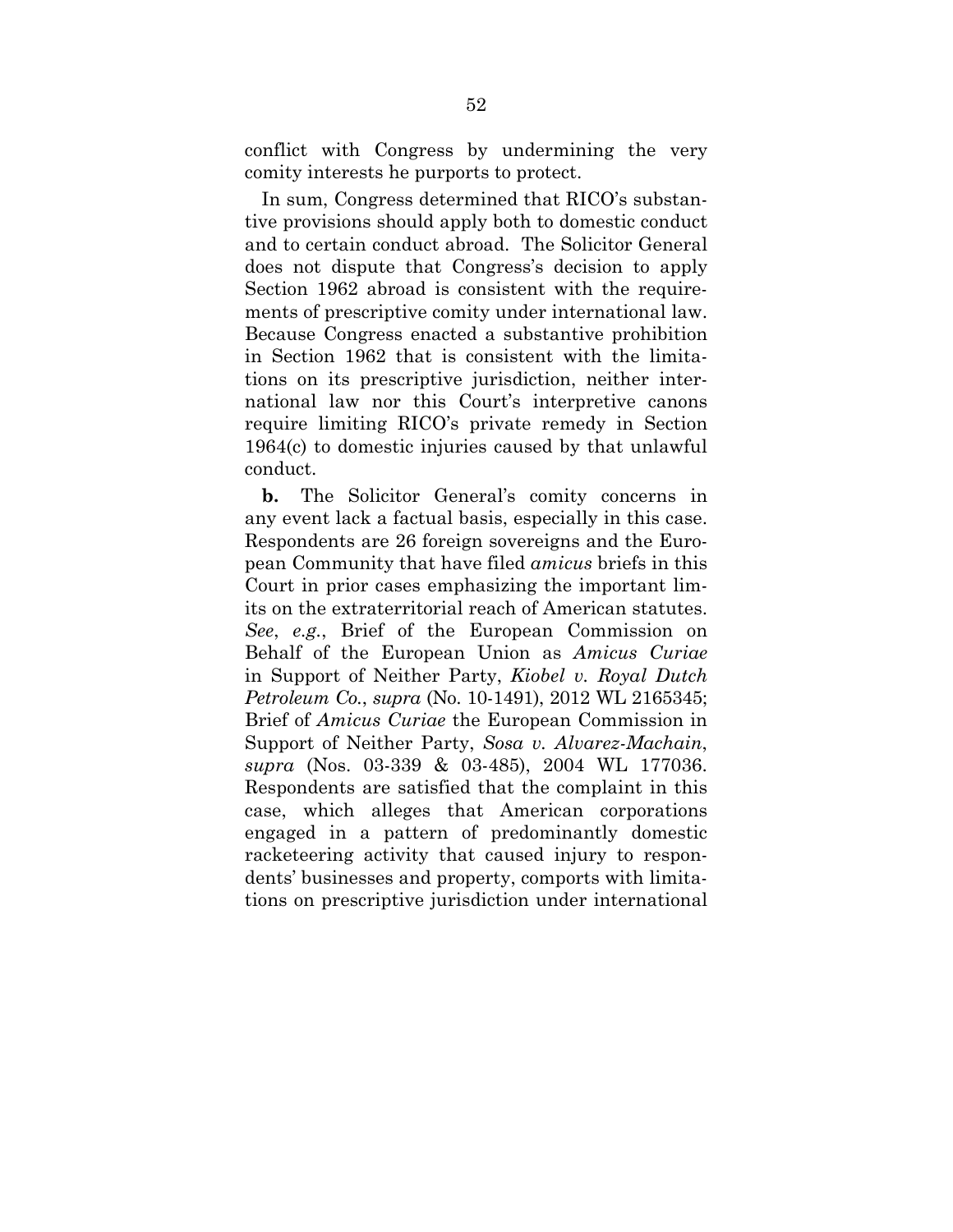conflict with Congress by undermining the very comity interests he purports to protect.

In sum, Congress determined that RICO's substantive provisions should apply both to domestic conduct and to certain conduct abroad. The Solicitor General does not dispute that Congress's decision to apply Section 1962 abroad is consistent with the requirements of prescriptive comity under international law. Because Congress enacted a substantive prohibition in Section 1962 that is consistent with the limitations on its prescriptive jurisdiction, neither international law nor this Court's interpretive canons require limiting RICO's private remedy in Section 1964(c) to domestic injuries caused by that unlawful conduct.

**b.** The Solicitor General's comity concerns in any event lack a factual basis, especially in this case. Respondents are 26 foreign sovereigns and the European Community that have filed *amicus* briefs in this Court in prior cases emphasizing the important limits on the extraterritorial reach of American statutes. *See*, *e.g.*, Brief of the European Commission on Behalf of the European Union as *Amicus Curiae* in Support of Neither Party, *Kiobel v. Royal Dutch Petroleum Co.*, *supra* (No. 10-1491), 2012 WL 2165345; Brief of *Amicus Curiae* the European Commission in Support of Neither Party, *Sosa v. Alvarez-Machain*, *supra* (Nos. 03-339 & 03-485), 2004 WL 177036. Respondents are satisfied that the complaint in this case, which alleges that American corporations engaged in a pattern of predominantly domestic racketeering activity that caused injury to respondents' businesses and property, comports with limitations on prescriptive jurisdiction under international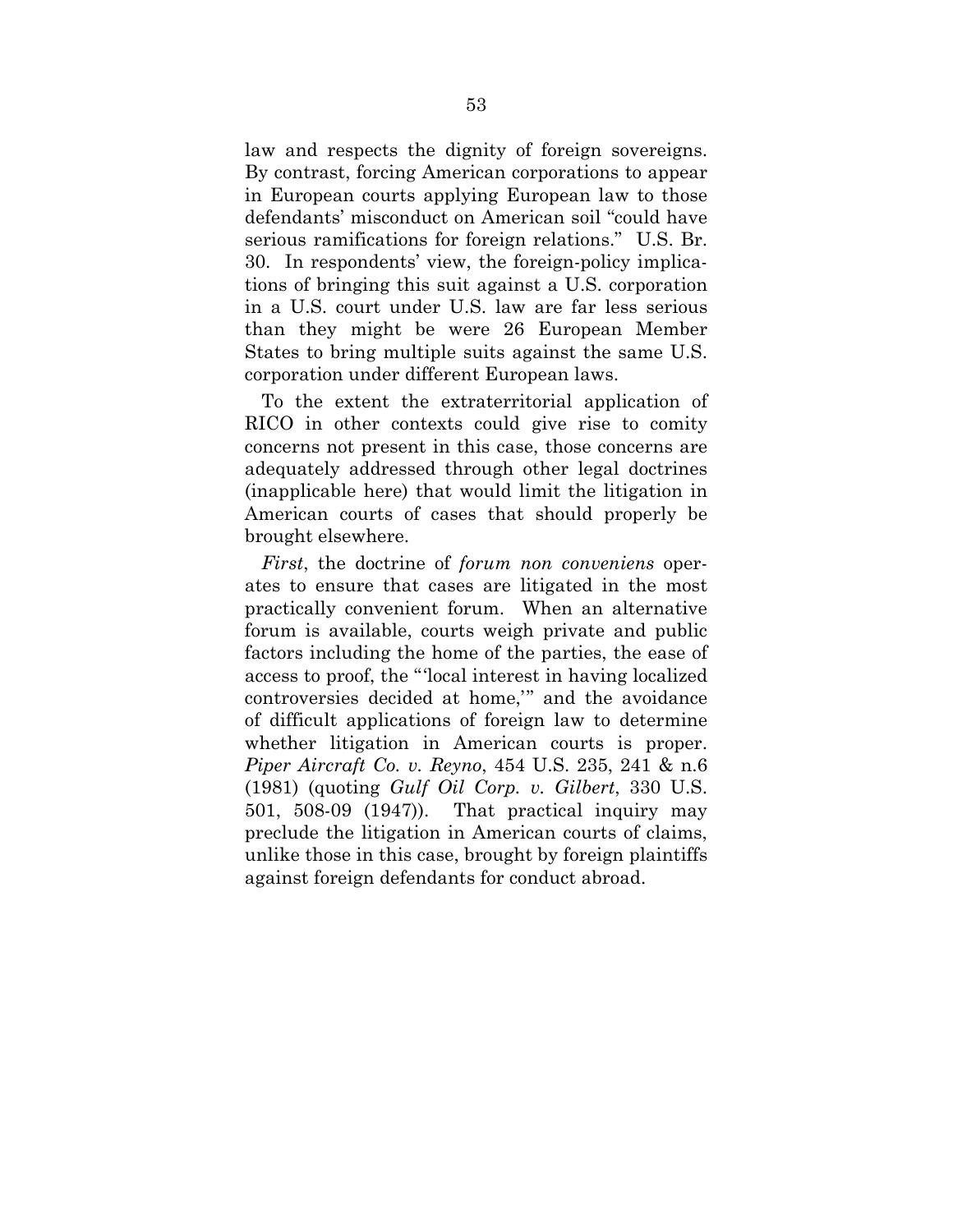law and respects the dignity of foreign sovereigns. By contrast, forcing American corporations to appear in European courts applying European law to those defendants' misconduct on American soil "could have serious ramifications for foreign relations." U.S. Br. 30. In respondents' view, the foreign-policy implications of bringing this suit against a U.S. corporation in a U.S. court under U.S. law are far less serious than they might be were 26 European Member States to bring multiple suits against the same U.S. corporation under different European laws.

To the extent the extraterritorial application of RICO in other contexts could give rise to comity concerns not present in this case, those concerns are adequately addressed through other legal doctrines (inapplicable here) that would limit the litigation in American courts of cases that should properly be brought elsewhere.

*First*, the doctrine of *forum non conveniens* operates to ensure that cases are litigated in the most practically convenient forum. When an alternative forum is available, courts weigh private and public factors including the home of the parties, the ease of access to proof, the "'local interest in having localized controversies decided at home,'" and the avoidance of difficult applications of foreign law to determine whether litigation in American courts is proper. *Piper Aircraft Co. v. Reyno*, 454 U.S. 235, 241 & n.6 (1981) (quoting *Gulf Oil Corp. v. Gilbert*, 330 U.S. 501, 508-09 (1947)). That practical inquiry may preclude the litigation in American courts of claims, unlike those in this case, brought by foreign plaintiffs against foreign defendants for conduct abroad.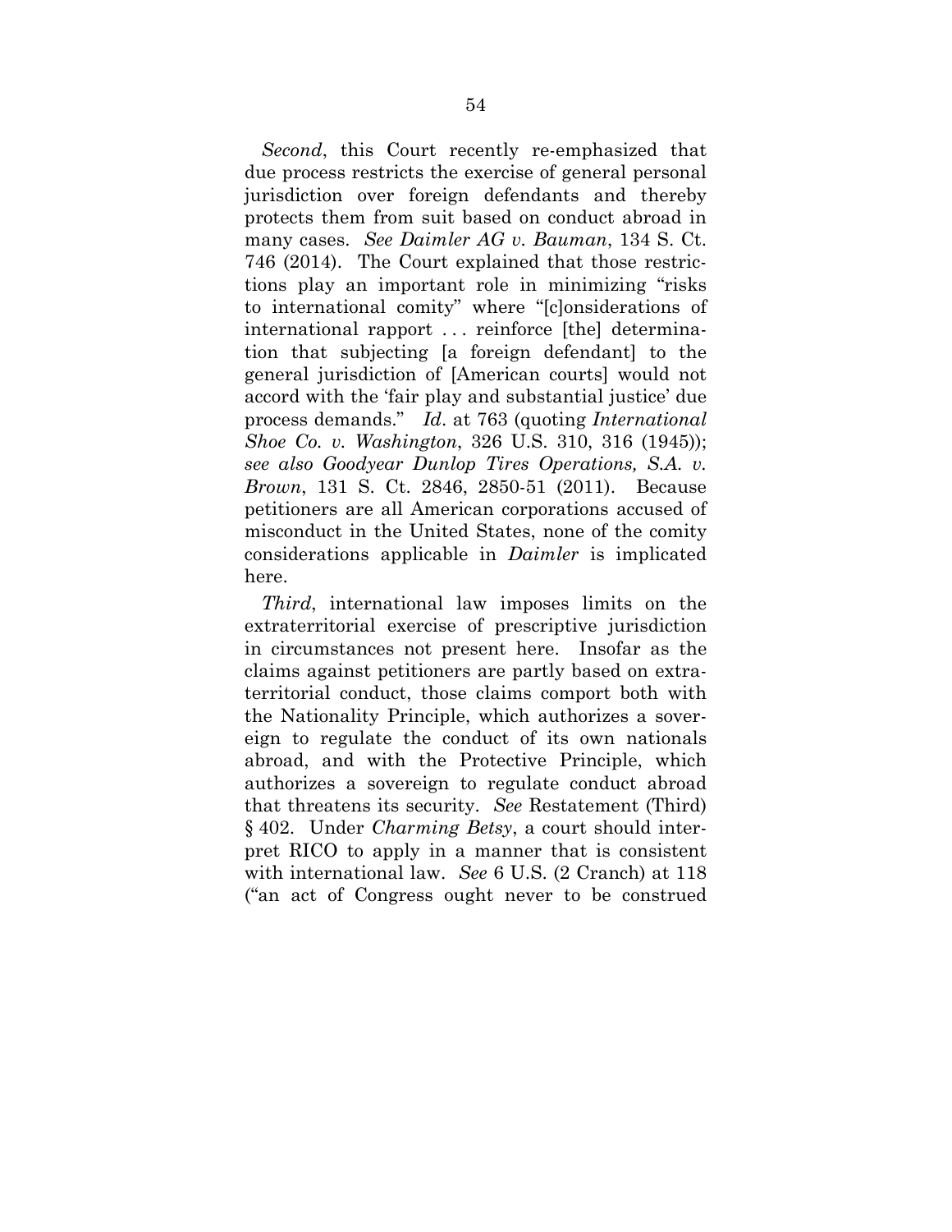*Second*, this Court recently re-emphasized that due process restricts the exercise of general personal jurisdiction over foreign defendants and thereby protects them from suit based on conduct abroad in many cases. *See Daimler AG v. Bauman*, 134 S. Ct. 746 (2014). The Court explained that those restrictions play an important role in minimizing "risks to international comity" where "[c]onsiderations of international rapport . . . reinforce [the] determination that subjecting [a foreign defendant] to the general jurisdiction of [American courts] would not accord with the 'fair play and substantial justice' due process demands." *Id*. at 763 (quoting *International Shoe Co. v. Washington*, 326 U.S. 310, 316 (1945)); *see also Goodyear Dunlop Tires Operations, S.A. v. Brown*, 131 S. Ct. 2846, 2850-51 (2011). Because petitioners are all American corporations accused of misconduct in the United States, none of the comity considerations applicable in *Daimler* is implicated here.

*Third*, international law imposes limits on the extraterritorial exercise of prescriptive jurisdiction in circumstances not present here. Insofar as the claims against petitioners are partly based on extraterritorial conduct, those claims comport both with the Nationality Principle, which authorizes a sovereign to regulate the conduct of its own nationals abroad, and with the Protective Principle, which authorizes a sovereign to regulate conduct abroad that threatens its security. *See* Restatement (Third) § 402. Under *Charming Betsy*, a court should interpret RICO to apply in a manner that is consistent with international law. *See* 6 U.S. (2 Cranch) at 118 ("an act of Congress ought never to be construed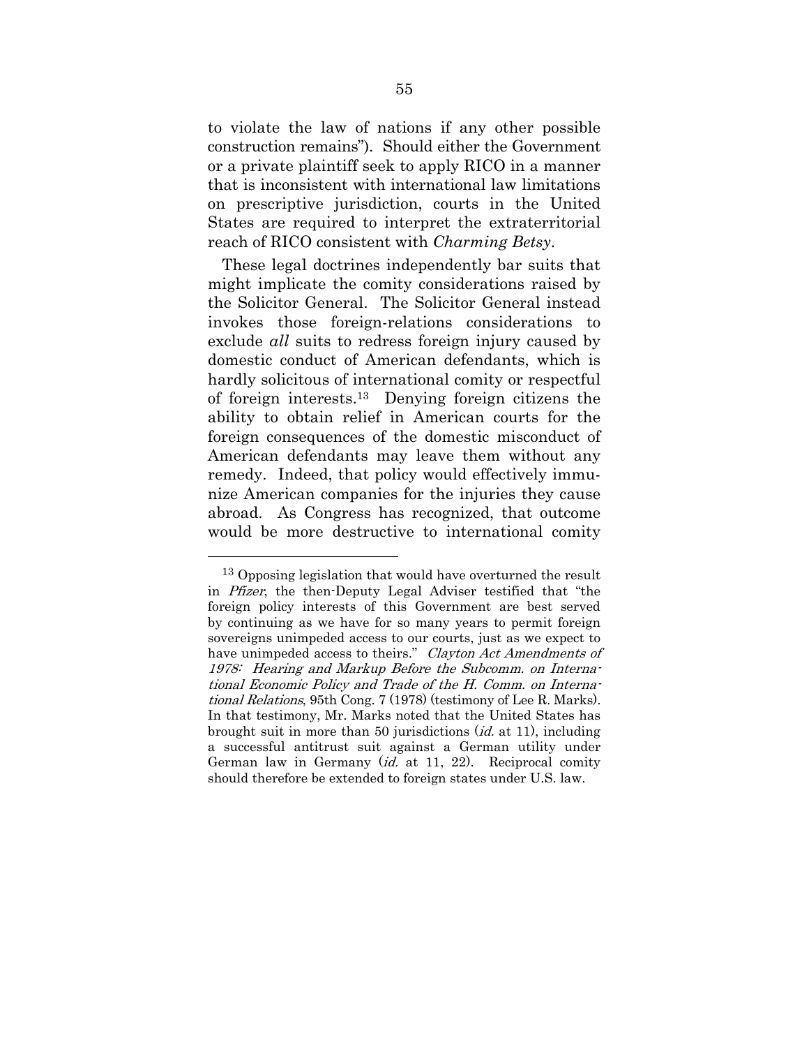to violate the law of nations if any other possible construction remains"). Should either the Government or a private plaintiff seek to apply RICO in a manner that is inconsistent with international law limitations on prescriptive jurisdiction, courts in the United States are required to interpret the extraterritorial reach of RICO consistent with *Charming Betsy*.

These legal doctrines independently bar suits that might implicate the comity considerations raised by the Solicitor General. The Solicitor General instead invokes those foreign-relations considerations to exclude *all* suits to redress foreign injury caused by domestic conduct of American defendants, which is hardly solicitous of international comity or respectful of foreign interests.[13] Denying foreign citizens the ability to obtain relief in American courts for the foreign consequences of the domestic misconduct of American defendants may leave them without any remedy. Indeed, that policy would effectively immunize American companies for the injuries they cause abroad. As Congress has recognized, that outcome would be more destructive to international comity

---

[13] Opposing legislation that would have overturned the result in *Pfizer*, the then-Deputy Legal Adviser testified that "the foreign policy interests of this Government are best served by continuing as we have for so many years to permit foreign sovereigns unimpeded access to our courts, just as we expect to have unimpeded access to theirs." *Clayton Act Amendments of 1978: Hearing and Markup Before the Subcomm. on International Economic Policy and Trade of the H. Comm. on International Relations*, 95th Cong. 7 (1978) (testimony of Lee R. Marks). In that testimony, Mr. Marks noted that the United States has brought suit in more than 50 jurisdictions (*id.* at 11), including a successful antitrust suit against a German utility under German law in Germany (*id.* at 11, 22). Reciprocal comity should therefore be extended to foreign states under U.S. law.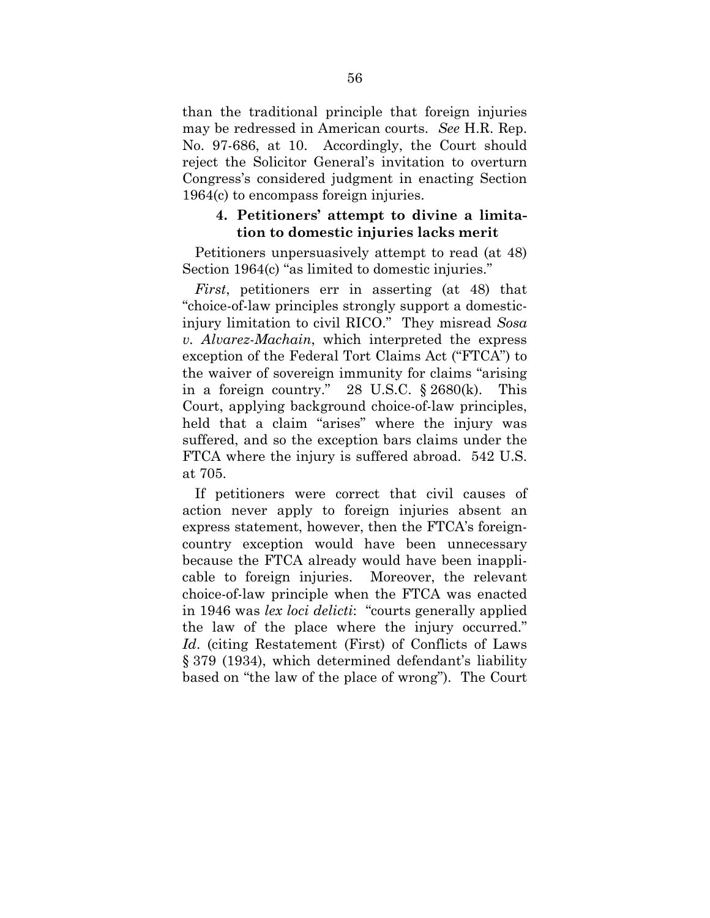than the traditional principle that foreign injuries may be redressed in American courts. *See* H.R. Rep. No. 97-686, at 10. Accordingly, the Court should reject the Solicitor General's invitation to overturn Congress's considered judgment in enacting Section 1964(c) to encompass foreign injuries.

#### 4. Petitioners' attempt to divine a limitation to domestic injuries lacks merit

Petitioners unpersuasively attempt to read (at 48) Section 1964(c) "as limited to domestic injuries."

*First*, petitioners err in asserting (at 48) that "choice-of-law principles strongly support a domestic-injury limitation to civil RICO." They misread *Sosa v. Alvarez-Machain*, which interpreted the express exception of the Federal Tort Claims Act ("FTCA") to the waiver of sovereign immunity for claims "arising in a foreign country." 28 U.S.C. § 2680(k). This Court, applying background choice-of-law principles, held that a claim "arises" where the injury was suffered, and so the exception bars claims under the FTCA where the injury is suffered abroad. 542 U.S. at 705.

If petitioners were correct that civil causes of action never apply to foreign injuries absent an express statement, however, then the FTCA's foreign-country exception would have been unnecessary because the FTCA already would have been inapplicable to foreign injuries. Moreover, the relevant choice-of-law principle when the FTCA was enacted in 1946 was *lex loci delicti*: "courts generally applied the law of the place where the injury occurred." *Id*. (citing Restatement (First) of Conflicts of Laws § 379 (1934), which determined defendant's liability based on "the law of the place of wrong"). The Court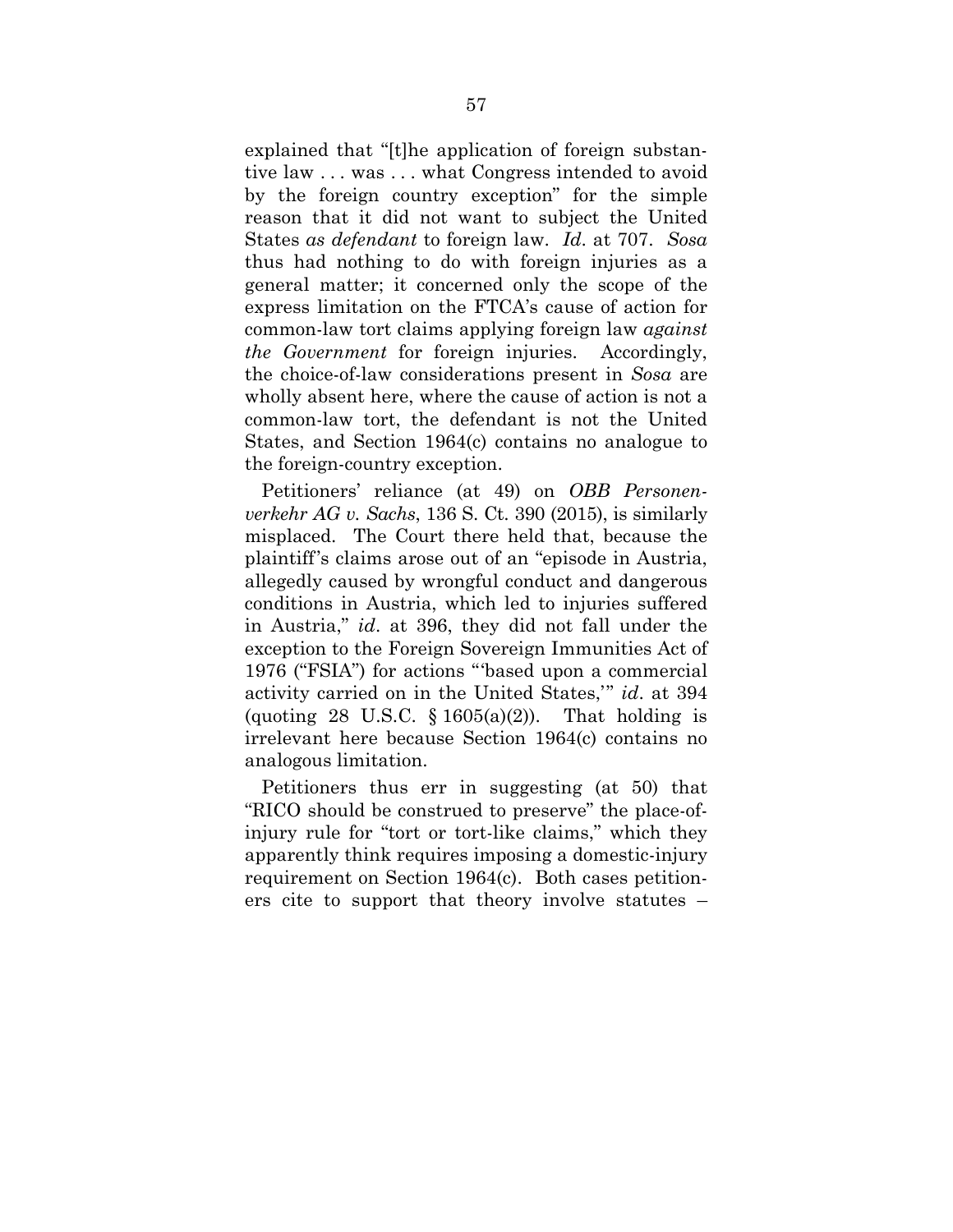explained that "[t]he application of foreign substantive law . . . was . . . what Congress intended to avoid by the foreign country exception" for the simple reason that it did not want to subject the United States *as defendant* to foreign law. *Id*. at 707. *Sosa* thus had nothing to do with foreign injuries as a general matter; it concerned only the scope of the express limitation on the FTCA's cause of action for common-law tort claims applying foreign law *against the Government* for foreign injuries. Accordingly, the choice-of-law considerations present in *Sosa* are wholly absent here, where the cause of action is not a common-law tort, the defendant is not the United States, and Section 1964(c) contains no analogue to the foreign-country exception.

Petitioners' reliance (at 49) on *OBB Personenverkehr AG v. Sachs*, 136 S. Ct. 390 (2015), is similarly misplaced. The Court there held that, because the plaintiff's claims arose out of an "episode in Austria, allegedly caused by wrongful conduct and dangerous conditions in Austria, which led to injuries suffered in Austria," *id*. at 396, they did not fall under the exception to the Foreign Sovereign Immunities Act of 1976 ("FSIA") for actions "'based upon a commercial activity carried on in the United States,'" *id*. at 394 (quoting 28 U.S.C. § 1605(a)(2)). That holding is irrelevant here because Section 1964(c) contains no analogous limitation.

Petitioners thus err in suggesting (at 50) that "RICO should be construed to preserve" the place-of-injury rule for "tort or tort-like claims," which they apparently think requires imposing a domestic-injury requirement on Section 1964(c). Both cases petitioners cite to support that theory involve statutes –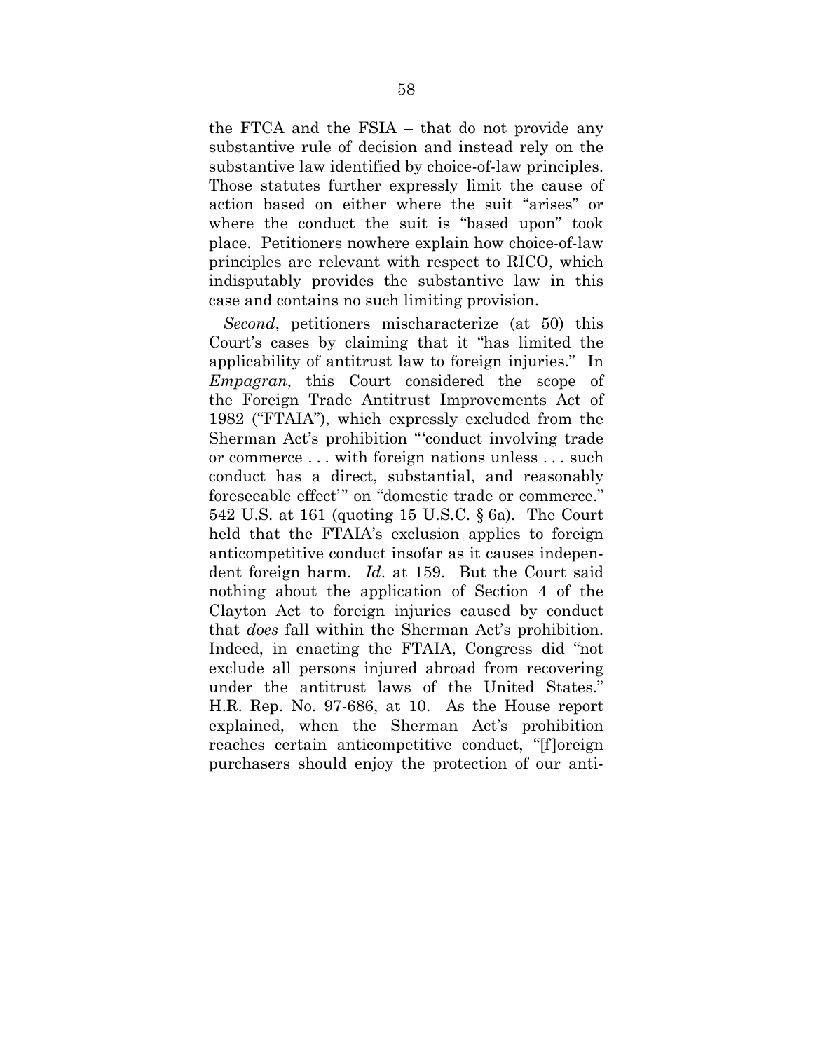the FTCA and the FSIA – that do not provide any substantive rule of decision and instead rely on the substantive law identified by choice-of-law principles. Those statutes further expressly limit the cause of action based on either where the suit "arises" or where the conduct the suit is "based upon" took place. Petitioners nowhere explain how choice-of-law principles are relevant with respect to RICO, which indisputably provides the substantive law in this case and contains no such limiting provision.

*Second*, petitioners mischaracterize (at 50) this Court's cases by claiming that it "has limited the applicability of antitrust law to foreign injuries." In *Empagran*, this Court considered the scope of the Foreign Trade Antitrust Improvements Act of 1982 ("FTAIA"), which expressly excluded from the Sherman Act's prohibition "'conduct involving trade or commerce . . . with foreign nations unless . . . such conduct has a direct, substantial, and reasonably foreseeable effect'" on "domestic trade or commerce." 542 U.S. at 161 (quoting 15 U.S.C. § 6a). The Court held that the FTAIA's exclusion applies to foreign anticompetitive conduct insofar as it causes independent foreign harm. *Id*. at 159. But the Court said nothing about the application of Section 4 of the Clayton Act to foreign injuries caused by conduct that *does* fall within the Sherman Act's prohibition. Indeed, in enacting the FTAIA, Congress did "not exclude all persons injured abroad from recovering under the antitrust laws of the United States." H.R. Rep. No. 97-686, at 10. As the House report explained, when the Sherman Act's prohibition reaches certain anticompetitive conduct, "[f]oreign purchasers should enjoy the protection of our anti-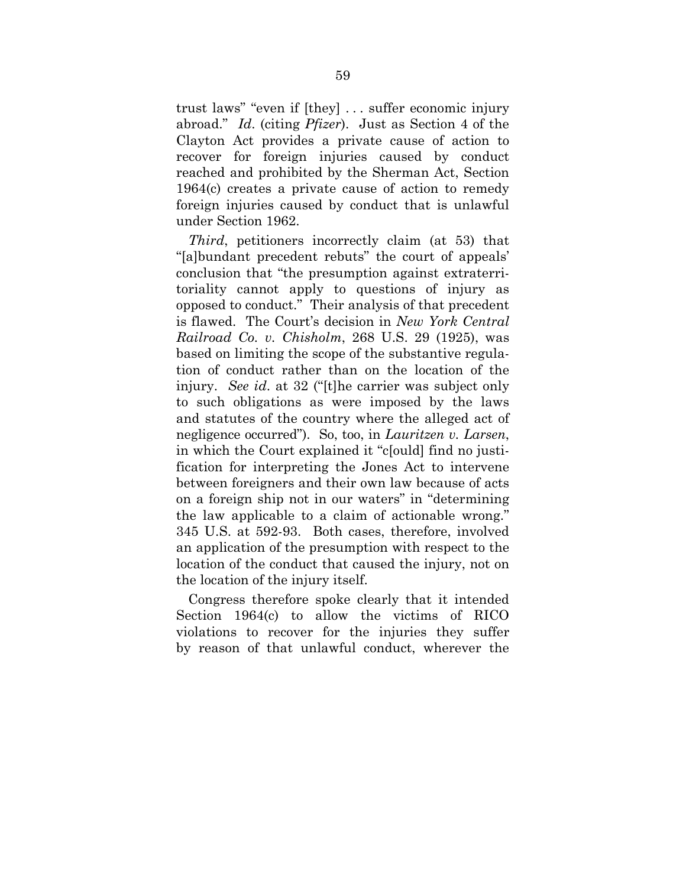trust laws" "even if [they] . . . suffer economic injury abroad." *Id*. (citing *Pfizer*). Just as Section 4 of the Clayton Act provides a private cause of action to recover for foreign injuries caused by conduct reached and prohibited by the Sherman Act, Section 1964(c) creates a private cause of action to remedy foreign injuries caused by conduct that is unlawful under Section 1962.

*Third*, petitioners incorrectly claim (at 53) that "[a]bundant precedent rebuts" the court of appeals' conclusion that "the presumption against extraterritoriality cannot apply to questions of injury as opposed to conduct." Their analysis of that precedent is flawed. The Court's decision in *New York Central Railroad Co. v. Chisholm*, 268 U.S. 29 (1925), was based on limiting the scope of the substantive regulation of conduct rather than on the location of the injury. *See id*. at 32 ("[t]he carrier was subject only to such obligations as were imposed by the laws and statutes of the country where the alleged act of negligence occurred"). So, too, in *Lauritzen v. Larsen*, in which the Court explained it "c[ould] find no justification for interpreting the Jones Act to intervene between foreigners and their own law because of acts on a foreign ship not in our waters" in "determining the law applicable to a claim of actionable wrong." 345 U.S. at 592-93. Both cases, therefore, involved an application of the presumption with respect to the location of the conduct that caused the injury, not on the location of the injury itself.

Congress therefore spoke clearly that it intended Section 1964(c) to allow the victims of RICO violations to recover for the injuries they suffer by reason of that unlawful conduct, wherever the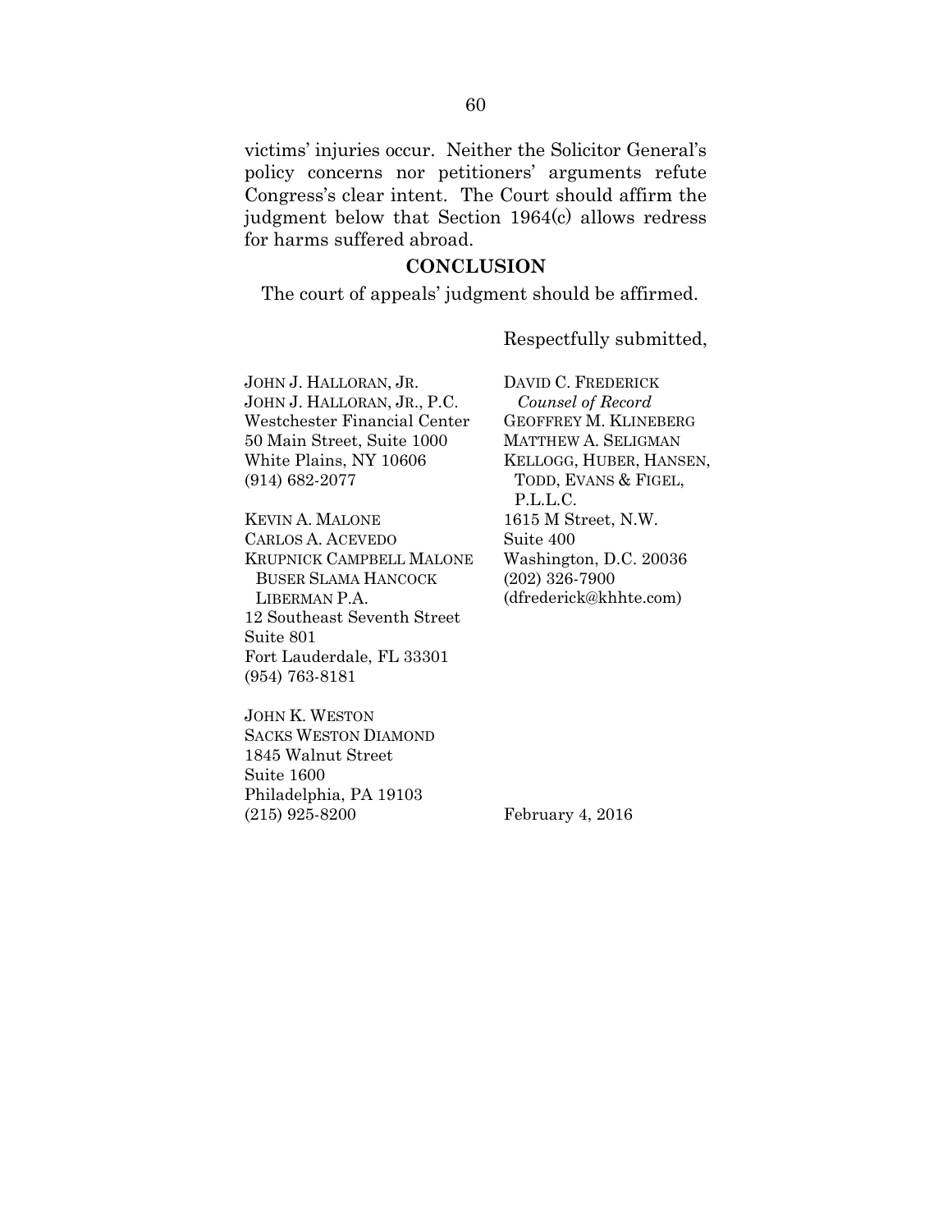victims' injuries occur. Neither the Solicitor General's policy concerns nor petitioners' arguments refute Congress's clear intent. The Court should affirm the judgment below that Section 1964(c) allows redress for harms suffered abroad.

## CONCLUSION

The court of appeals' judgment should be affirmed.

Respectfully submitted,

DAVID C. FREDERICK
*Counsel of Record*
GEOFFREY M. KLINEBERG
MATTHEW A. SELIGMAN
KELLOGG, HUBER, HANSEN, TODD, EVANS & FIGEL, P.L.L.C.
1615 M Street, N.W.
Suite 400
Washington, D.C. 20036
(202) 326-7900
(dfrederick@khhte.com)

JOHN J. HALLORAN, JR.
JOHN J. HALLORAN, JR., P.C.
Westchester Financial Center
50 Main Street, Suite 1000
White Plains, NY 10606
(914) 682-2077

KEVIN A. MALONE
CARLOS A. ACEVEDO
KRUPNICK CAMPBELL MALONE BUSER SLAMA HANCOCK LIBERMAN P.A.
12 Southeast Seventh Street
Suite 801
Fort Lauderdale, FL 33301
(954) 763-8181

JOHN K. WESTON
SACKS WESTON DIAMOND
1845 Walnut Street
Suite 1600
Philadelphia, PA 19103
(215) 925-8200

February 4, 2016